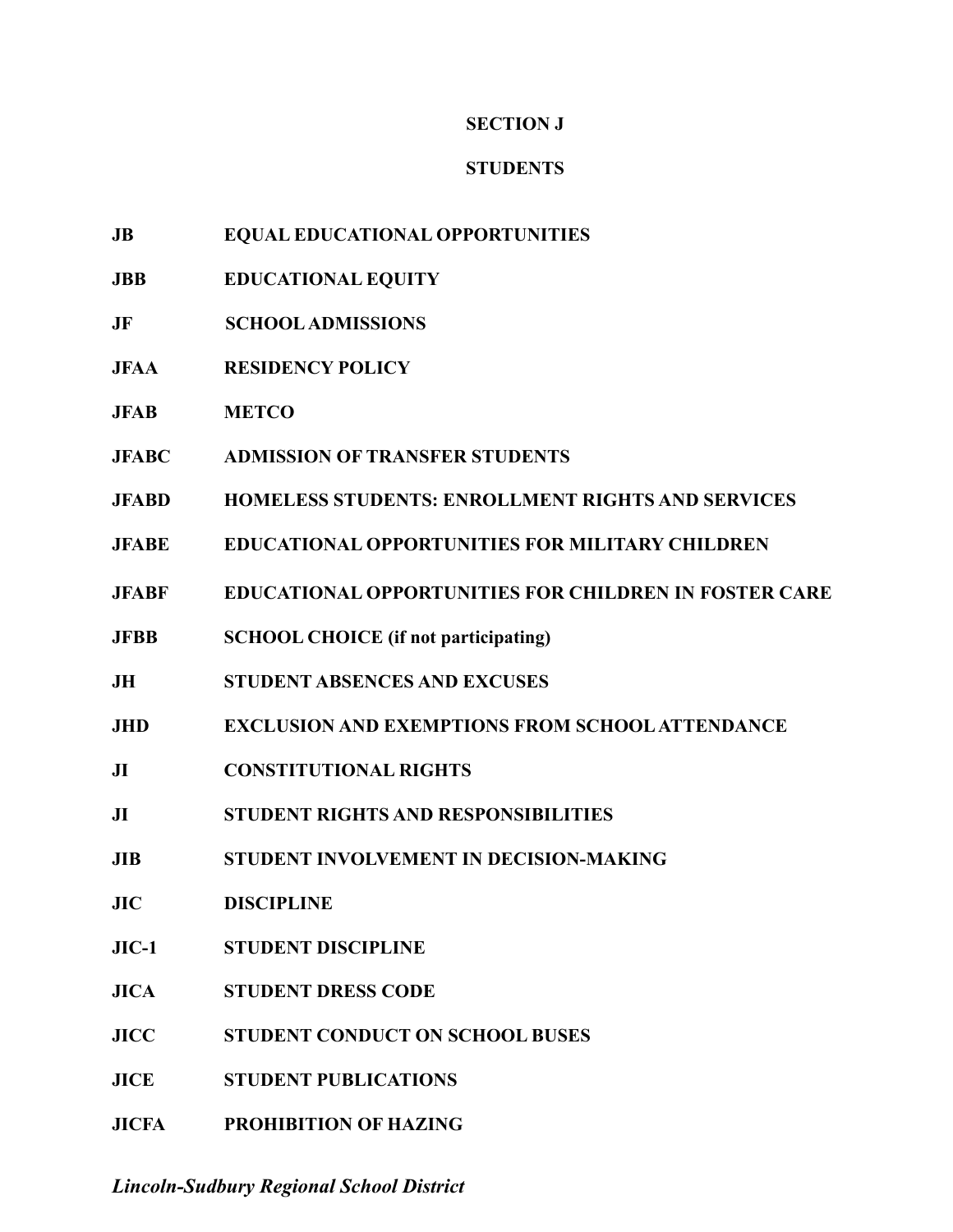# SECTION J

## STUDENTS

| | |
|---|---|
| **JB** | **EQUAL EDUCATIONAL OPPORTUNITIES** |
| **JBB** | **EDUCATIONAL EQUITY** |
| **JF** | **SCHOOL ADMISSIONS** |
| **JFAA** | **RESIDENCY POLICY** |
| **JFAB** | **METCO** |
| **JFABC** | **ADMISSION OF TRANSFER STUDENTS** |
| **JFABD** | **HOMELESS STUDENTS: ENROLLMENT RIGHTS AND SERVICES** |
| **JFABE** | **EDUCATIONAL OPPORTUNITIES FOR MILITARY CHILDREN** |
| **JFABF** | **EDUCATIONAL OPPORTUNITIES FOR CHILDREN IN FOSTER CARE** |
| **JFBB** | **SCHOOL CHOICE (if not participating)** |
| **JH** | **STUDENT ABSENCES AND EXCUSES** |
| **JHD** | **EXCLUSION AND EXEMPTIONS FROM SCHOOL ATTENDANCE** |
| **JI** | **CONSTITUTIONAL RIGHTS** |
| **JI** | **STUDENT RIGHTS AND RESPONSIBILITIES** |
| **JIB** | **STUDENT INVOLVEMENT IN DECISION-MAKING** |
| **JIC** | **DISCIPLINE** |
| **JIC-1** | **STUDENT DISCIPLINE** |
| **JICA** | **STUDENT DRESS CODE** |
| **JICC** | **STUDENT CONDUCT ON SCHOOL BUSES** |
| **JICE** | **STUDENT PUBLICATIONS** |
| **JICFA** | **PROHIBITION OF HAZING** |

***Lincoln-Sudbury Regional School District***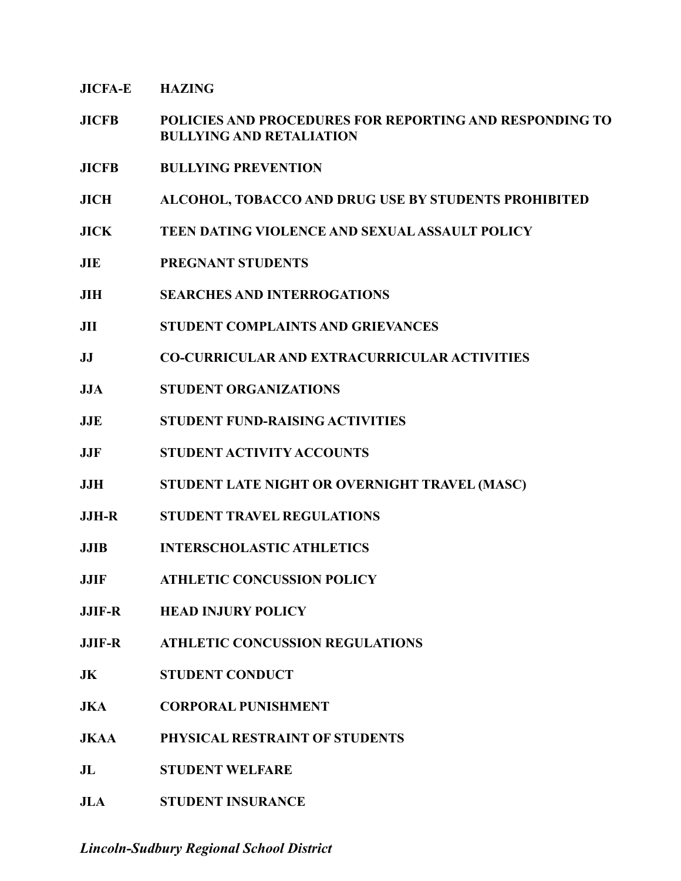**JICFA-E HAZING**

**JICFB POLICIES AND PROCEDURES FOR REPORTING AND RESPONDING TO BULLYING AND RETALIATION**

**JICFB BULLYING PREVENTION**

**JICH ALCOHOL, TOBACCO AND DRUG USE BY STUDENTS PROHIBITED**

**JICK TEEN DATING VIOLENCE AND SEXUAL ASSAULT POLICY**

**JIE PREGNANT STUDENTS**

**JIH SEARCHES AND INTERROGATIONS**

**JII STUDENT COMPLAINTS AND GRIEVANCES**

**JJ CO-CURRICULAR AND EXTRACURRICULAR ACTIVITIES**

**JJA STUDENT ORGANIZATIONS**

**JJE STUDENT FUND-RAISING ACTIVITIES**

**JJF STUDENT ACTIVITY ACCOUNTS**

**JJH STUDENT LATE NIGHT OR OVERNIGHT TRAVEL (MASC)**

**JJH-R STUDENT TRAVEL REGULATIONS**

**JJIB INTERSCHOLASTIC ATHLETICS**

**JJIF ATHLETIC CONCUSSION POLICY**

**JJIF-R HEAD INJURY POLICY**

**JJIF-R ATHLETIC CONCUSSION REGULATIONS**

**JK STUDENT CONDUCT**

**JKA CORPORAL PUNISHMENT**

**JKAA PHYSICAL RESTRAINT OF STUDENTS**

**JL STUDENT WELFARE**

**JLA STUDENT INSURANCE**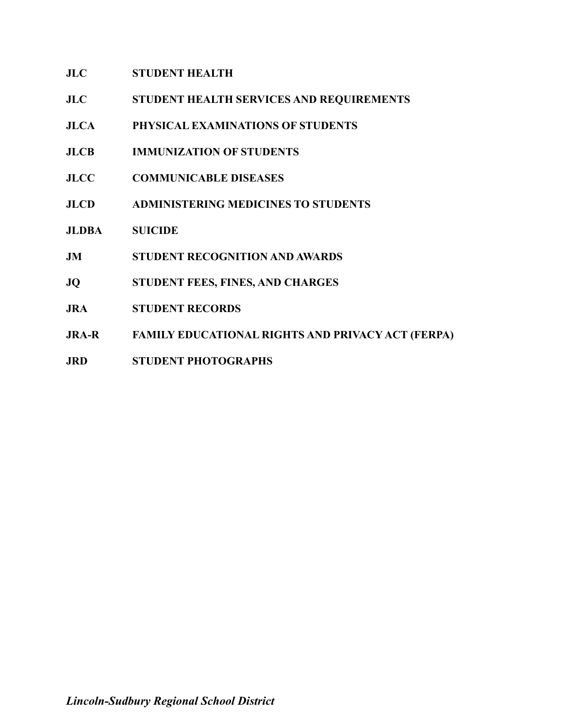**JLC STUDENT HEALTH**

**JLC STUDENT HEALTH SERVICES AND REQUIREMENTS**

**JLCA PHYSICAL EXAMINATIONS OF STUDENTS**

**JLCB IMMUNIZATION OF STUDENTS**

**JLCC COMMUNICABLE DISEASES**

**JLCD ADMINISTERING MEDICINES TO STUDENTS**

**JLDBA SUICIDE**

**JM STUDENT RECOGNITION AND AWARDS**

**JQ STUDENT FEES, FINES, AND CHARGES**

**JRA STUDENT RECORDS**

**JRA-R FAMILY EDUCATIONAL RIGHTS AND PRIVACY ACT (FERPA)**

**JRD STUDENT PHOTOGRAPHS**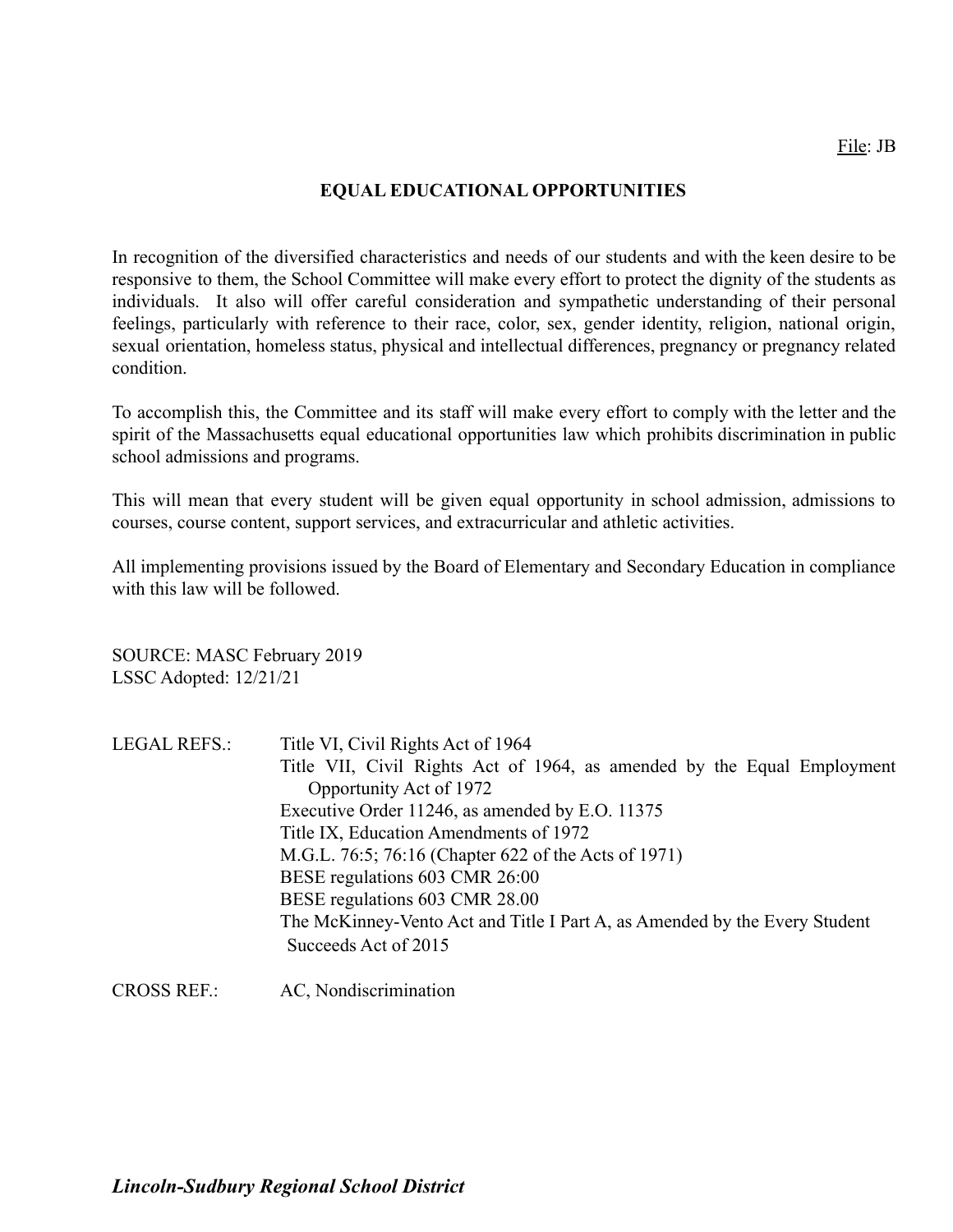File: JB

# EQUAL EDUCATIONAL OPPORTUNITIES

In recognition of the diversified characteristics and needs of our students and with the keen desire to be responsive to them, the School Committee will make every effort to protect the dignity of the students as individuals. It also will offer careful consideration and sympathetic understanding of their personal feelings, particularly with reference to their race, color, sex, gender identity, religion, national origin, sexual orientation, homeless status, physical and intellectual differences, pregnancy or pregnancy related condition.

To accomplish this, the Committee and its staff will make every effort to comply with the letter and the spirit of the Massachusetts equal educational opportunities law which prohibits discrimination in public school admissions and programs.

This will mean that every student will be given equal opportunity in school admission, admissions to courses, course content, support services, and extracurricular and athletic activities.

All implementing provisions issued by the Board of Elementary and Secondary Education in compliance with this law will be followed.

SOURCE: MASC February 2019
LSSC Adopted: 12/21/21

LEGAL REFS.:
- Title VI, Civil Rights Act of 1964
- Title VII, Civil Rights Act of 1964, as amended by the Equal Employment Opportunity Act of 1972
- Executive Order 11246, as amended by E.O. 11375
- Title IX, Education Amendments of 1972
- M.G.L. 76:5; 76:16 (Chapter 622 of the Acts of 1971)
- BESE regulations 603 CMR 26:00
- BESE regulations 603 CMR 28.00
- The McKinney-Vento Act and Title I Part A, as Amended by the Every Student Succeeds Act of 2015

CROSS REF.: AC, Nondiscrimination

*Lincoln-Sudbury Regional School District*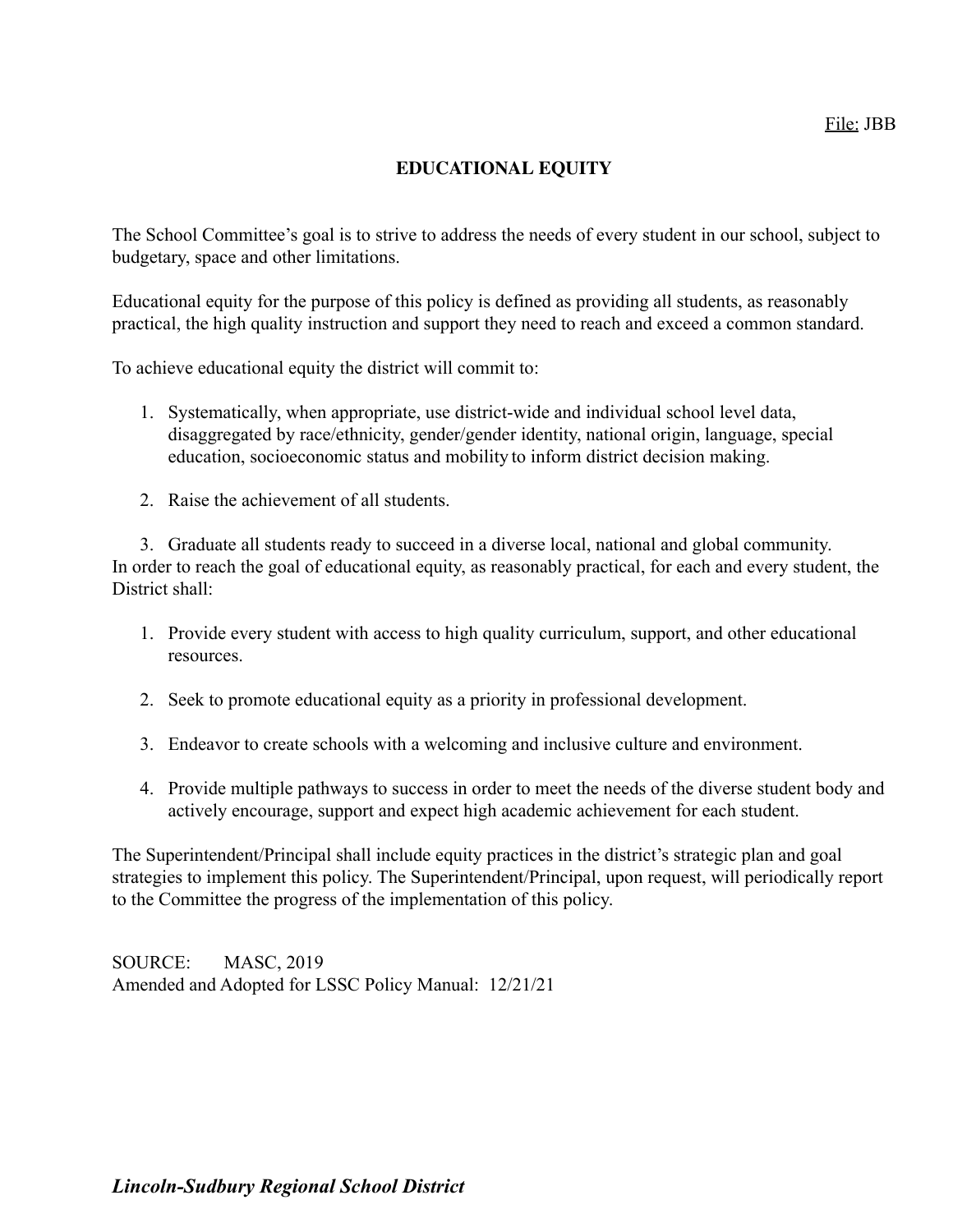File: JBB

# EDUCATIONAL EQUITY

The School Committee's goal is to strive to address the needs of every student in our school, subject to budgetary, space and other limitations.

Educational equity for the purpose of this policy is defined as providing all students, as reasonably practical, the high quality instruction and support they need to reach and exceed a common standard.

To achieve educational equity the district will commit to:

1. Systematically, when appropriate, use district-wide and individual school level data, disaggregated by race/ethnicity, gender/gender identity, national origin, language, special education, socioeconomic status and mobility to inform district decision making.

2. Raise the achievement of all students.

3. Graduate all students ready to succeed in a diverse local, national and global community.

In order to reach the goal of educational equity, as reasonably practical, for each and every student, the District shall:

1. Provide every student with access to high quality curriculum, support, and other educational resources.

2. Seek to promote educational equity as a priority in professional development.

3. Endeavor to create schools with a welcoming and inclusive culture and environment.

4. Provide multiple pathways to success in order to meet the needs of the diverse student body and actively encourage, support and expect high academic achievement for each student.

The Superintendent/Principal shall include equity practices in the district's strategic plan and goal strategies to implement this policy. The Superintendent/Principal, upon request, will periodically report to the Committee the progress of the implementation of this policy.

SOURCE: MASC, 2019
Amended and Adopted for LSSC Policy Manual: 12/21/21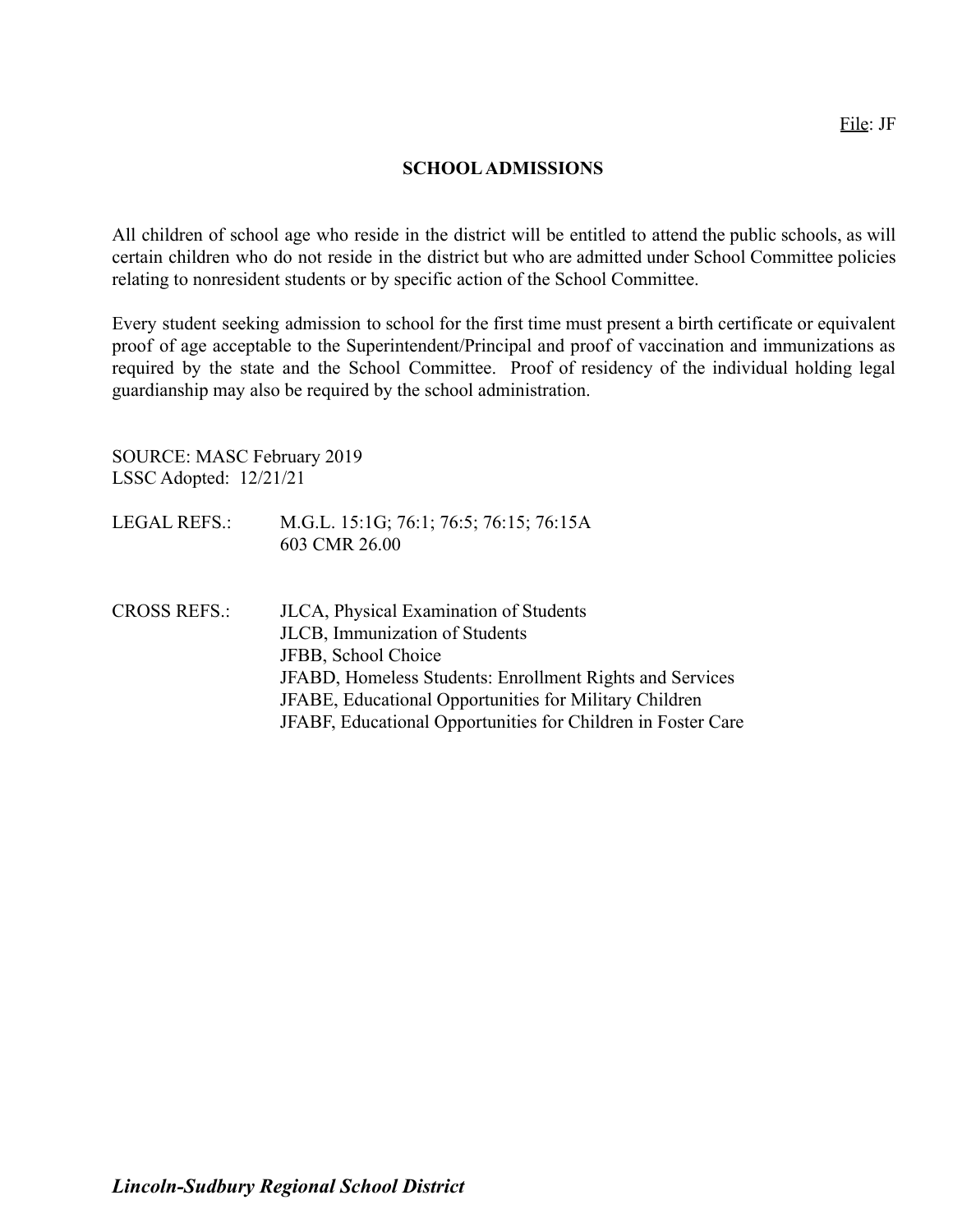File: JF

## SCHOOL ADMISSIONS

All children of school age who reside in the district will be entitled to attend the public schools, as will certain children who do not reside in the district but who are admitted under School Committee policies relating to nonresident students or by specific action of the School Committee.

Every student seeking admission to school for the first time must present a birth certificate or equivalent proof of age acceptable to the Superintendent/Principal and proof of vaccination and immunizations as required by the state and the School Committee. Proof of residency of the individual holding legal guardianship may also be required by the school administration.

SOURCE: MASC February 2019
LSSC Adopted: 12/21/21

LEGAL REFS.: M.G.L. 15:1G; 76:1; 76:5; 76:15; 76:15A
603 CMR 26.00

CROSS REFS.: JLCA, Physical Examination of Students
JLCB, Immunization of Students
JFBB, School Choice
JFABD, Homeless Students: Enrollment Rights and Services
JFABE, Educational Opportunities for Military Children
JFABF, Educational Opportunities for Children in Foster Care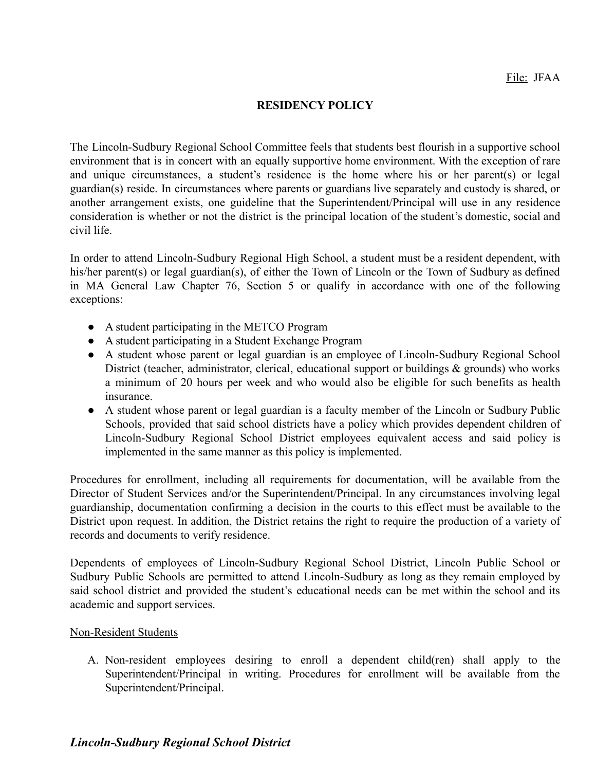File: JFAA

# RESIDENCY POLICY

The Lincoln-Sudbury Regional School Committee feels that students best flourish in a supportive school environment that is in concert with an equally supportive home environment. With the exception of rare and unique circumstances, a student's residence is the home where his or her parent(s) or legal guardian(s) reside. In circumstances where parents or guardians live separately and custody is shared, or another arrangement exists, one guideline that the Superintendent/Principal will use in any residence consideration is whether or not the district is the principal location of the student's domestic, social and civil life.

In order to attend Lincoln-Sudbury Regional High School, a student must be a resident dependent, with his/her parent(s) or legal guardian(s), of either the Town of Lincoln or the Town of Sudbury as defined in MA General Law Chapter 76, Section 5 or qualify in accordance with one of the following exceptions:

- A student participating in the METCO Program
- A student participating in a Student Exchange Program
- A student whose parent or legal guardian is an employee of Lincoln-Sudbury Regional School District (teacher, administrator, clerical, educational support or buildings & grounds) who works a minimum of 20 hours per week and who would also be eligible for such benefits as health insurance.
- A student whose parent or legal guardian is a faculty member of the Lincoln or Sudbury Public Schools, provided that said school districts have a policy which provides dependent children of Lincoln-Sudbury Regional School District employees equivalent access and said policy is implemented in the same manner as this policy is implemented.

Procedures for enrollment, including all requirements for documentation, will be available from the Director of Student Services and/or the Superintendent/Principal. In any circumstances involving legal guardianship, documentation confirming a decision in the courts to this effect must be available to the District upon request. In addition, the District retains the right to require the production of a variety of records and documents to verify residence.

Dependents of employees of Lincoln-Sudbury Regional School District, Lincoln Public School or Sudbury Public Schools are permitted to attend Lincoln-Sudbury as long as they remain employed by said school district and provided the student's educational needs can be met within the school and its academic and support services.

Non-Resident Students

A. Non-resident employees desiring to enroll a dependent child(ren) shall apply to the Superintendent/Principal in writing. Procedures for enrollment will be available from the Superintendent/Principal.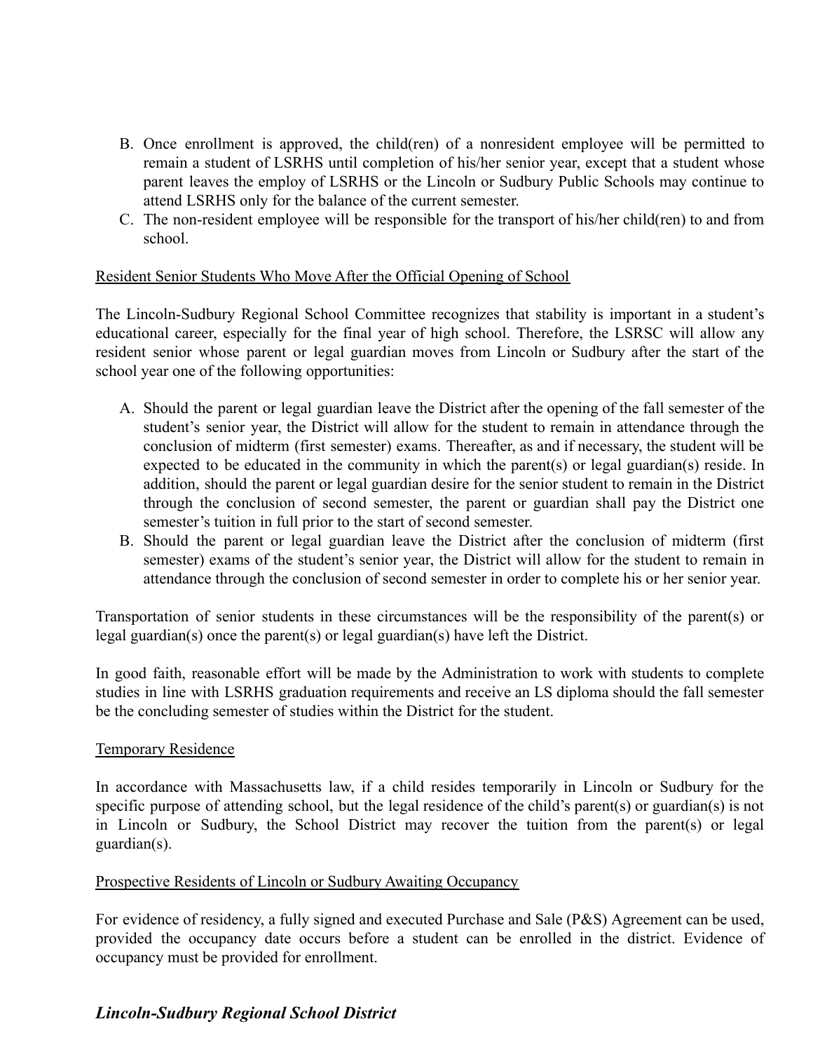B. Once enrollment is approved, the child(ren) of a nonresident employee will be permitted to remain a student of LSRHS until completion of his/her senior year, except that a student whose parent leaves the employ of LSRHS or the Lincoln or Sudbury Public Schools may continue to attend LSRHS only for the balance of the current semester.
C. The non-resident employee will be responsible for the transport of his/her child(ren) to and from school.

Resident Senior Students Who Move After the Official Opening of School

The Lincoln-Sudbury Regional School Committee recognizes that stability is important in a student's educational career, especially for the final year of high school. Therefore, the LSRSC will allow any resident senior whose parent or legal guardian moves from Lincoln or Sudbury after the start of the school year one of the following opportunities:

A. Should the parent or legal guardian leave the District after the opening of the fall semester of the student's senior year, the District will allow for the student to remain in attendance through the conclusion of midterm (first semester) exams. Thereafter, as and if necessary, the student will be expected to be educated in the community in which the parent(s) or legal guardian(s) reside. In addition, should the parent or legal guardian desire for the senior student to remain in the District through the conclusion of second semester, the parent or guardian shall pay the District one semester's tuition in full prior to the start of second semester.
B. Should the parent or legal guardian leave the District after the conclusion of midterm (first semester) exams of the student's senior year, the District will allow for the student to remain in attendance through the conclusion of second semester in order to complete his or her senior year.

Transportation of senior students in these circumstances will be the responsibility of the parent(s) or legal guardian(s) once the parent(s) or legal guardian(s) have left the District.

In good faith, reasonable effort will be made by the Administration to work with students to complete studies in line with LSRHS graduation requirements and receive an LS diploma should the fall semester be the concluding semester of studies within the District for the student.

Temporary Residence

In accordance with Massachusetts law, if a child resides temporarily in Lincoln or Sudbury for the specific purpose of attending school, but the legal residence of the child's parent(s) or guardian(s) is not in Lincoln or Sudbury, the School District may recover the tuition from the parent(s) or legal guardian(s).

Prospective Residents of Lincoln or Sudbury Awaiting Occupancy

For evidence of residency, a fully signed and executed Purchase and Sale (P&S) Agreement can be used, provided the occupancy date occurs before a student can be enrolled in the district. Evidence of occupancy must be provided for enrollment.

***Lincoln-Sudbury Regional School District***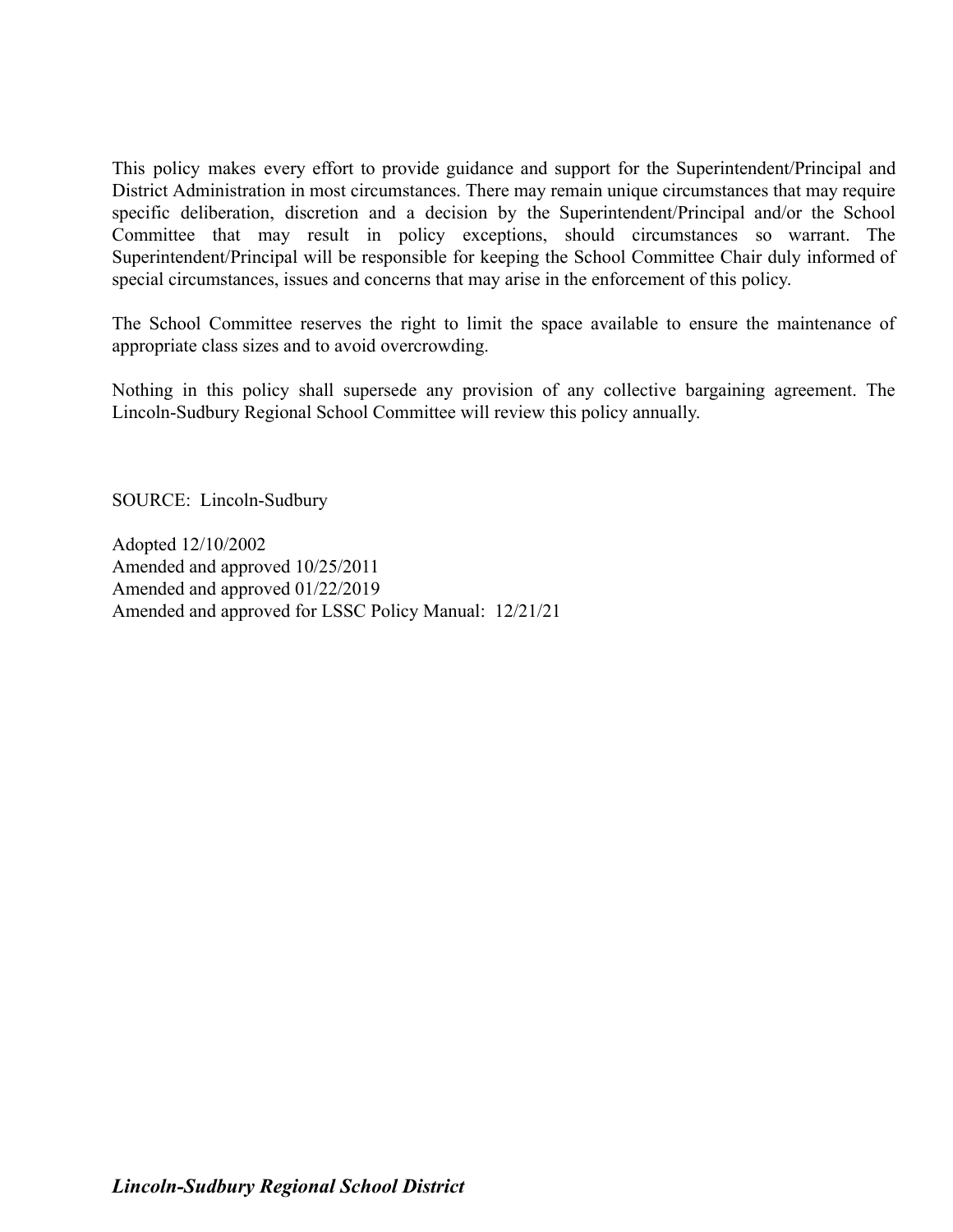This policy makes every effort to provide guidance and support for the Superintendent/Principal and District Administration in most circumstances. There may remain unique circumstances that may require specific deliberation, discretion and a decision by the Superintendent/Principal and/or the School Committee that may result in policy exceptions, should circumstances so warrant. The Superintendent/Principal will be responsible for keeping the School Committee Chair duly informed of special circumstances, issues and concerns that may arise in the enforcement of this policy.

The School Committee reserves the right to limit the space available to ensure the maintenance of appropriate class sizes and to avoid overcrowding.

Nothing in this policy shall supersede any provision of any collective bargaining agreement. The Lincoln-Sudbury Regional School Committee will review this policy annually.

SOURCE: Lincoln-Sudbury

Adopted 12/10/2002
Amended and approved 10/25/2011
Amended and approved 01/22/2019
Amended and approved for LSSC Policy Manual: 12/21/21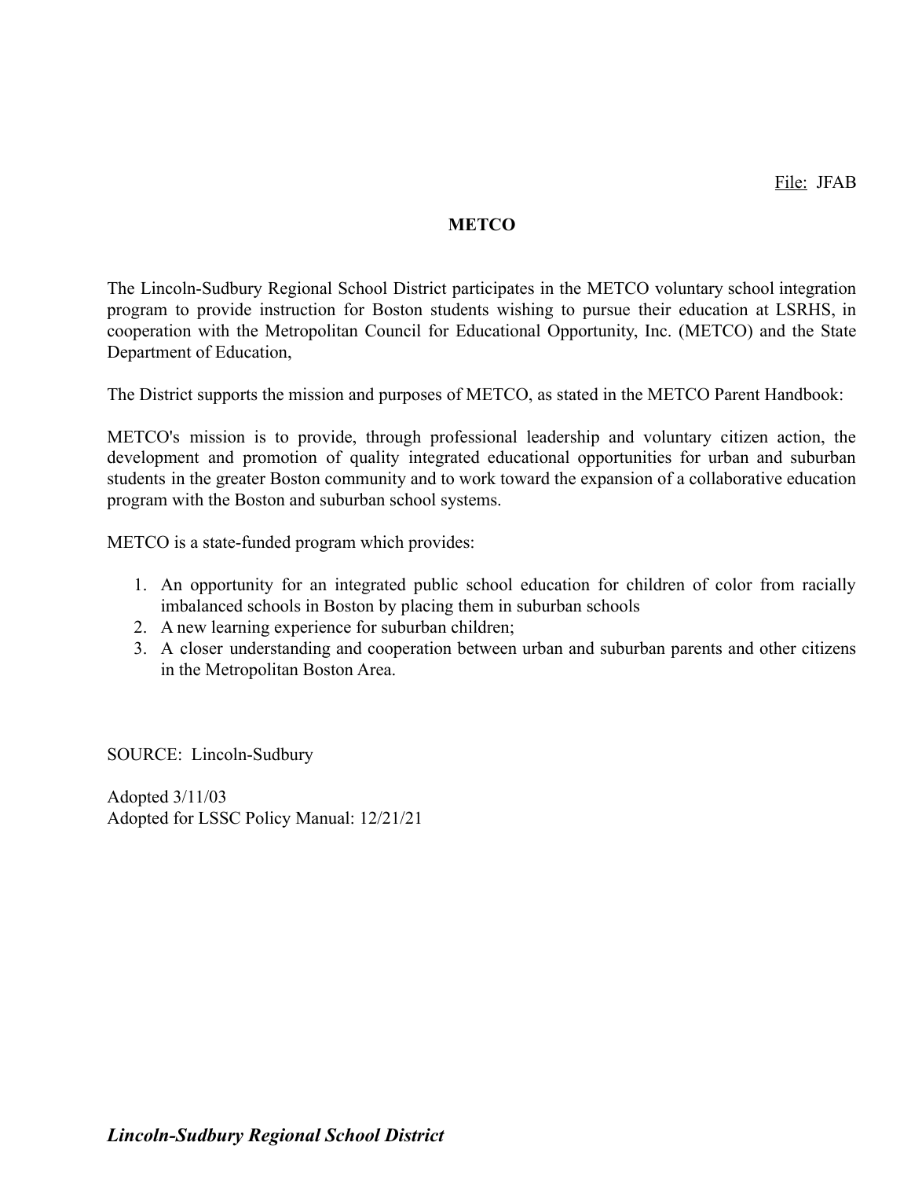File: JFAB

**METCO**

The Lincoln-Sudbury Regional School District participates in the METCO voluntary school integration program to provide instruction for Boston students wishing to pursue their education at LSRHS, in cooperation with the Metropolitan Council for Educational Opportunity, Inc. (METCO) and the State Department of Education,

The District supports the mission and purposes of METCO, as stated in the METCO Parent Handbook:

METCO's mission is to provide, through professional leadership and voluntary citizen action, the development and promotion of quality integrated educational opportunities for urban and suburban students in the greater Boston community and to work toward the expansion of a collaborative education program with the Boston and suburban school systems.

METCO is a state-funded program which provides:

1. An opportunity for an integrated public school education for children of color from racially imbalanced schools in Boston by placing them in suburban schools
2. A new learning experience for suburban children;
3. A closer understanding and cooperation between urban and suburban parents and other citizens in the Metropolitan Boston Area.

SOURCE: Lincoln-Sudbury

Adopted 3/11/03
Adopted for LSSC Policy Manual: 12/21/21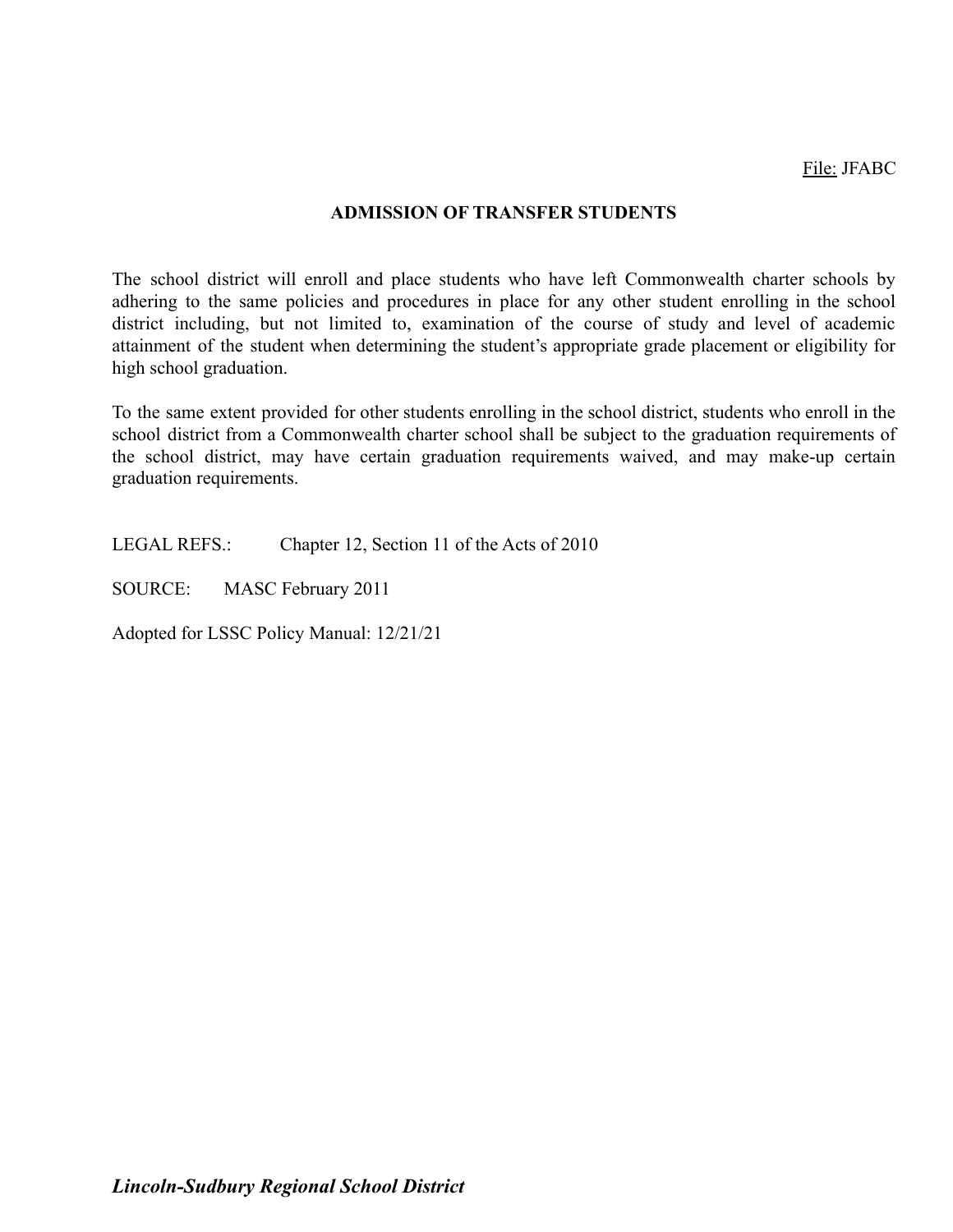File: JFABC

## ADMISSION OF TRANSFER STUDENTS

The school district will enroll and place students who have left Commonwealth charter schools by adhering to the same policies and procedures in place for any other student enrolling in the school district including, but not limited to, examination of the course of study and level of academic attainment of the student when determining the student's appropriate grade placement or eligibility for high school graduation.

To the same extent provided for other students enrolling in the school district, students who enroll in the school district from a Commonwealth charter school shall be subject to the graduation requirements of the school district, may have certain graduation requirements waived, and may make-up certain graduation requirements.

LEGAL REFS.: Chapter 12, Section 11 of the Acts of 2010

SOURCE: MASC February 2011

Adopted for LSSC Policy Manual: 12/21/21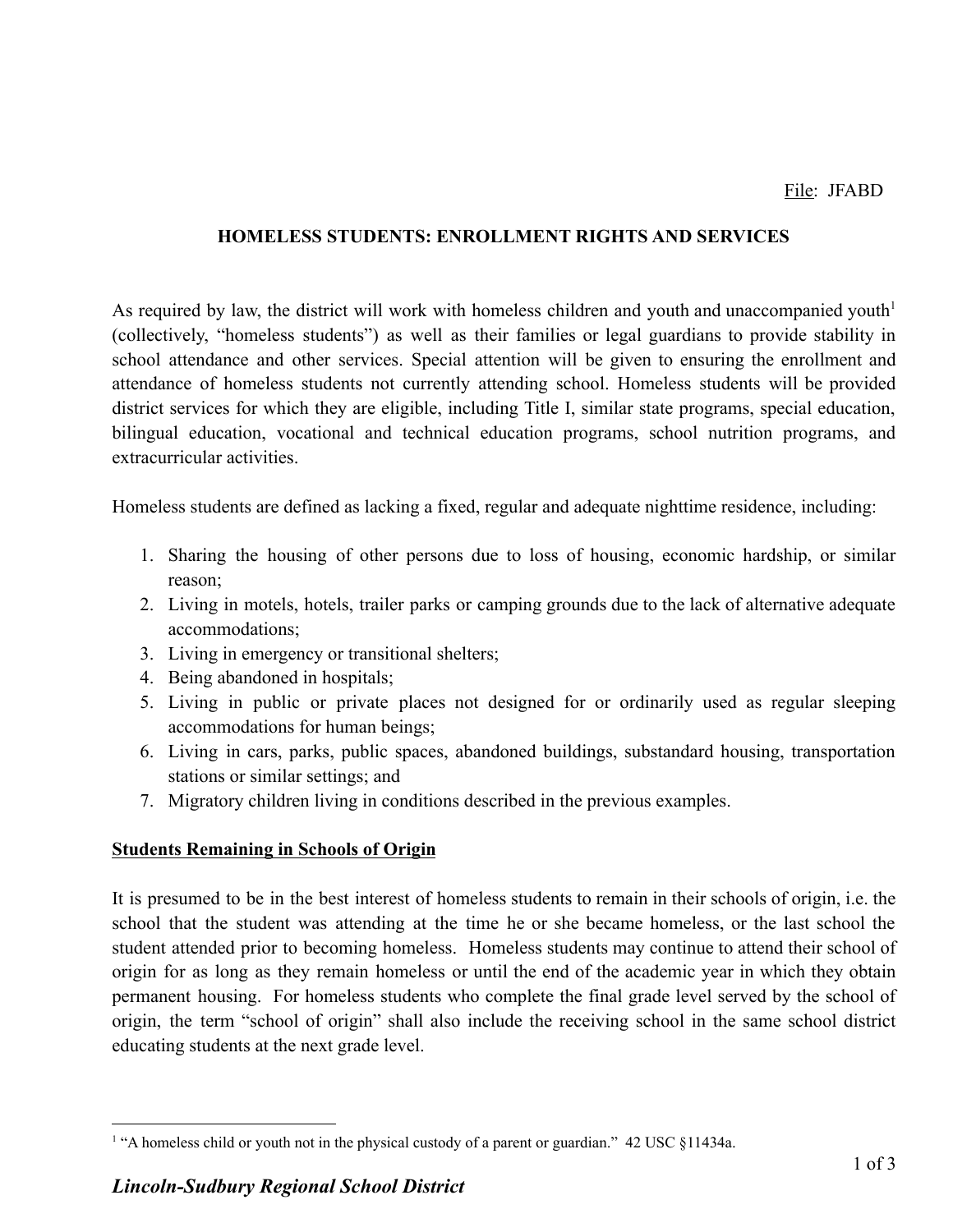File: JFABD

## HOMELESS STUDENTS: ENROLLMENT RIGHTS AND SERVICES

As required by law, the district will work with homeless children and youth and unaccompanied youth[1] (collectively, "homeless students") as well as their families or legal guardians to provide stability in school attendance and other services. Special attention will be given to ensuring the enrollment and attendance of homeless students not currently attending school. Homeless students will be provided district services for which they are eligible, including Title I, similar state programs, special education, bilingual education, vocational and technical education programs, school nutrition programs, and extracurricular activities.

Homeless students are defined as lacking a fixed, regular and adequate nighttime residence, including:

1. Sharing the housing of other persons due to loss of housing, economic hardship, or similar reason;
2. Living in motels, hotels, trailer parks or camping grounds due to the lack of alternative adequate accommodations;
3. Living in emergency or transitional shelters;
4. Being abandoned in hospitals;
5. Living in public or private places not designed for or ordinarily used as regular sleeping accommodations for human beings;
6. Living in cars, parks, public spaces, abandoned buildings, substandard housing, transportation stations or similar settings; and
7. Migratory children living in conditions described in the previous examples.

### Students Remaining in Schools of Origin

It is presumed to be in the best interest of homeless students to remain in their schools of origin, i.e. the school that the student was attending at the time he or she became homeless, or the last school the student attended prior to becoming homeless. Homeless students may continue to attend their school of origin for as long as they remain homeless or until the end of the academic year in which they obtain permanent housing. For homeless students who complete the final grade level served by the school of origin, the term "school of origin" shall also include the receiving school in the same school district educating students at the next grade level.

---

[1] "A homeless child or youth not in the physical custody of a parent or guardian." 42 USC §11434a.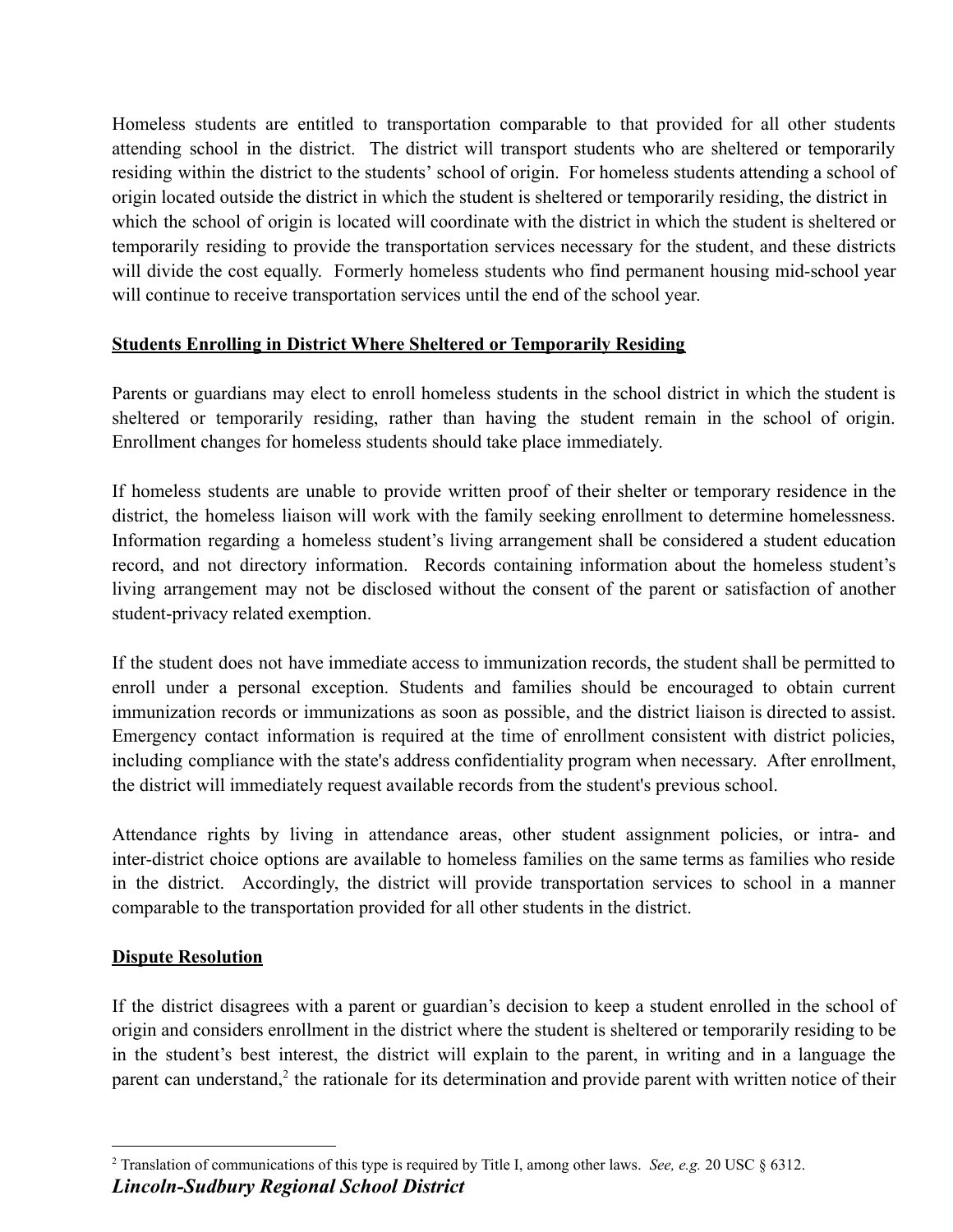Homeless students are entitled to transportation comparable to that provided for all other students attending school in the district. The district will transport students who are sheltered or temporarily residing within the district to the students' school of origin. For homeless students attending a school of origin located outside the district in which the student is sheltered or temporarily residing, the district in which the school of origin is located will coordinate with the district in which the student is sheltered or temporarily residing to provide the transportation services necessary for the student, and these districts will divide the cost equally. Formerly homeless students who find permanent housing mid-school year will continue to receive transportation services until the end of the school year.

**Students Enrolling in District Where Sheltered or Temporarily Residing**

Parents or guardians may elect to enroll homeless students in the school district in which the student is sheltered or temporarily residing, rather than having the student remain in the school of origin. Enrollment changes for homeless students should take place immediately.

If homeless students are unable to provide written proof of their shelter or temporary residence in the district, the homeless liaison will work with the family seeking enrollment to determine homelessness. Information regarding a homeless student's living arrangement shall be considered a student education record, and not directory information. Records containing information about the homeless student's living arrangement may not be disclosed without the consent of the parent or satisfaction of another student-privacy related exemption.

If the student does not have immediate access to immunization records, the student shall be permitted to enroll under a personal exception. Students and families should be encouraged to obtain current immunization records or immunizations as soon as possible, and the district liaison is directed to assist. Emergency contact information is required at the time of enrollment consistent with district policies, including compliance with the state's address confidentiality program when necessary. After enrollment, the district will immediately request available records from the student's previous school.

Attendance rights by living in attendance areas, other student assignment policies, or intra- and inter-district choice options are available to homeless families on the same terms as families who reside in the district. Accordingly, the district will provide transportation services to school in a manner comparable to the transportation provided for all other students in the district.

**Dispute Resolution**

If the district disagrees with a parent or guardian's decision to keep a student enrolled in the school of origin and considers enrollment in the district where the student is sheltered or temporarily residing to be in the student's best interest, the district will explain to the parent, in writing and in a language the parent can understand,[2] the rationale for its determination and provide parent with written notice of their

[2] Translation of communications of this type is required by Title I, among other laws. *See, e.g.* 20 USC § 6312.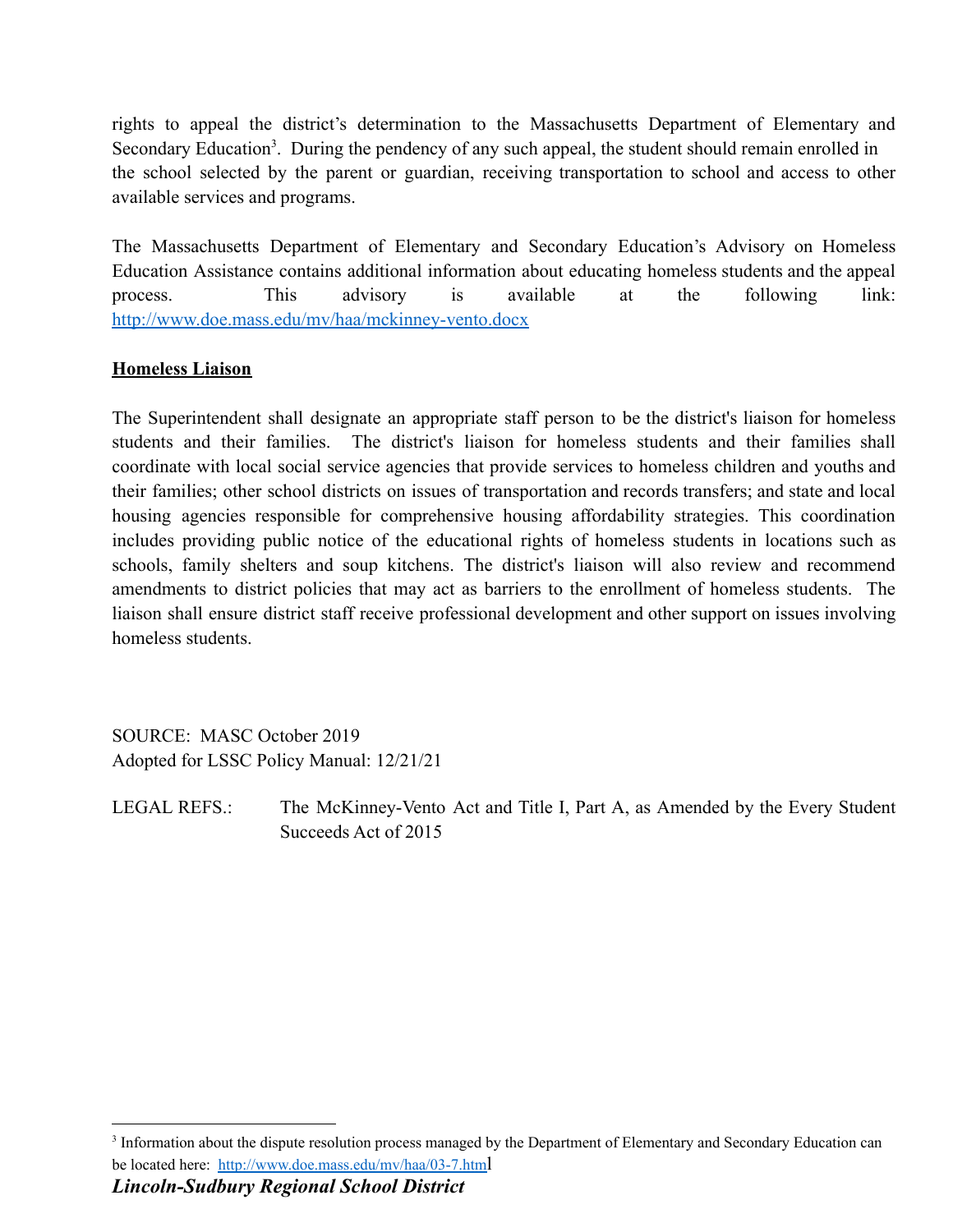rights to appeal the district's determination to the Massachusetts Department of Elementary and Secondary Education[3]. During the pendency of any such appeal, the student should remain enrolled in the school selected by the parent or guardian, receiving transportation to school and access to other available services and programs.

The Massachusetts Department of Elementary and Secondary Education's Advisory on Homeless Education Assistance contains additional information about educating homeless students and the appeal process. This advisory is available at the following link: http://www.doe.mass.edu/mv/haa/mckinney-vento.docx

**Homeless Liaison**

The Superintendent shall designate an appropriate staff person to be the district's liaison for homeless students and their families. The district's liaison for homeless students and their families shall coordinate with local social service agencies that provide services to homeless children and youths and their families; other school districts on issues of transportation and records transfers; and state and local housing agencies responsible for comprehensive housing affordability strategies. This coordination includes providing public notice of the educational rights of homeless students in locations such as schools, family shelters and soup kitchens. The district's liaison will also review and recommend amendments to district policies that may act as barriers to the enrollment of homeless students. The liaison shall ensure district staff receive professional development and other support on issues involving homeless students.

SOURCE: MASC October 2019
Adopted for LSSC Policy Manual: 12/21/21

LEGAL REFS.: The McKinney-Vento Act and Title I, Part A, as Amended by the Every Student Succeeds Act of 2015

[3] Information about the dispute resolution process managed by the Department of Elementary and Secondary Education can be located here: http://www.doe.mass.edu/mv/haa/03-7.html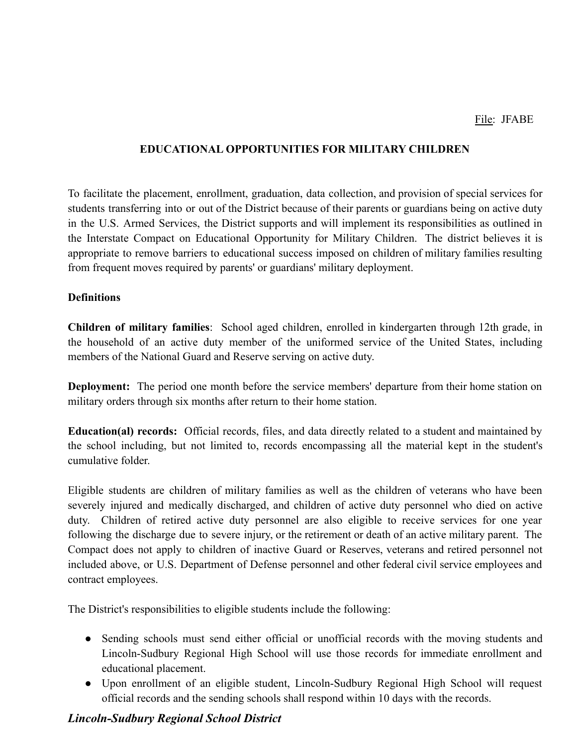File: JFABE

## EDUCATIONAL OPPORTUNITIES FOR MILITARY CHILDREN

To facilitate the placement, enrollment, graduation, data collection, and provision of special services for students transferring into or out of the District because of their parents or guardians being on active duty in the U.S. Armed Services, the District supports and will implement its responsibilities as outlined in the Interstate Compact on Educational Opportunity for Military Children. The district believes it is appropriate to remove barriers to educational success imposed on children of military families resulting from frequent moves required by parents' or guardians' military deployment.

**Definitions**

**Children of military families**: School aged children, enrolled in kindergarten through 12th grade, in the household of an active duty member of the uniformed service of the United States, including members of the National Guard and Reserve serving on active duty.

**Deployment:** The period one month before the service members' departure from their home station on military orders through six months after return to their home station.

**Education(al) records:** Official records, files, and data directly related to a student and maintained by the school including, but not limited to, records encompassing all the material kept in the student's cumulative folder.

Eligible students are children of military families as well as the children of veterans who have been severely injured and medically discharged, and children of active duty personnel who died on active duty. Children of retired active duty personnel are also eligible to receive services for one year following the discharge due to severe injury, or the retirement or death of an active military parent. The Compact does not apply to children of inactive Guard or Reserves, veterans and retired personnel not included above, or U.S. Department of Defense personnel and other federal civil service employees and contract employees.

The District's responsibilities to eligible students include the following:

- Sending schools must send either official or unofficial records with the moving students and Lincoln-Sudbury Regional High School will use those records for immediate enrollment and educational placement.
- Upon enrollment of an eligible student, Lincoln-Sudbury Regional High School will request official records and the sending schools shall respond within 10 days with the records.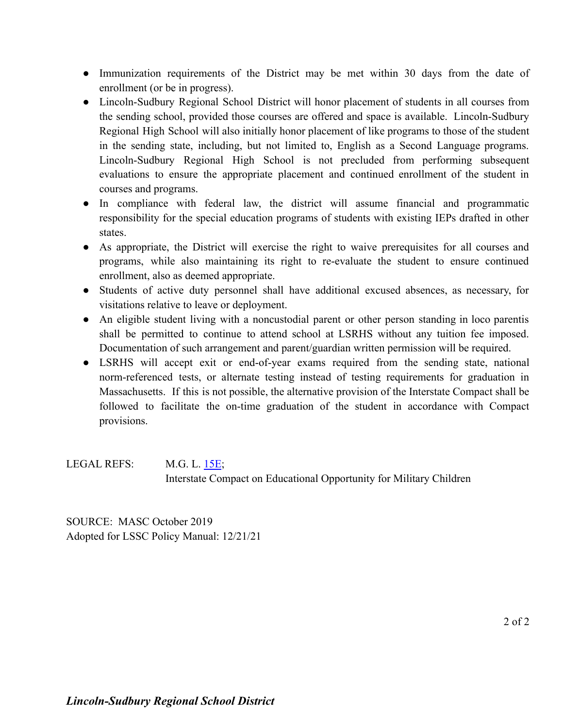- Immunization requirements of the District may be met within 30 days from the date of enrollment (or be in progress).
- Lincoln-Sudbury Regional School District will honor placement of students in all courses from the sending school, provided those courses are offered and space is available. Lincoln-Sudbury Regional High School will also initially honor placement of like programs to those of the student in the sending state, including, but not limited to, English as a Second Language programs. Lincoln-Sudbury Regional High School is not precluded from performing subsequent evaluations to ensure the appropriate placement and continued enrollment of the student in courses and programs.
- In compliance with federal law, the district will assume financial and programmatic responsibility for the special education programs of students with existing IEPs drafted in other states.
- As appropriate, the District will exercise the right to waive prerequisites for all courses and programs, while also maintaining its right to re-evaluate the student to ensure continued enrollment, also as deemed appropriate.
- Students of active duty personnel shall have additional excused absences, as necessary, for visitations relative to leave or deployment.
- An eligible student living with a noncustodial parent or other person standing in loco parentis shall be permitted to continue to attend school at LSRHS without any tuition fee imposed. Documentation of such arrangement and parent/guardian written permission will be required.
- LSRHS will accept exit or end-of-year exams required from the sending state, national norm-referenced tests, or alternate testing instead of testing requirements for graduation in Massachusetts. If this is not possible, the alternative provision of the Interstate Compact shall be followed to facilitate the on-time graduation of the student in accordance with Compact provisions.

LEGAL REFS: M.G. L. 15E;
Interstate Compact on Educational Opportunity for Military Children

SOURCE: MASC October 2019
Adopted for LSSC Policy Manual: 12/21/21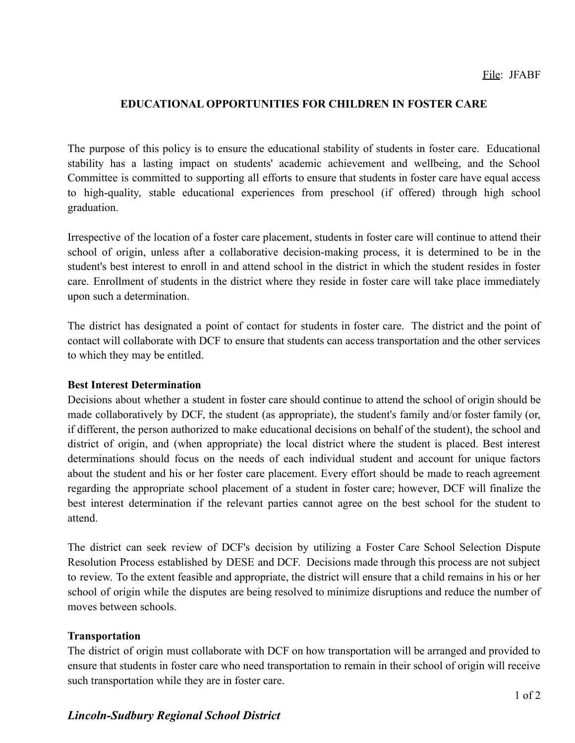File: JFABF

# EDUCATIONAL OPPORTUNITIES FOR CHILDREN IN FOSTER CARE

The purpose of this policy is to ensure the educational stability of students in foster care. Educational stability has a lasting impact on students' academic achievement and wellbeing, and the School Committee is committed to supporting all efforts to ensure that students in foster care have equal access to high-quality, stable educational experiences from preschool (if offered) through high school graduation.

Irrespective of the location of a foster care placement, students in foster care will continue to attend their school of origin, unless after a collaborative decision-making process, it is determined to be in the student's best interest to enroll in and attend school in the district in which the student resides in foster care. Enrollment of students in the district where they reside in foster care will take place immediately upon such a determination.

The district has designated a point of contact for students in foster care. The district and the point of contact will collaborate with DCF to ensure that students can access transportation and the other services to which they may be entitled.

**Best Interest Determination**

Decisions about whether a student in foster care should continue to attend the school of origin should be made collaboratively by DCF, the student (as appropriate), the student's family and/or foster family (or, if different, the person authorized to make educational decisions on behalf of the student), the school and district of origin, and (when appropriate) the local district where the student is placed. Best interest determinations should focus on the needs of each individual student and account for unique factors about the student and his or her foster care placement. Every effort should be made to reach agreement regarding the appropriate school placement of a student in foster care; however, DCF will finalize the best interest determination if the relevant parties cannot agree on the best school for the student to attend.

The district can seek review of DCF's decision by utilizing a Foster Care School Selection Dispute Resolution Process established by DESE and DCF. Decisions made through this process are not subject to review. To the extent feasible and appropriate, the district will ensure that a child remains in his or her school of origin while the disputes are being resolved to minimize disruptions and reduce the number of moves between schools.

**Transportation**

The district of origin must collaborate with DCF on how transportation will be arranged and provided to ensure that students in foster care who need transportation to remain in their school of origin will receive such transportation while they are in foster care.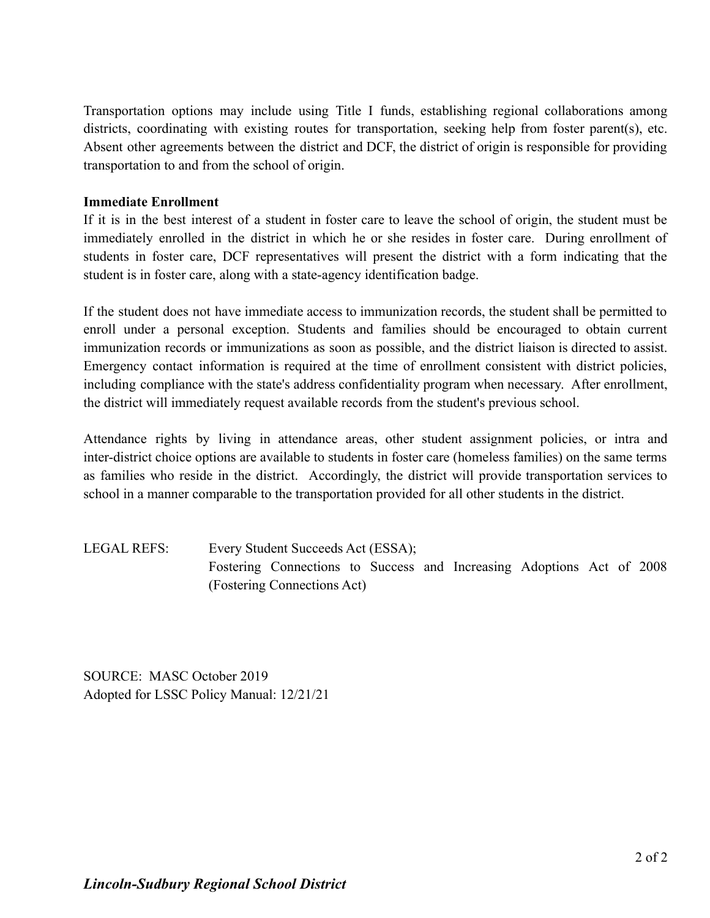Transportation options may include using Title I funds, establishing regional collaborations among districts, coordinating with existing routes for transportation, seeking help from foster parent(s), etc. Absent other agreements between the district and DCF, the district of origin is responsible for providing transportation to and from the school of origin.

**Immediate Enrollment**

If it is in the best interest of a student in foster care to leave the school of origin, the student must be immediately enrolled in the district in which he or she resides in foster care. During enrollment of students in foster care, DCF representatives will present the district with a form indicating that the student is in foster care, along with a state-agency identification badge.

If the student does not have immediate access to immunization records, the student shall be permitted to enroll under a personal exception. Students and families should be encouraged to obtain current immunization records or immunizations as soon as possible, and the district liaison is directed to assist. Emergency contact information is required at the time of enrollment consistent with district policies, including compliance with the state's address confidentiality program when necessary. After enrollment, the district will immediately request available records from the student's previous school.

Attendance rights by living in attendance areas, other student assignment policies, or intra and inter-district choice options are available to students in foster care (homeless families) on the same terms as families who reside in the district. Accordingly, the district will provide transportation services to school in a manner comparable to the transportation provided for all other students in the district.

LEGAL REFS: Every Student Succeeds Act (ESSA);
Fostering Connections to Success and Increasing Adoptions Act of 2008 (Fostering Connections Act)

SOURCE: MASC October 2019
Adopted for LSSC Policy Manual: 12/21/21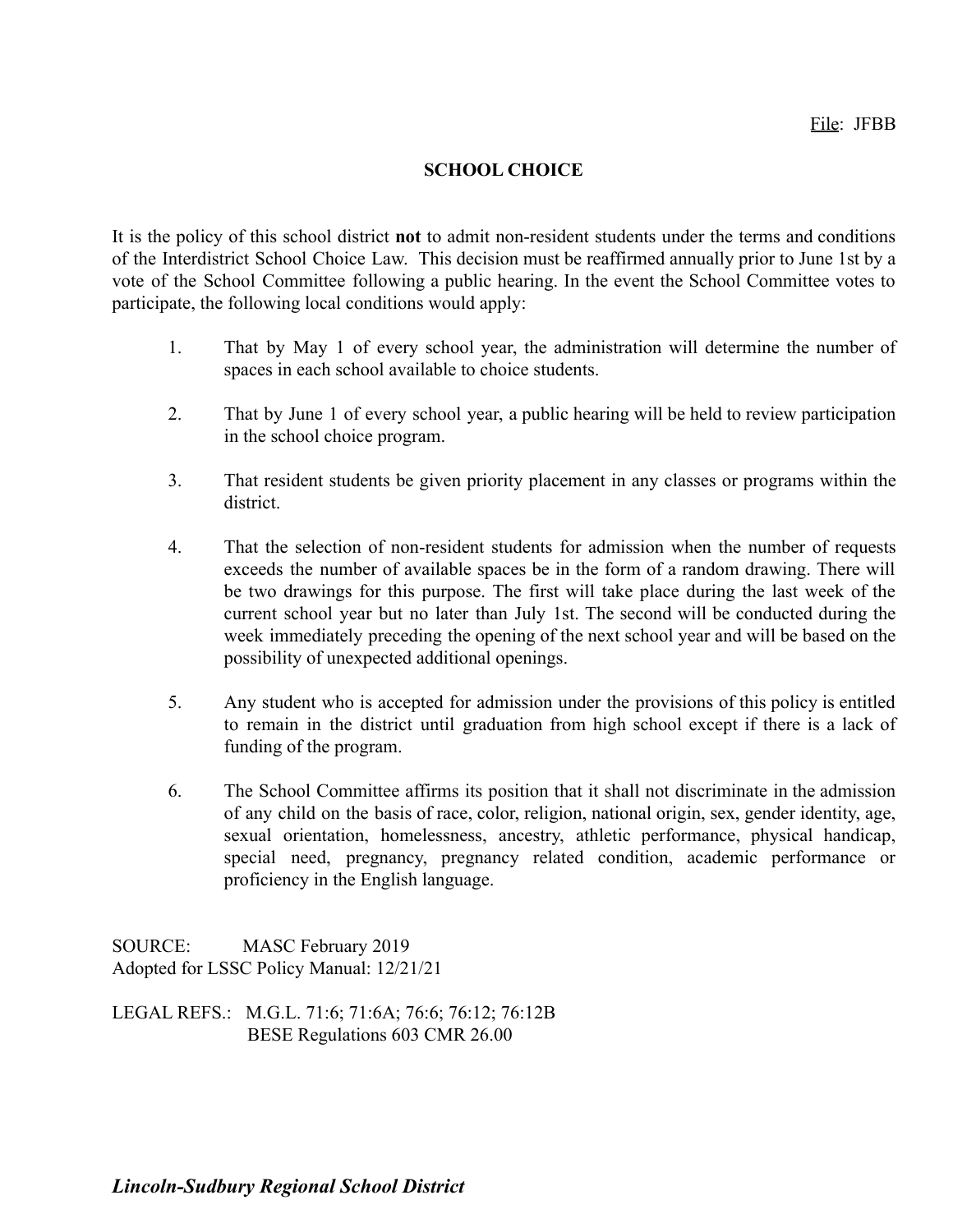File: JFBB

## SCHOOL CHOICE

It is the policy of this school district **not** to admit non-resident students under the terms and conditions of the Interdistrict School Choice Law. This decision must be reaffirmed annually prior to June 1st by a vote of the School Committee following a public hearing. In the event the School Committee votes to participate, the following local conditions would apply:

1. That by May 1 of every school year, the administration will determine the number of spaces in each school available to choice students.

2. That by June 1 of every school year, a public hearing will be held to review participation in the school choice program.

3. That resident students be given priority placement in any classes or programs within the district.

4. That the selection of non-resident students for admission when the number of requests exceeds the number of available spaces be in the form of a random drawing. There will be two drawings for this purpose. The first will take place during the last week of the current school year but no later than July 1st. The second will be conducted during the week immediately preceding the opening of the next school year and will be based on the possibility of unexpected additional openings.

5. Any student who is accepted for admission under the provisions of this policy is entitled to remain in the district until graduation from high school except if there is a lack of funding of the program.

6. The School Committee affirms its position that it shall not discriminate in the admission of any child on the basis of race, color, religion, national origin, sex, gender identity, age, sexual orientation, homelessness, ancestry, athletic performance, physical handicap, special need, pregnancy, pregnancy related condition, academic performance or proficiency in the English language.

SOURCE: MASC February 2019
Adopted for LSSC Policy Manual: 12/21/21

LEGAL REFS.: M.G.L. 71:6; 71:6A; 76:6; 76:12; 76:12B
BESE Regulations 603 CMR 26.00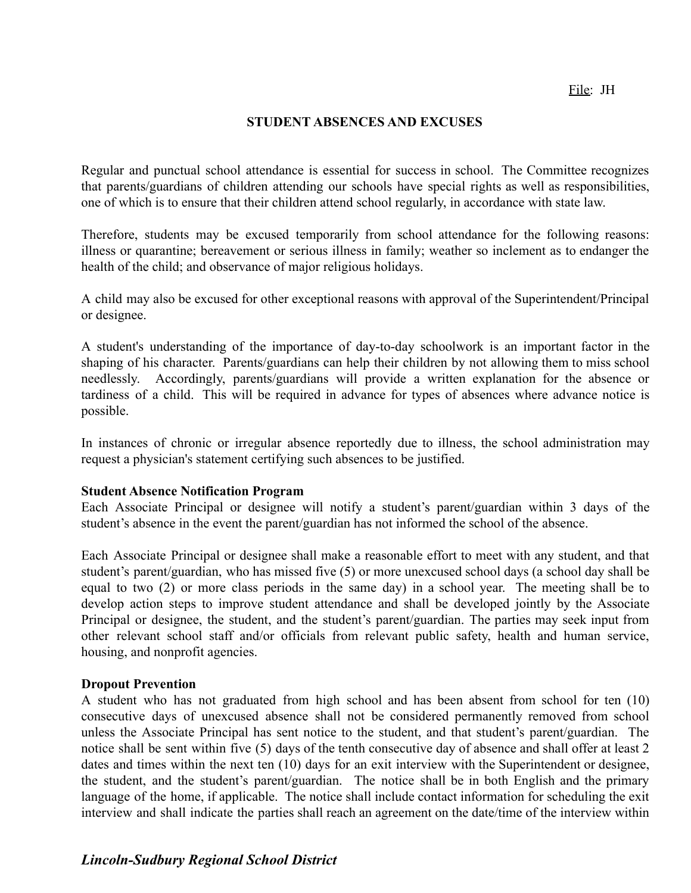File: JH

# STUDENT ABSENCES AND EXCUSES

Regular and punctual school attendance is essential for success in school. The Committee recognizes that parents/guardians of children attending our schools have special rights as well as responsibilities, one of which is to ensure that their children attend school regularly, in accordance with state law.

Therefore, students may be excused temporarily from school attendance for the following reasons: illness or quarantine; bereavement or serious illness in family; weather so inclement as to endanger the health of the child; and observance of major religious holidays.

A child may also be excused for other exceptional reasons with approval of the Superintendent/Principal or designee.

A student's understanding of the importance of day-to-day schoolwork is an important factor in the shaping of his character. Parents/guardians can help their children by not allowing them to miss school needlessly. Accordingly, parents/guardians will provide a written explanation for the absence or tardiness of a child. This will be required in advance for types of absences where advance notice is possible.

In instances of chronic or irregular absence reportedly due to illness, the school administration may request a physician's statement certifying such absences to be justified.

**Student Absence Notification Program**

Each Associate Principal or designee will notify a student's parent/guardian within 3 days of the student's absence in the event the parent/guardian has not informed the school of the absence.

Each Associate Principal or designee shall make a reasonable effort to meet with any student, and that student's parent/guardian, who has missed five (5) or more unexcused school days (a school day shall be equal to two (2) or more class periods in the same day) in a school year. The meeting shall be to develop action steps to improve student attendance and shall be developed jointly by the Associate Principal or designee, the student, and the student's parent/guardian. The parties may seek input from other relevant school staff and/or officials from relevant public safety, health and human service, housing, and nonprofit agencies.

**Dropout Prevention**

A student who has not graduated from high school and has been absent from school for ten (10) consecutive days of unexcused absence shall not be considered permanently removed from school unless the Associate Principal has sent notice to the student, and that student's parent/guardian. The notice shall be sent within five (5) days of the tenth consecutive day of absence and shall offer at least 2 dates and times within the next ten (10) days for an exit interview with the Superintendent or designee, the student, and the student's parent/guardian. The notice shall be in both English and the primary language of the home, if applicable. The notice shall include contact information for scheduling the exit interview and shall indicate the parties shall reach an agreement on the date/time of the interview within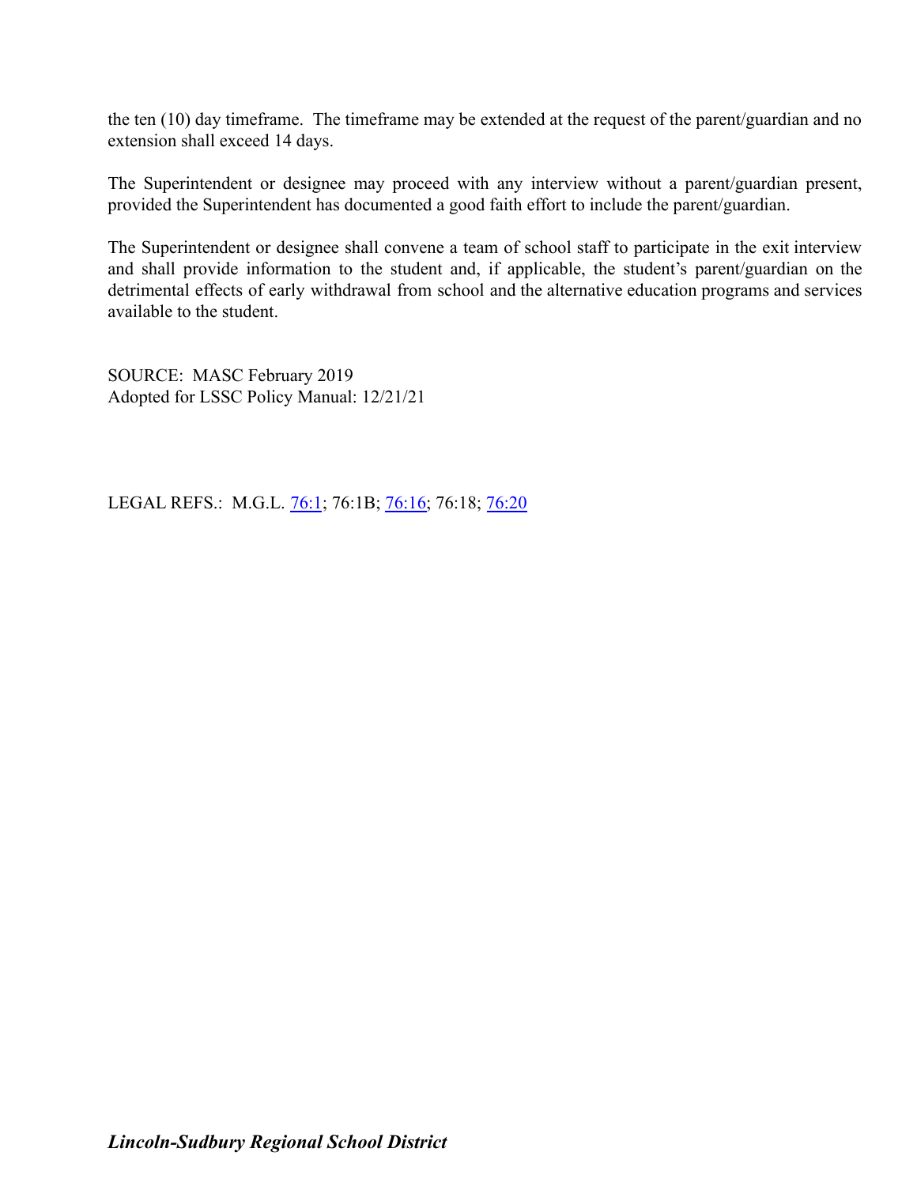the ten (10) day timeframe. The timeframe may be extended at the request of the parent/guardian and no extension shall exceed 14 days.

The Superintendent or designee may proceed with any interview without a parent/guardian present, provided the Superintendent has documented a good faith effort to include the parent/guardian.

The Superintendent or designee shall convene a team of school staff to participate in the exit interview and shall provide information to the student and, if applicable, the student's parent/guardian on the detrimental effects of early withdrawal from school and the alternative education programs and services available to the student.

SOURCE: MASC February 2019
Adopted for LSSC Policy Manual: 12/21/21

LEGAL REFS.: M.G.L. 76:1; 76:1B; 76:16; 76:18; 76:20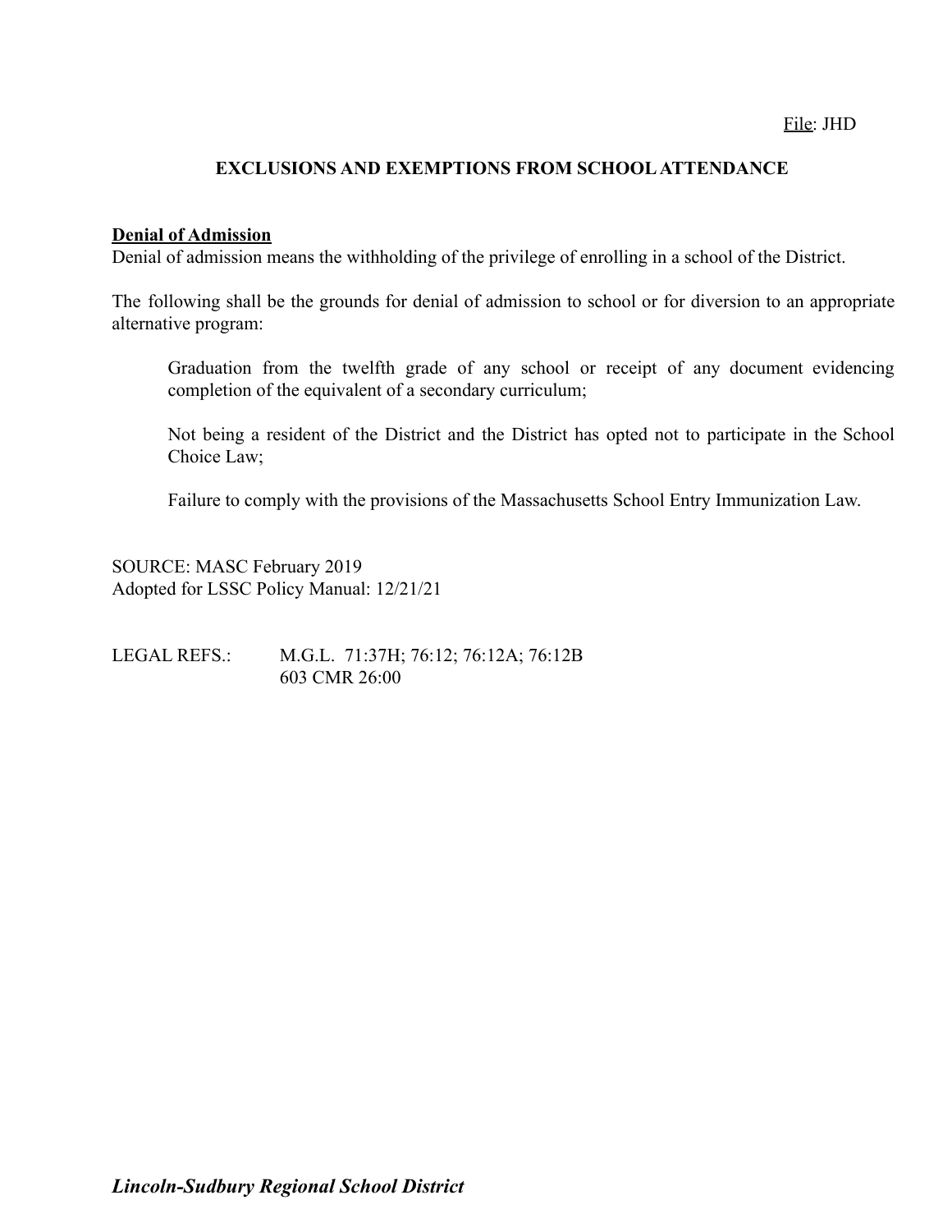File: JHD

## EXCLUSIONS AND EXEMPTIONS FROM SCHOOL ATTENDANCE

**Denial of Admission**

Denial of admission means the withholding of the privilege of enrolling in a school of the District.

The following shall be the grounds for denial of admission to school or for diversion to an appropriate alternative program:

> Graduation from the twelfth grade of any school or receipt of any document evidencing completion of the equivalent of a secondary curriculum;
>
> Not being a resident of the District and the District has opted not to participate in the School Choice Law;
>
> Failure to comply with the provisions of the Massachusetts School Entry Immunization Law.

SOURCE: MASC February 2019
Adopted for LSSC Policy Manual: 12/21/21

LEGAL REFS.: M.G.L. 71:37H; 76:12; 76:12A; 76:12B
603 CMR 26:00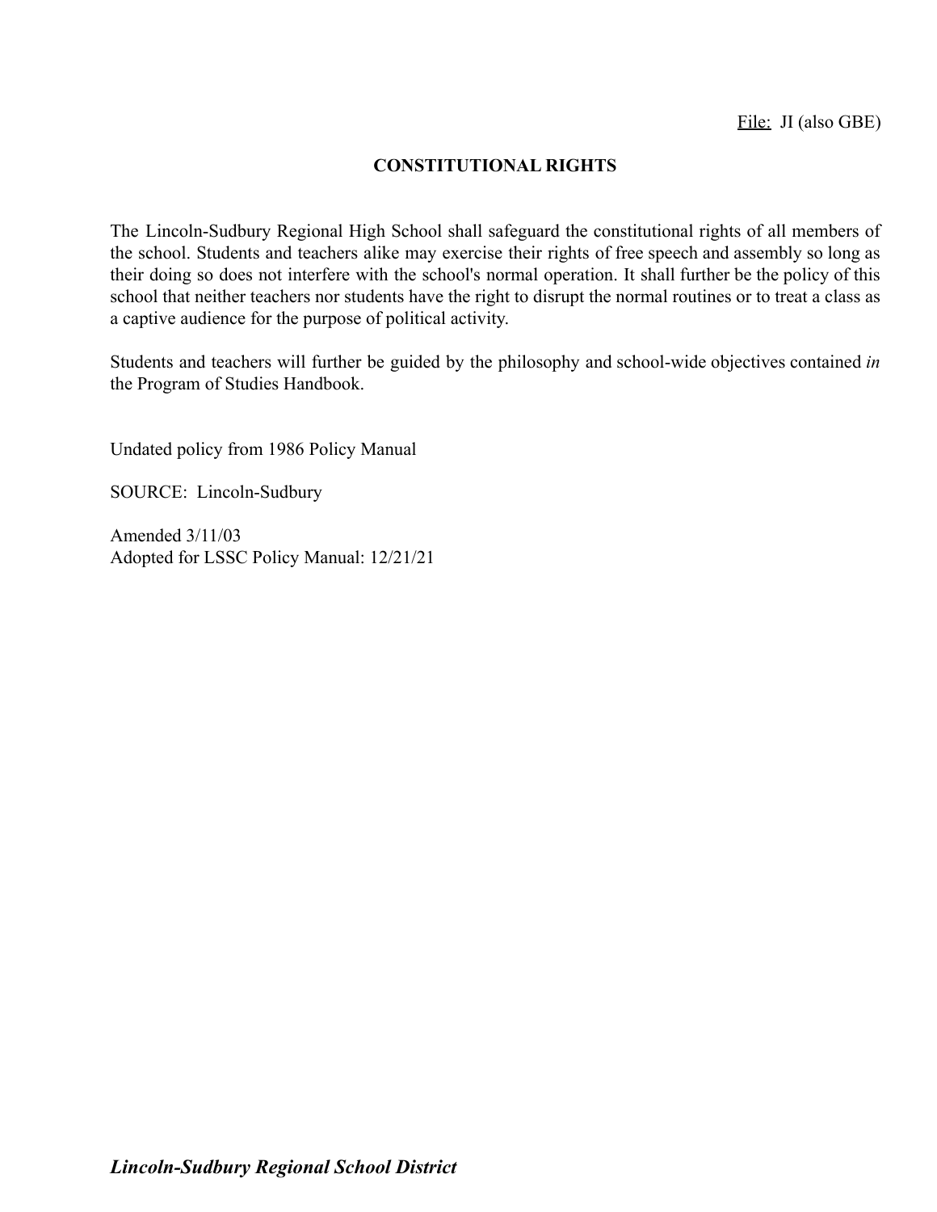File: JI (also GBE)

## CONSTITUTIONAL RIGHTS

The Lincoln-Sudbury Regional High School shall safeguard the constitutional rights of all members of the school. Students and teachers alike may exercise their rights of free speech and assembly so long as their doing so does not interfere with the school's normal operation. It shall further be the policy of this school that neither teachers nor students have the right to disrupt the normal routines or to treat a class as a captive audience for the purpose of political activity.

Students and teachers will further be guided by the philosophy and school-wide objectives contained *in* the Program of Studies Handbook.

Undated policy from 1986 Policy Manual

SOURCE: Lincoln-Sudbury

Amended 3/11/03
Adopted for LSSC Policy Manual: 12/21/21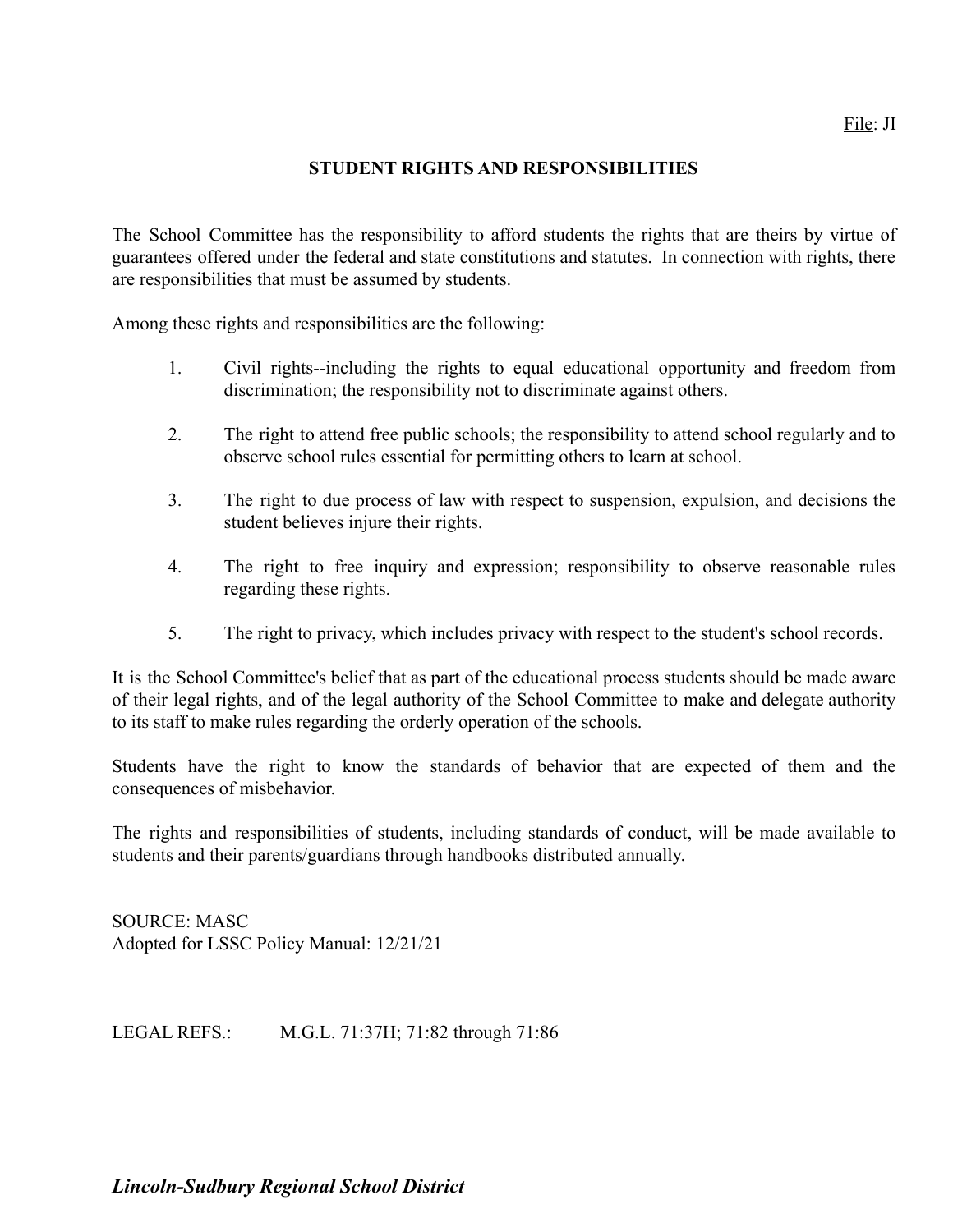File: JI

# STUDENT RIGHTS AND RESPONSIBILITIES

The School Committee has the responsibility to afford students the rights that are theirs by virtue of guarantees offered under the federal and state constitutions and statutes. In connection with rights, there are responsibilities that must be assumed by students.

Among these rights and responsibilities are the following:

1. Civil rights--including the rights to equal educational opportunity and freedom from discrimination; the responsibility not to discriminate against others.

2. The right to attend free public schools; the responsibility to attend school regularly and to observe school rules essential for permitting others to learn at school.

3. The right to due process of law with respect to suspension, expulsion, and decisions the student believes injure their rights.

4. The right to free inquiry and expression; responsibility to observe reasonable rules regarding these rights.

5. The right to privacy, which includes privacy with respect to the student's school records.

It is the School Committee's belief that as part of the educational process students should be made aware of their legal rights, and of the legal authority of the School Committee to make and delegate authority to its staff to make rules regarding the orderly operation of the schools.

Students have the right to know the standards of behavior that are expected of them and the consequences of misbehavior.

The rights and responsibilities of students, including standards of conduct, will be made available to students and their parents/guardians through handbooks distributed annually.

SOURCE: MASC
Adopted for LSSC Policy Manual: 12/21/21

LEGAL REFS.: M.G.L. 71:37H; 71:82 through 71:86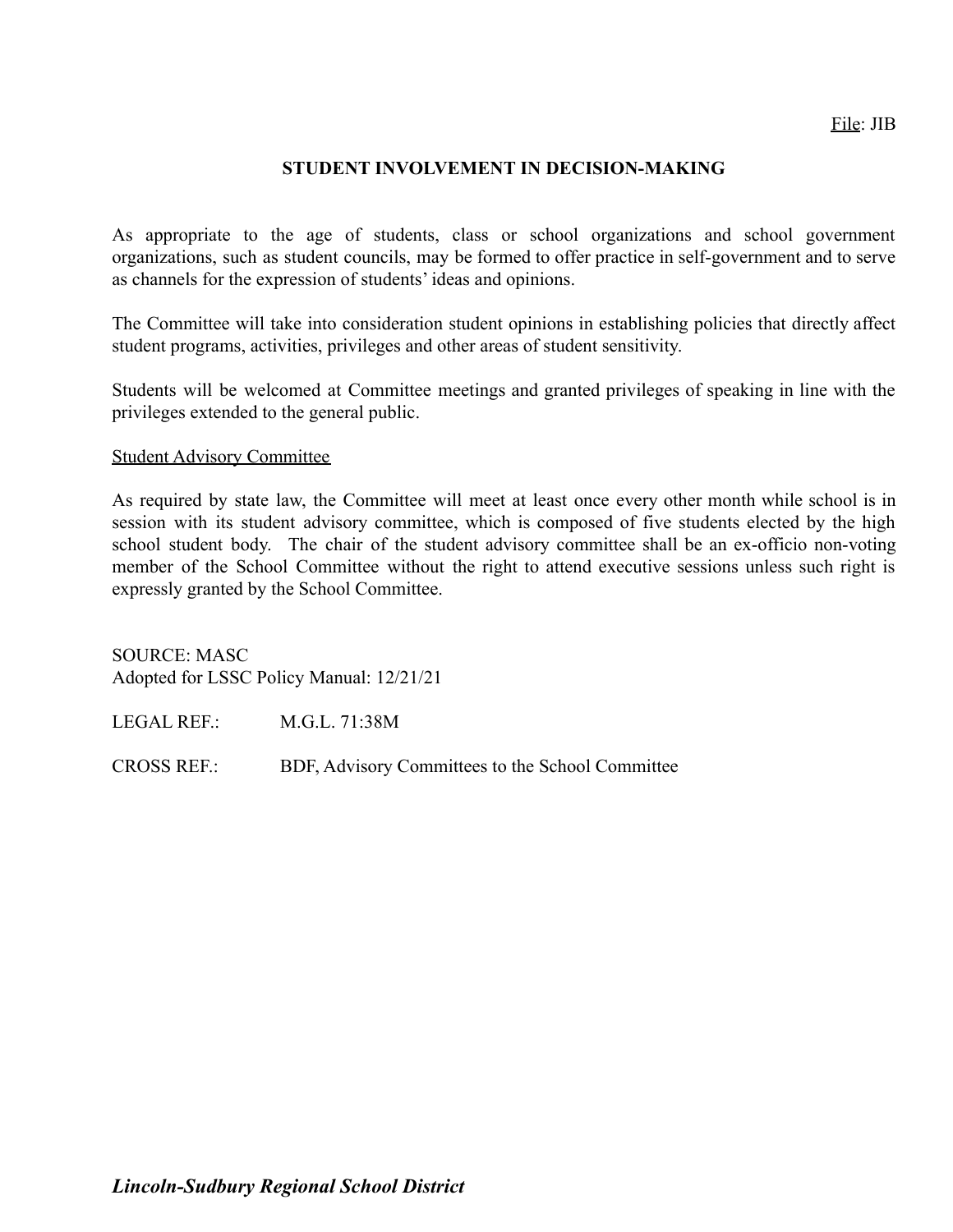File: JIB

## STUDENT INVOLVEMENT IN DECISION-MAKING

As appropriate to the age of students, class or school organizations and school government organizations, such as student councils, may be formed to offer practice in self-government and to serve as channels for the expression of students' ideas and opinions.

The Committee will take into consideration student opinions in establishing policies that directly affect student programs, activities, privileges and other areas of student sensitivity.

Students will be welcomed at Committee meetings and granted privileges of speaking in line with the privileges extended to the general public.

### Student Advisory Committee

As required by state law, the Committee will meet at least once every other month while school is in session with its student advisory committee, which is composed of five students elected by the high school student body. The chair of the student advisory committee shall be an ex-officio non-voting member of the School Committee without the right to attend executive sessions unless such right is expressly granted by the School Committee.

SOURCE: MASC
Adopted for LSSC Policy Manual: 12/21/21

LEGAL REF.: M.G.L. 71:38M

CROSS REF.: BDF, Advisory Committees to the School Committee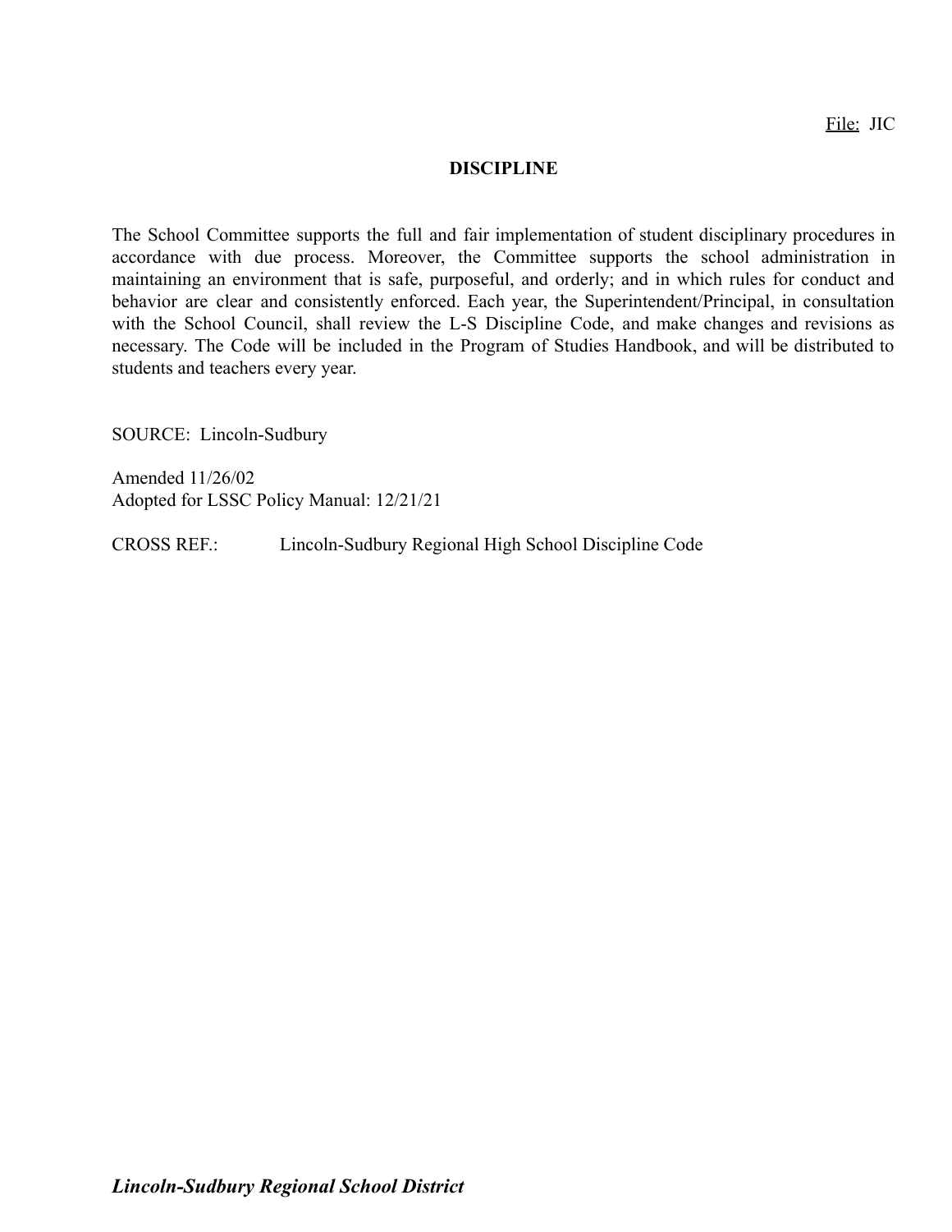File: JIC

# DISCIPLINE

The School Committee supports the full and fair implementation of student disciplinary procedures in accordance with due process. Moreover, the Committee supports the school administration in maintaining an environment that is safe, purposeful, and orderly; and in which rules for conduct and behavior are clear and consistently enforced. Each year, the Superintendent/Principal, in consultation with the School Council, shall review the L-S Discipline Code, and make changes and revisions as necessary. The Code will be included in the Program of Studies Handbook, and will be distributed to students and teachers every year.

SOURCE: Lincoln-Sudbury

Amended 11/26/02
Adopted for LSSC Policy Manual: 12/21/21

CROSS REF.: Lincoln-Sudbury Regional High School Discipline Code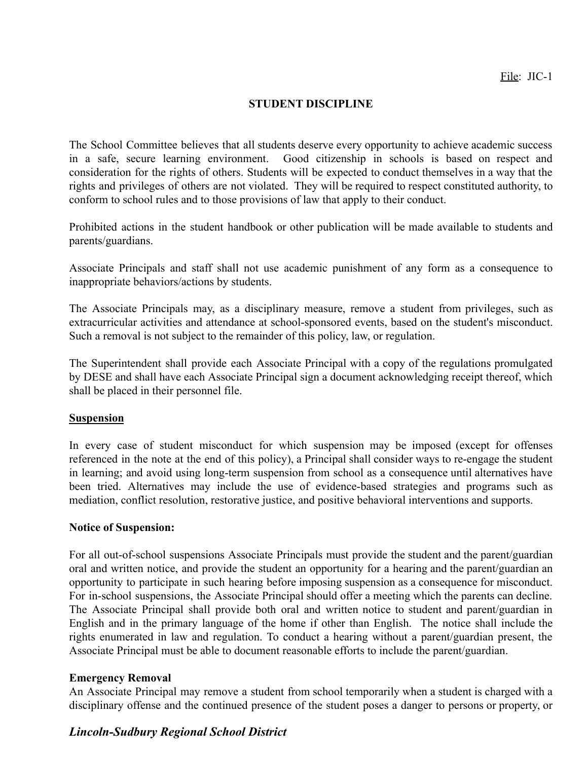File: JIC-1

## STUDENT DISCIPLINE

The School Committee believes that all students deserve every opportunity to achieve academic success in a safe, secure learning environment. Good citizenship in schools is based on respect and consideration for the rights of others. Students will be expected to conduct themselves in a way that the rights and privileges of others are not violated. They will be required to respect constituted authority, to conform to school rules and to those provisions of law that apply to their conduct.

Prohibited actions in the student handbook or other publication will be made available to students and parents/guardians.

Associate Principals and staff shall not use academic punishment of any form as a consequence to inappropriate behaviors/actions by students.

The Associate Principals may, as a disciplinary measure, remove a student from privileges, such as extracurricular activities and attendance at school-sponsored events, based on the student's misconduct. Such a removal is not subject to the remainder of this policy, law, or regulation.

The Superintendent shall provide each Associate Principal with a copy of the regulations promulgated by DESE and shall have each Associate Principal sign a document acknowledging receipt thereof, which shall be placed in their personnel file.

### Suspension

In every case of student misconduct for which suspension may be imposed (except for offenses referenced in the note at the end of this policy), a Principal shall consider ways to re-engage the student in learning; and avoid using long-term suspension from school as a consequence until alternatives have been tried. Alternatives may include the use of evidence-based strategies and programs such as mediation, conflict resolution, restorative justice, and positive behavioral interventions and supports.

**Notice of Suspension:**

For all out-of-school suspensions Associate Principals must provide the student and the parent/guardian oral and written notice, and provide the student an opportunity for a hearing and the parent/guardian an opportunity to participate in such hearing before imposing suspension as a consequence for misconduct. For in-school suspensions, the Associate Principal should offer a meeting which the parents can decline. The Associate Principal shall provide both oral and written notice to student and parent/guardian in English and in the primary language of the home if other than English. The notice shall include the rights enumerated in law and regulation. To conduct a hearing without a parent/guardian present, the Associate Principal must be able to document reasonable efforts to include the parent/guardian.

**Emergency Removal**

An Associate Principal may remove a student from school temporarily when a student is charged with a disciplinary offense and the continued presence of the student poses a danger to persons or property, or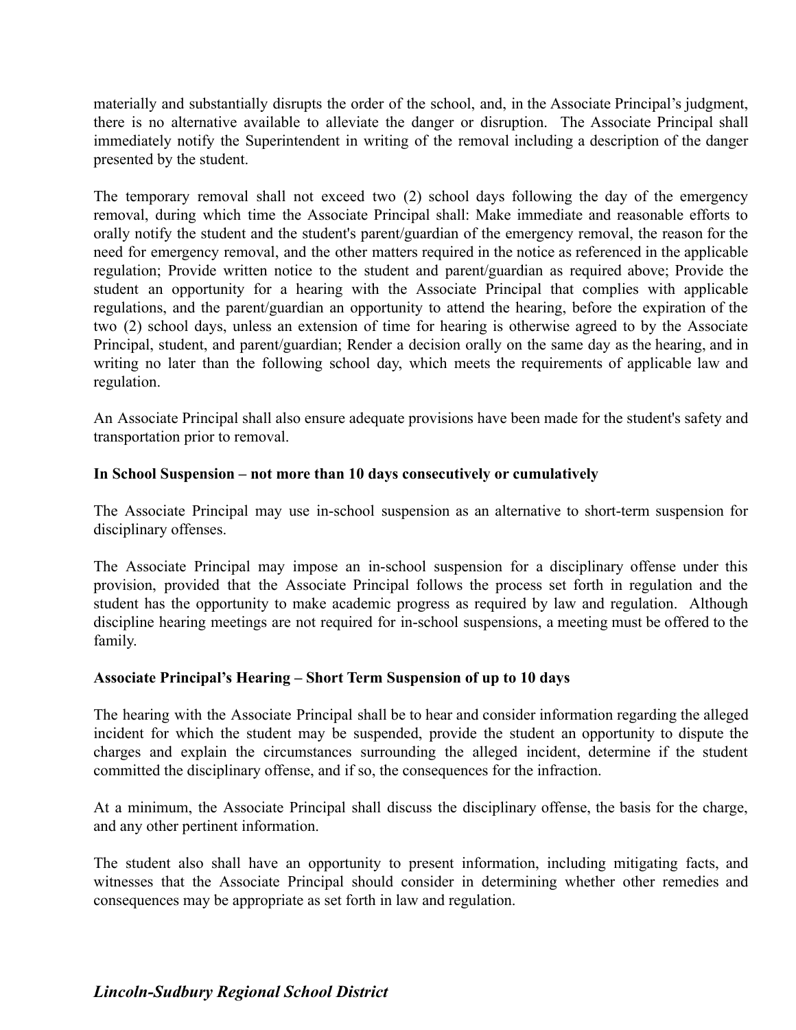materially and substantially disrupts the order of the school, and, in the Associate Principal's judgment, there is no alternative available to alleviate the danger or disruption. The Associate Principal shall immediately notify the Superintendent in writing of the removal including a description of the danger presented by the student.

The temporary removal shall not exceed two (2) school days following the day of the emergency removal, during which time the Associate Principal shall: Make immediate and reasonable efforts to orally notify the student and the student's parent/guardian of the emergency removal, the reason for the need for emergency removal, and the other matters required in the notice as referenced in the applicable regulation; Provide written notice to the student and parent/guardian as required above; Provide the student an opportunity for a hearing with the Associate Principal that complies with applicable regulations, and the parent/guardian an opportunity to attend the hearing, before the expiration of the two (2) school days, unless an extension of time for hearing is otherwise agreed to by the Associate Principal, student, and parent/guardian; Render a decision orally on the same day as the hearing, and in writing no later than the following school day, which meets the requirements of applicable law and regulation.

An Associate Principal shall also ensure adequate provisions have been made for the student's safety and transportation prior to removal.

**In School Suspension – not more than 10 days consecutively or cumulatively**

The Associate Principal may use in-school suspension as an alternative to short-term suspension for disciplinary offenses.

The Associate Principal may impose an in-school suspension for a disciplinary offense under this provision, provided that the Associate Principal follows the process set forth in regulation and the student has the opportunity to make academic progress as required by law and regulation. Although discipline hearing meetings are not required for in-school suspensions, a meeting must be offered to the family.

**Associate Principal's Hearing – Short Term Suspension of up to 10 days**

The hearing with the Associate Principal shall be to hear and consider information regarding the alleged incident for which the student may be suspended, provide the student an opportunity to dispute the charges and explain the circumstances surrounding the alleged incident, determine if the student committed the disciplinary offense, and if so, the consequences for the infraction.

At a minimum, the Associate Principal shall discuss the disciplinary offense, the basis for the charge, and any other pertinent information.

The student also shall have an opportunity to present information, including mitigating facts, and witnesses that the Associate Principal should consider in determining whether other remedies and consequences may be appropriate as set forth in law and regulation.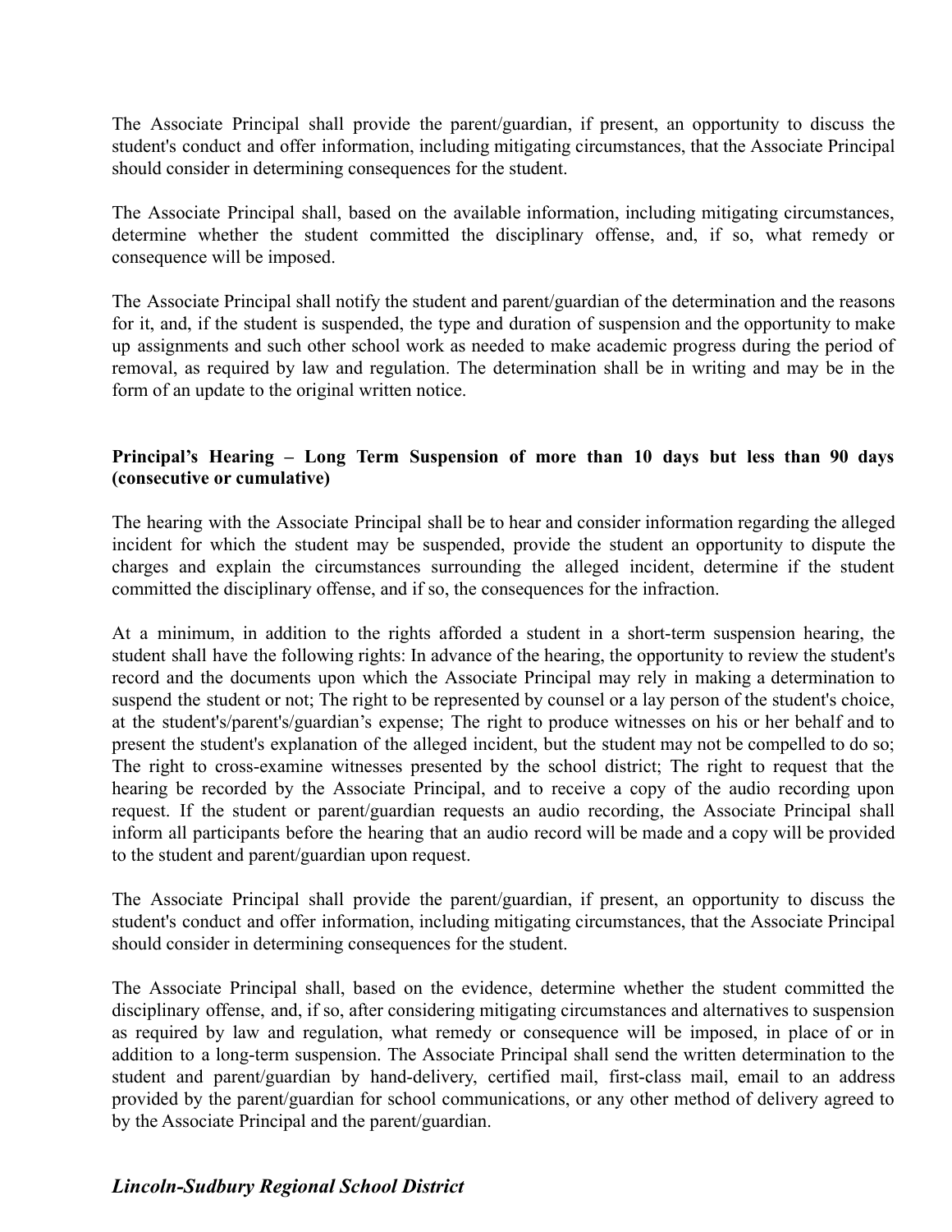The Associate Principal shall provide the parent/guardian, if present, an opportunity to discuss the student's conduct and offer information, including mitigating circumstances, that the Associate Principal should consider in determining consequences for the student.

The Associate Principal shall, based on the available information, including mitigating circumstances, determine whether the student committed the disciplinary offense, and, if so, what remedy or consequence will be imposed.

The Associate Principal shall notify the student and parent/guardian of the determination and the reasons for it, and, if the student is suspended, the type and duration of suspension and the opportunity to make up assignments and such other school work as needed to make academic progress during the period of removal, as required by law and regulation. The determination shall be in writing and may be in the form of an update to the original written notice.

**Principal's Hearing – Long Term Suspension of more than 10 days but less than 90 days (consecutive or cumulative)**

The hearing with the Associate Principal shall be to hear and consider information regarding the alleged incident for which the student may be suspended, provide the student an opportunity to dispute the charges and explain the circumstances surrounding the alleged incident, determine if the student committed the disciplinary offense, and if so, the consequences for the infraction.

At a minimum, in addition to the rights afforded a student in a short-term suspension hearing, the student shall have the following rights: In advance of the hearing, the opportunity to review the student's record and the documents upon which the Associate Principal may rely in making a determination to suspend the student or not; The right to be represented by counsel or a lay person of the student's choice, at the student's/parent's/guardian's expense; The right to produce witnesses on his or her behalf and to present the student's explanation of the alleged incident, but the student may not be compelled to do so; The right to cross-examine witnesses presented by the school district; The right to request that the hearing be recorded by the Associate Principal, and to receive a copy of the audio recording upon request. If the student or parent/guardian requests an audio recording, the Associate Principal shall inform all participants before the hearing that an audio record will be made and a copy will be provided to the student and parent/guardian upon request.

The Associate Principal shall provide the parent/guardian, if present, an opportunity to discuss the student's conduct and offer information, including mitigating circumstances, that the Associate Principal should consider in determining consequences for the student.

The Associate Principal shall, based on the evidence, determine whether the student committed the disciplinary offense, and, if so, after considering mitigating circumstances and alternatives to suspension as required by law and regulation, what remedy or consequence will be imposed, in place of or in addition to a long-term suspension. The Associate Principal shall send the written determination to the student and parent/guardian by hand-delivery, certified mail, first-class mail, email to an address provided by the parent/guardian for school communications, or any other method of delivery agreed to by the Associate Principal and the parent/guardian.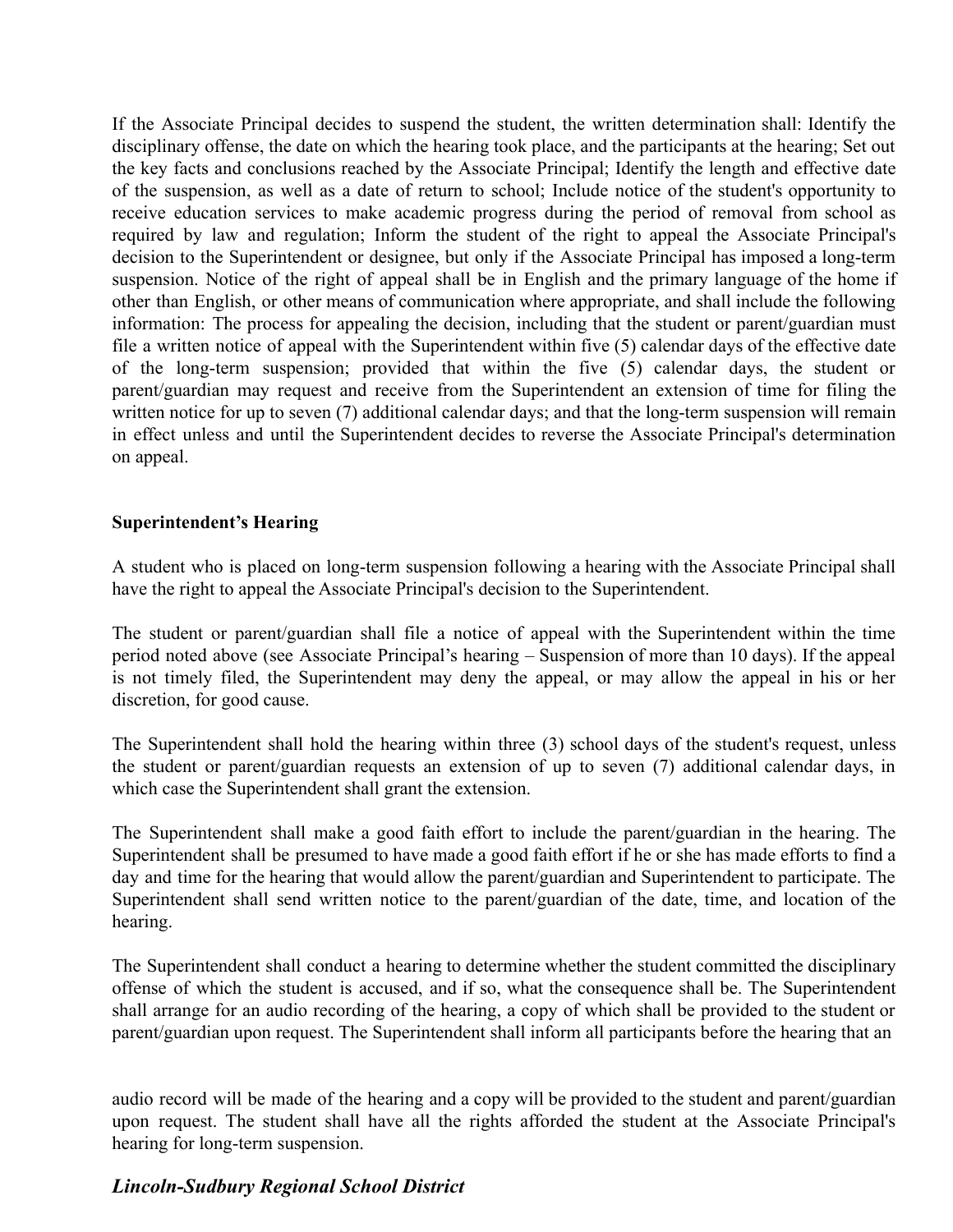If the Associate Principal decides to suspend the student, the written determination shall: Identify the disciplinary offense, the date on which the hearing took place, and the participants at the hearing; Set out the key facts and conclusions reached by the Associate Principal; Identify the length and effective date of the suspension, as well as a date of return to school; Include notice of the student's opportunity to receive education services to make academic progress during the period of removal from school as required by law and regulation; Inform the student of the right to appeal the Associate Principal's decision to the Superintendent or designee, but only if the Associate Principal has imposed a long-term suspension. Notice of the right of appeal shall be in English and the primary language of the home if other than English, or other means of communication where appropriate, and shall include the following information: The process for appealing the decision, including that the student or parent/guardian must file a written notice of appeal with the Superintendent within five (5) calendar days of the effective date of the long-term suspension; provided that within the five (5) calendar days, the student or parent/guardian may request and receive from the Superintendent an extension of time for filing the written notice for up to seven (7) additional calendar days; and that the long-term suspension will remain in effect unless and until the Superintendent decides to reverse the Associate Principal's determination on appeal.

**Superintendent's Hearing**

A student who is placed on long-term suspension following a hearing with the Associate Principal shall have the right to appeal the Associate Principal's decision to the Superintendent.

The student or parent/guardian shall file a notice of appeal with the Superintendent within the time period noted above (see Associate Principal's hearing – Suspension of more than 10 days). If the appeal is not timely filed, the Superintendent may deny the appeal, or may allow the appeal in his or her discretion, for good cause.

The Superintendent shall hold the hearing within three (3) school days of the student's request, unless the student or parent/guardian requests an extension of up to seven (7) additional calendar days, in which case the Superintendent shall grant the extension.

The Superintendent shall make a good faith effort to include the parent/guardian in the hearing. The Superintendent shall be presumed to have made a good faith effort if he or she has made efforts to find a day and time for the hearing that would allow the parent/guardian and Superintendent to participate. The Superintendent shall send written notice to the parent/guardian of the date, time, and location of the hearing.

The Superintendent shall conduct a hearing to determine whether the student committed the disciplinary offense of which the student is accused, and if so, what the consequence shall be. The Superintendent shall arrange for an audio recording of the hearing, a copy of which shall be provided to the student or parent/guardian upon request. The Superintendent shall inform all participants before the hearing that an audio record will be made of the hearing and a copy will be provided to the student and parent/guardian upon request. The student shall have all the rights afforded the student at the Associate Principal's hearing for long-term suspension.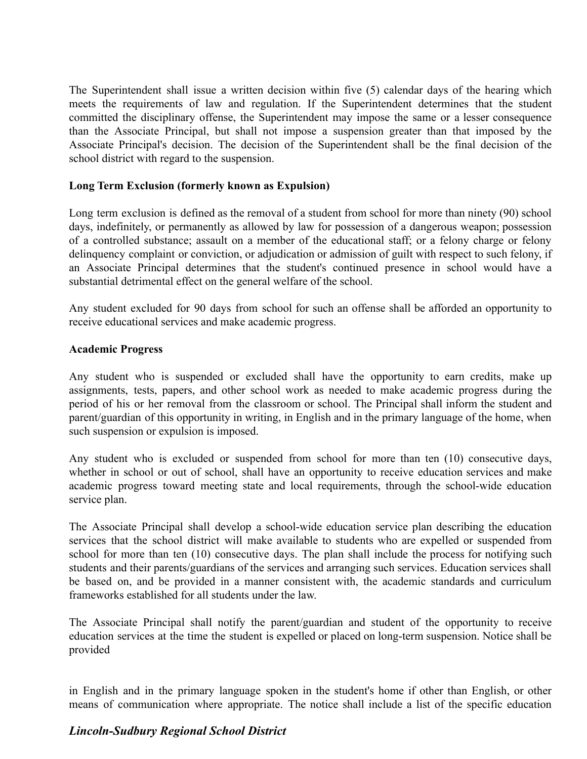The Superintendent shall issue a written decision within five (5) calendar days of the hearing which meets the requirements of law and regulation. If the Superintendent determines that the student committed the disciplinary offense, the Superintendent may impose the same or a lesser consequence than the Associate Principal, but shall not impose a suspension greater than that imposed by the Associate Principal's decision. The decision of the Superintendent shall be the final decision of the school district with regard to the suspension.

**Long Term Exclusion (formerly known as Expulsion)**

Long term exclusion is defined as the removal of a student from school for more than ninety (90) school days, indefinitely, or permanently as allowed by law for possession of a dangerous weapon; possession of a controlled substance; assault on a member of the educational staff; or a felony charge or felony delinquency complaint or conviction, or adjudication or admission of guilt with respect to such felony, if an Associate Principal determines that the student's continued presence in school would have a substantial detrimental effect on the general welfare of the school.

Any student excluded for 90 days from school for such an offense shall be afforded an opportunity to receive educational services and make academic progress.

**Academic Progress**

Any student who is suspended or excluded shall have the opportunity to earn credits, make up assignments, tests, papers, and other school work as needed to make academic progress during the period of his or her removal from the classroom or school. The Principal shall inform the student and parent/guardian of this opportunity in writing, in English and in the primary language of the home, when such suspension or expulsion is imposed.

Any student who is excluded or suspended from school for more than ten (10) consecutive days, whether in school or out of school, shall have an opportunity to receive education services and make academic progress toward meeting state and local requirements, through the school-wide education service plan.

The Associate Principal shall develop a school-wide education service plan describing the education services that the school district will make available to students who are expelled or suspended from school for more than ten (10) consecutive days. The plan shall include the process for notifying such students and their parents/guardians of the services and arranging such services. Education services shall be based on, and be provided in a manner consistent with, the academic standards and curriculum frameworks established for all students under the law.

The Associate Principal shall notify the parent/guardian and student of the opportunity to receive education services at the time the student is expelled or placed on long-term suspension. Notice shall be provided in English and in the primary language spoken in the student's home if other than English, or other means of communication where appropriate. The notice shall include a list of the specific education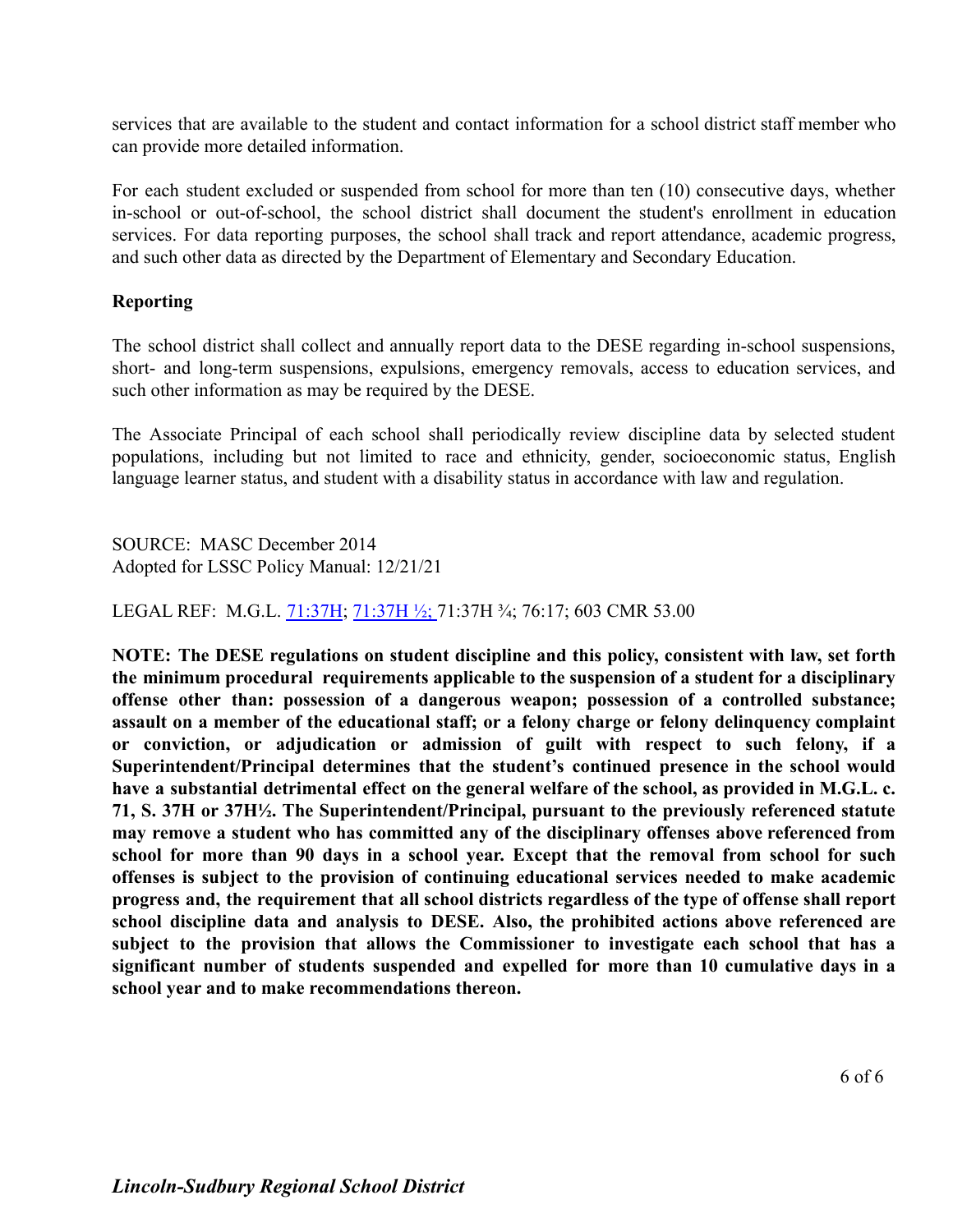services that are available to the student and contact information for a school district staff member who can provide more detailed information.

For each student excluded or suspended from school for more than ten (10) consecutive days, whether in-school or out-of-school, the school district shall document the student's enrollment in education services. For data reporting purposes, the school shall track and report attendance, academic progress, and such other data as directed by the Department of Elementary and Secondary Education.

**Reporting**

The school district shall collect and annually report data to the DESE regarding in-school suspensions, short- and long-term suspensions, expulsions, emergency removals, access to education services, and such other information as may be required by the DESE.

The Associate Principal of each school shall periodically review discipline data by selected student populations, including but not limited to race and ethnicity, gender, socioeconomic status, English language learner status, and student with a disability status in accordance with law and regulation.

SOURCE: MASC December 2014
Adopted for LSSC Policy Manual: 12/21/21

LEGAL REF: M.G.L. 71:37H; 71:37H ½; 71:37H ¾; 76:17; 603 CMR 53.00

**NOTE: The DESE regulations on student discipline and this policy, consistent with law, set forth the minimum procedural requirements applicable to the suspension of a student for a disciplinary offense other than: possession of a dangerous weapon; possession of a controlled substance; assault on a member of the educational staff; or a felony charge or felony delinquency complaint or conviction, or adjudication or admission of guilt with respect to such felony, if a Superintendent/Principal determines that the student's continued presence in the school would have a substantial detrimental effect on the general welfare of the school, as provided in M.G.L. c. 71, S. 37H or 37H½. The Superintendent/Principal, pursuant to the previously referenced statute may remove a student who has committed any of the disciplinary offenses above referenced from school for more than 90 days in a school year. Except that the removal from school for such offenses is subject to the provision of continuing educational services needed to make academic progress and, the requirement that all school districts regardless of the type of offense shall report school discipline data and analysis to DESE. Also, the prohibited actions above referenced are subject to the provision that allows the Commissioner to investigate each school that has a significant number of students suspended and expelled for more than 10 cumulative days in a school year and to make recommendations thereon.**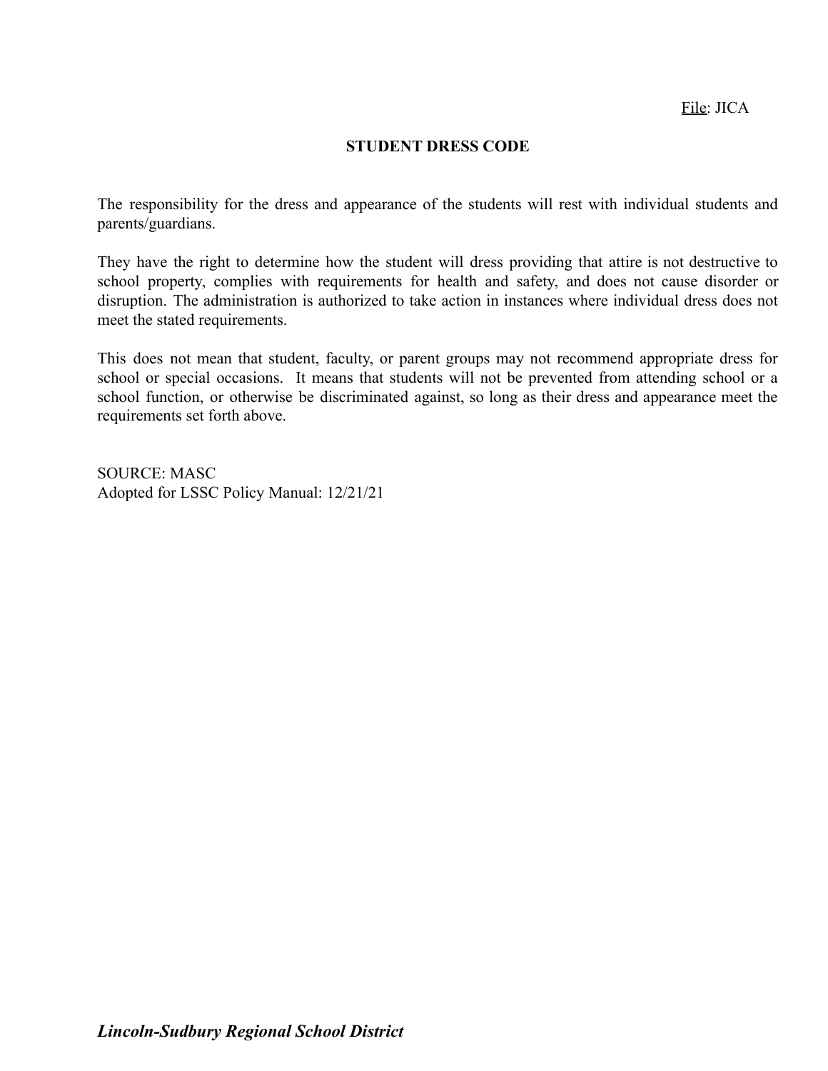File: JICA

# STUDENT DRESS CODE

The responsibility for the dress and appearance of the students will rest with individual students and parents/guardians.

They have the right to determine how the student will dress providing that attire is not destructive to school property, complies with requirements for health and safety, and does not cause disorder or disruption. The administration is authorized to take action in instances where individual dress does not meet the stated requirements.

This does not mean that student, faculty, or parent groups may not recommend appropriate dress for school or special occasions. It means that students will not be prevented from attending school or a school function, or otherwise be discriminated against, so long as their dress and appearance meet the requirements set forth above.

SOURCE: MASC
Adopted for LSSC Policy Manual: 12/21/21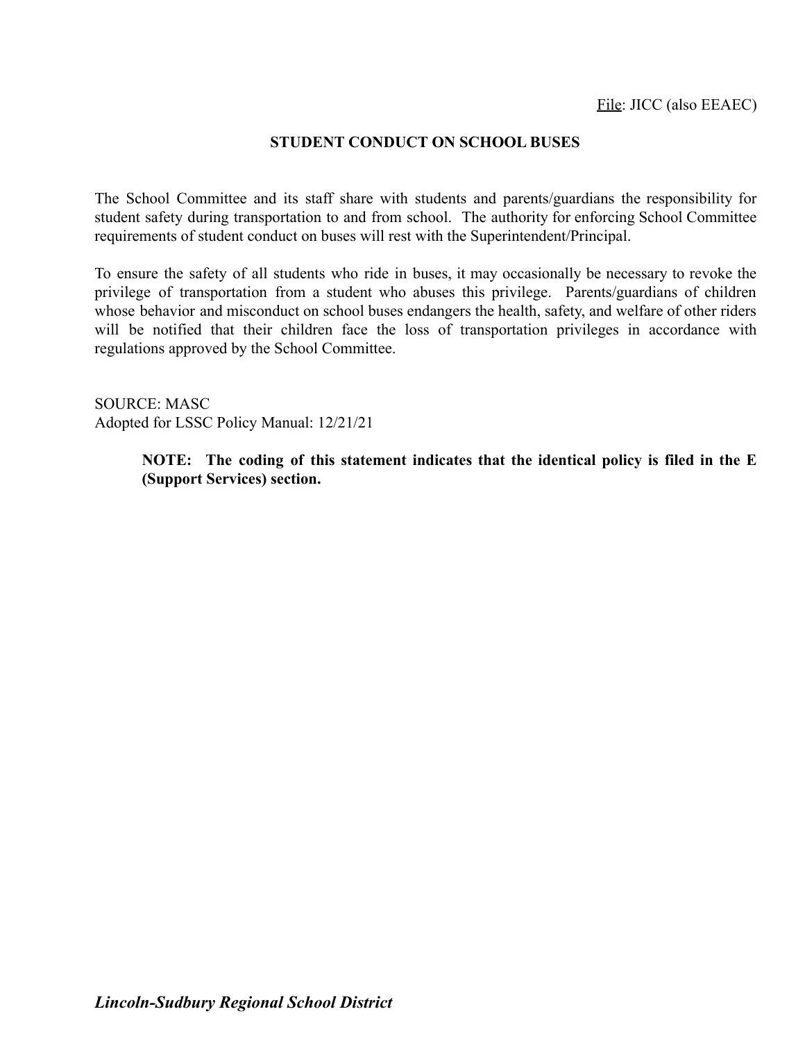File: JICC (also EEAEC)

# STUDENT CONDUCT ON SCHOOL BUSES

The School Committee and its staff share with students and parents/guardians the responsibility for student safety during transportation to and from school. The authority for enforcing School Committee requirements of student conduct on buses will rest with the Superintendent/Principal.

To ensure the safety of all students who ride in buses, it may occasionally be necessary to revoke the privilege of transportation from a student who abuses this privilege. Parents/guardians of children whose behavior and misconduct on school buses endangers the health, safety, and welfare of other riders will be notified that their children face the loss of transportation privileges in accordance with regulations approved by the School Committee.

SOURCE: MASC
Adopted for LSSC Policy Manual: 12/21/21

**NOTE: The coding of this statement indicates that the identical policy is filed in the E (Support Services) section.**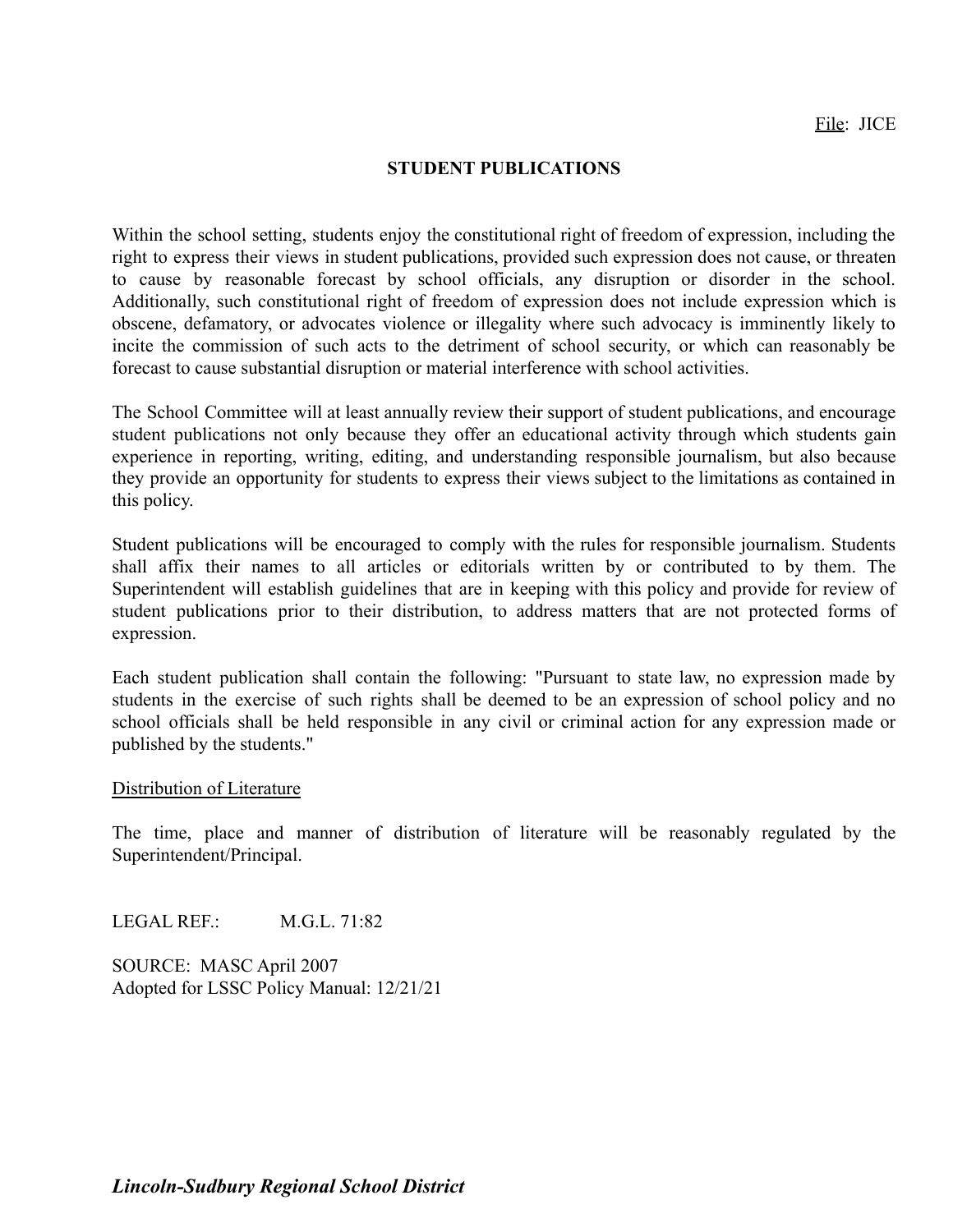File: JICE

## STUDENT PUBLICATIONS

Within the school setting, students enjoy the constitutional right of freedom of expression, including the right to express their views in student publications, provided such expression does not cause, or threaten to cause by reasonable forecast by school officials, any disruption or disorder in the school. Additionally, such constitutional right of freedom of expression does not include expression which is obscene, defamatory, or advocates violence or illegality where such advocacy is imminently likely to incite the commission of such acts to the detriment of school security, or which can reasonably be forecast to cause substantial disruption or material interference with school activities.

The School Committee will at least annually review their support of student publications, and encourage student publications not only because they offer an educational activity through which students gain experience in reporting, writing, editing, and understanding responsible journalism, but also because they provide an opportunity for students to express their views subject to the limitations as contained in this policy.

Student publications will be encouraged to comply with the rules for responsible journalism. Students shall affix their names to all articles or editorials written by or contributed to by them. The Superintendent will establish guidelines that are in keeping with this policy and provide for review of student publications prior to their distribution, to address matters that are not protected forms of expression.

Each student publication shall contain the following: "Pursuant to state law, no expression made by students in the exercise of such rights shall be deemed to be an expression of school policy and no school officials shall be held responsible in any civil or criminal action for any expression made or published by the students."

### Distribution of Literature

The time, place and manner of distribution of literature will be reasonably regulated by the Superintendent/Principal.

LEGAL REF.: M.G.L. 71:82

SOURCE: MASC April 2007
Adopted for LSSC Policy Manual: 12/21/21

***Lincoln-Sudbury Regional School District***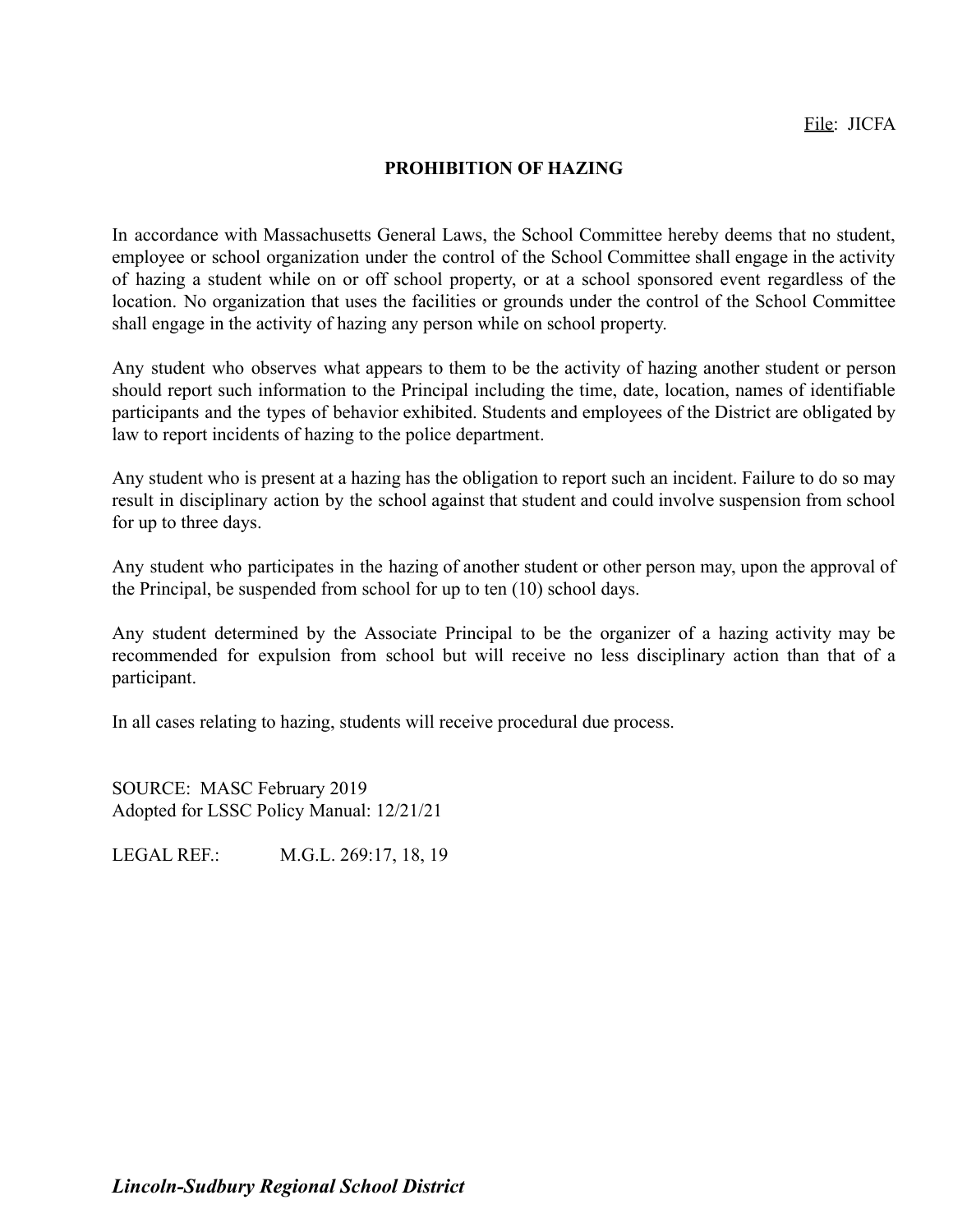File: JICFA

# PROHIBITION OF HAZING

In accordance with Massachusetts General Laws, the School Committee hereby deems that no student, employee or school organization under the control of the School Committee shall engage in the activity of hazing a student while on or off school property, or at a school sponsored event regardless of the location. No organization that uses the facilities or grounds under the control of the School Committee shall engage in the activity of hazing any person while on school property.

Any student who observes what appears to them to be the activity of hazing another student or person should report such information to the Principal including the time, date, location, names of identifiable participants and the types of behavior exhibited. Students and employees of the District are obligated by law to report incidents of hazing to the police department.

Any student who is present at a hazing has the obligation to report such an incident. Failure to do so may result in disciplinary action by the school against that student and could involve suspension from school for up to three days.

Any student who participates in the hazing of another student or other person may, upon the approval of the Principal, be suspended from school for up to ten (10) school days.

Any student determined by the Associate Principal to be the organizer of a hazing activity may be recommended for expulsion from school but will receive no less disciplinary action than that of a participant.

In all cases relating to hazing, students will receive procedural due process.

SOURCE: MASC February 2019
Adopted for LSSC Policy Manual: 12/21/21

LEGAL REF.: M.G.L. 269:17, 18, 19

***Lincoln-Sudbury Regional School District***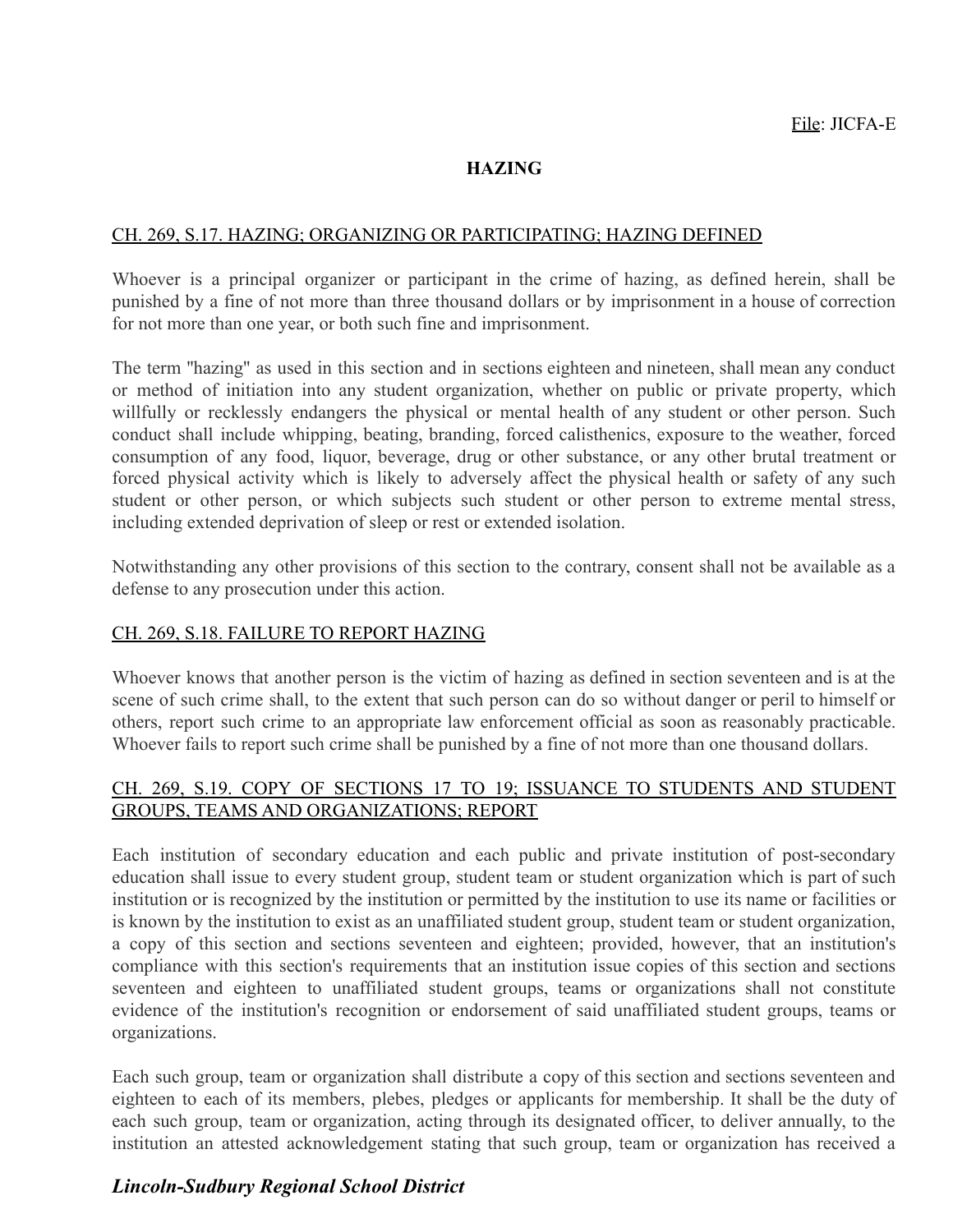File: JICFA-E

# HAZING

## CH. 269, S.17. HAZING; ORGANIZING OR PARTICIPATING; HAZING DEFINED

Whoever is a principal organizer or participant in the crime of hazing, as defined herein, shall be punished by a fine of not more than three thousand dollars or by imprisonment in a house of correction for not more than one year, or both such fine and imprisonment.

The term "hazing" as used in this section and in sections eighteen and nineteen, shall mean any conduct or method of initiation into any student organization, whether on public or private property, which willfully or recklessly endangers the physical or mental health of any student or other person. Such conduct shall include whipping, beating, branding, forced calisthenics, exposure to the weather, forced consumption of any food, liquor, beverage, drug or other substance, or any other brutal treatment or forced physical activity which is likely to adversely affect the physical health or safety of any such student or other person, or which subjects such student or other person to extreme mental stress, including extended deprivation of sleep or rest or extended isolation.

Notwithstanding any other provisions of this section to the contrary, consent shall not be available as a defense to any prosecution under this action.

## CH. 269, S.18. FAILURE TO REPORT HAZING

Whoever knows that another person is the victim of hazing as defined in section seventeen and is at the scene of such crime shall, to the extent that such person can do so without danger or peril to himself or others, report such crime to an appropriate law enforcement official as soon as reasonably practicable. Whoever fails to report such crime shall be punished by a fine of not more than one thousand dollars.

## CH. 269, S.19. COPY OF SECTIONS 17 TO 19; ISSUANCE TO STUDENTS AND STUDENT GROUPS, TEAMS AND ORGANIZATIONS; REPORT

Each institution of secondary education and each public and private institution of post-secondary education shall issue to every student group, student team or student organization which is part of such institution or is recognized by the institution or permitted by the institution to use its name or facilities or is known by the institution to exist as an unaffiliated student group, student team or student organization, a copy of this section and sections seventeen and eighteen; provided, however, that an institution's compliance with this section's requirements that an institution issue copies of this section and sections seventeen and eighteen to unaffiliated student groups, teams or organizations shall not constitute evidence of the institution's recognition or endorsement of said unaffiliated student groups, teams or organizations.

Each such group, team or organization shall distribute a copy of this section and sections seventeen and eighteen to each of its members, plebes, pledges or applicants for membership. It shall be the duty of each such group, team or organization, acting through its designated officer, to deliver annually, to the institution an attested acknowledgement stating that such group, team or organization has received a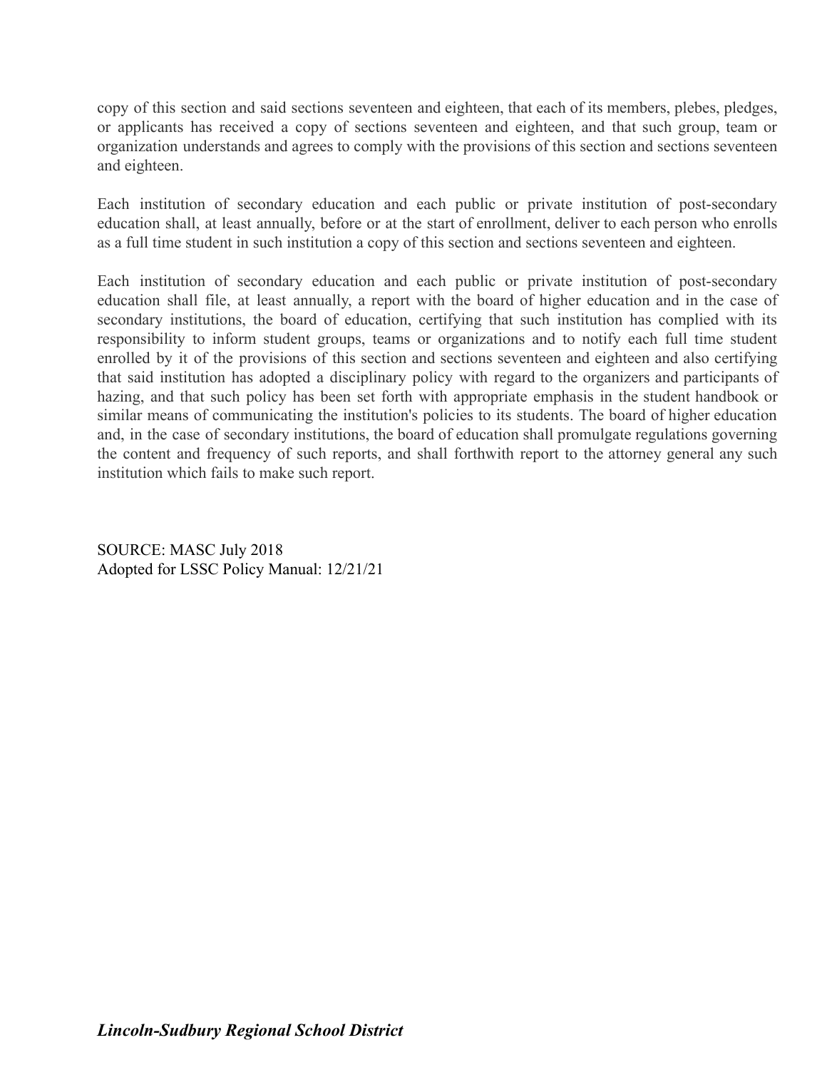copy of this section and said sections seventeen and eighteen, that each of its members, plebes, pledges, or applicants has received a copy of sections seventeen and eighteen, and that such group, team or organization understands and agrees to comply with the provisions of this section and sections seventeen and eighteen.

Each institution of secondary education and each public or private institution of post-secondary education shall, at least annually, before or at the start of enrollment, deliver to each person who enrolls as a full time student in such institution a copy of this section and sections seventeen and eighteen.

Each institution of secondary education and each public or private institution of post-secondary education shall file, at least annually, a report with the board of higher education and in the case of secondary institutions, the board of education, certifying that such institution has complied with its responsibility to inform student groups, teams or organizations and to notify each full time student enrolled by it of the provisions of this section and sections seventeen and eighteen and also certifying that said institution has adopted a disciplinary policy with regard to the organizers and participants of hazing, and that such policy has been set forth with appropriate emphasis in the student handbook or similar means of communicating the institution's policies to its students. The board of higher education and, in the case of secondary institutions, the board of education shall promulgate regulations governing the content and frequency of such reports, and shall forthwith report to the attorney general any such institution which fails to make such report.

SOURCE: MASC July 2018
Adopted for LSSC Policy Manual: 12/21/21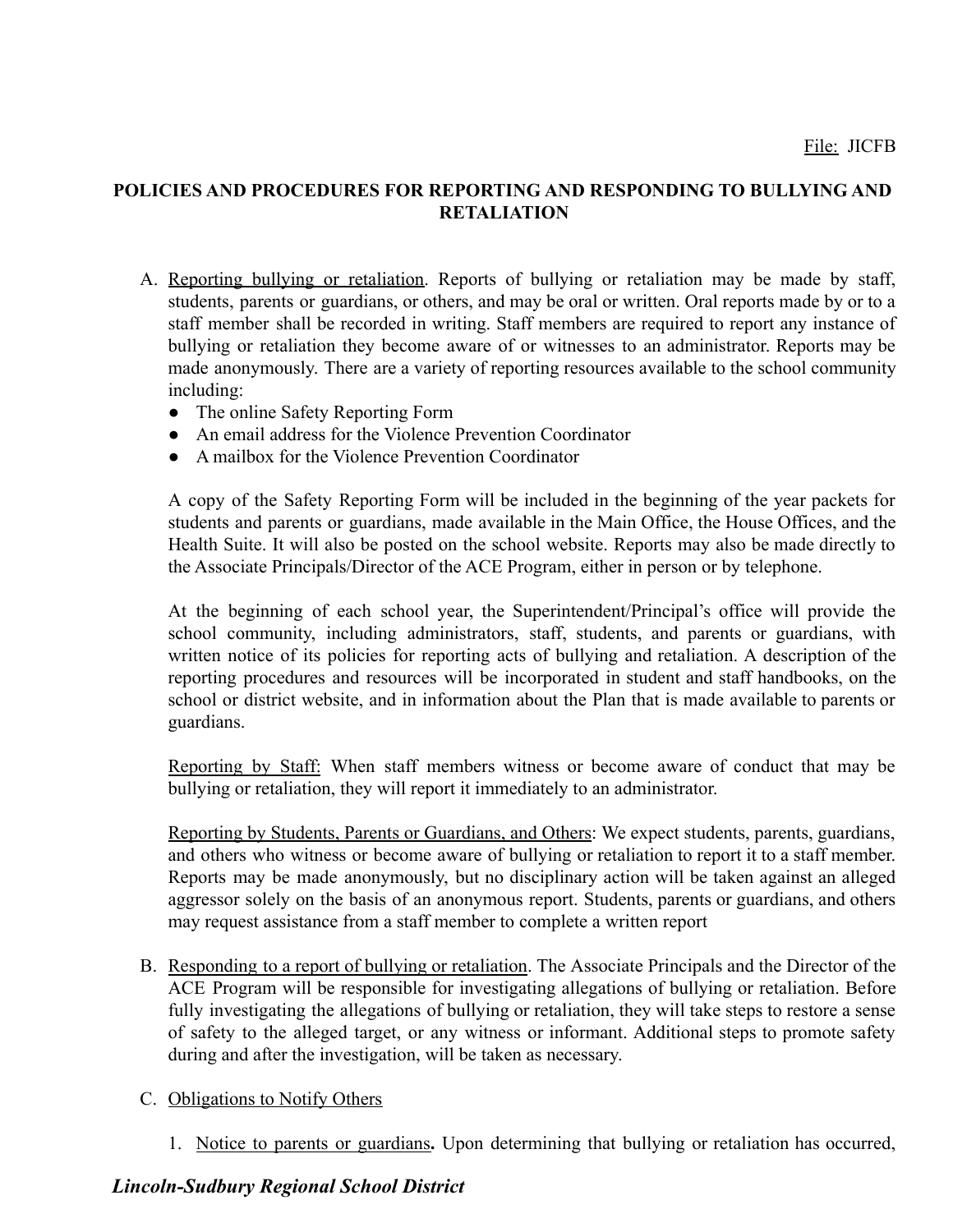File: JICFB

## POLICIES AND PROCEDURES FOR REPORTING AND RESPONDING TO BULLYING AND RETALIATION

A. Reporting bullying or retaliation. Reports of bullying or retaliation may be made by staff, students, parents or guardians, or others, and may be oral or written. Oral reports made by or to a staff member shall be recorded in writing. Staff members are required to report any instance of bullying or retaliation they become aware of or witnesses to an administrator. Reports may be made anonymously. There are a variety of reporting resources available to the school community including:
   - The online Safety Reporting Form
   - An email address for the Violence Prevention Coordinator
   - A mailbox for the Violence Prevention Coordinator

   A copy of the Safety Reporting Form will be included in the beginning of the year packets for students and parents or guardians, made available in the Main Office, the House Offices, and the Health Suite. It will also be posted on the school website. Reports may also be made directly to the Associate Principals/Director of the ACE Program, either in person or by telephone.

   At the beginning of each school year, the Superintendent/Principal's office will provide the school community, including administrators, staff, students, and parents or guardians, with written notice of its policies for reporting acts of bullying and retaliation. A description of the reporting procedures and resources will be incorporated in student and staff handbooks, on the school or district website, and in information about the Plan that is made available to parents or guardians.

   Reporting by Staff: When staff members witness or become aware of conduct that may be bullying or retaliation, they will report it immediately to an administrator.

   Reporting by Students, Parents or Guardians, and Others: We expect students, parents, guardians, and others who witness or become aware of bullying or retaliation to report it to a staff member. Reports may be made anonymously, but no disciplinary action will be taken against an alleged aggressor solely on the basis of an anonymous report. Students, parents or guardians, and others may request assistance from a staff member to complete a written report

B. Responding to a report of bullying or retaliation. The Associate Principals and the Director of the ACE Program will be responsible for investigating allegations of bullying or retaliation. Before fully investigating the allegations of bullying or retaliation, they will take steps to restore a sense of safety to the alleged target, or any witness or informant. Additional steps to promote safety during and after the investigation, will be taken as necessary.

C. Obligations to Notify Others

   1. Notice to parents or guardians**.** Upon determining that bullying or retaliation has occurred,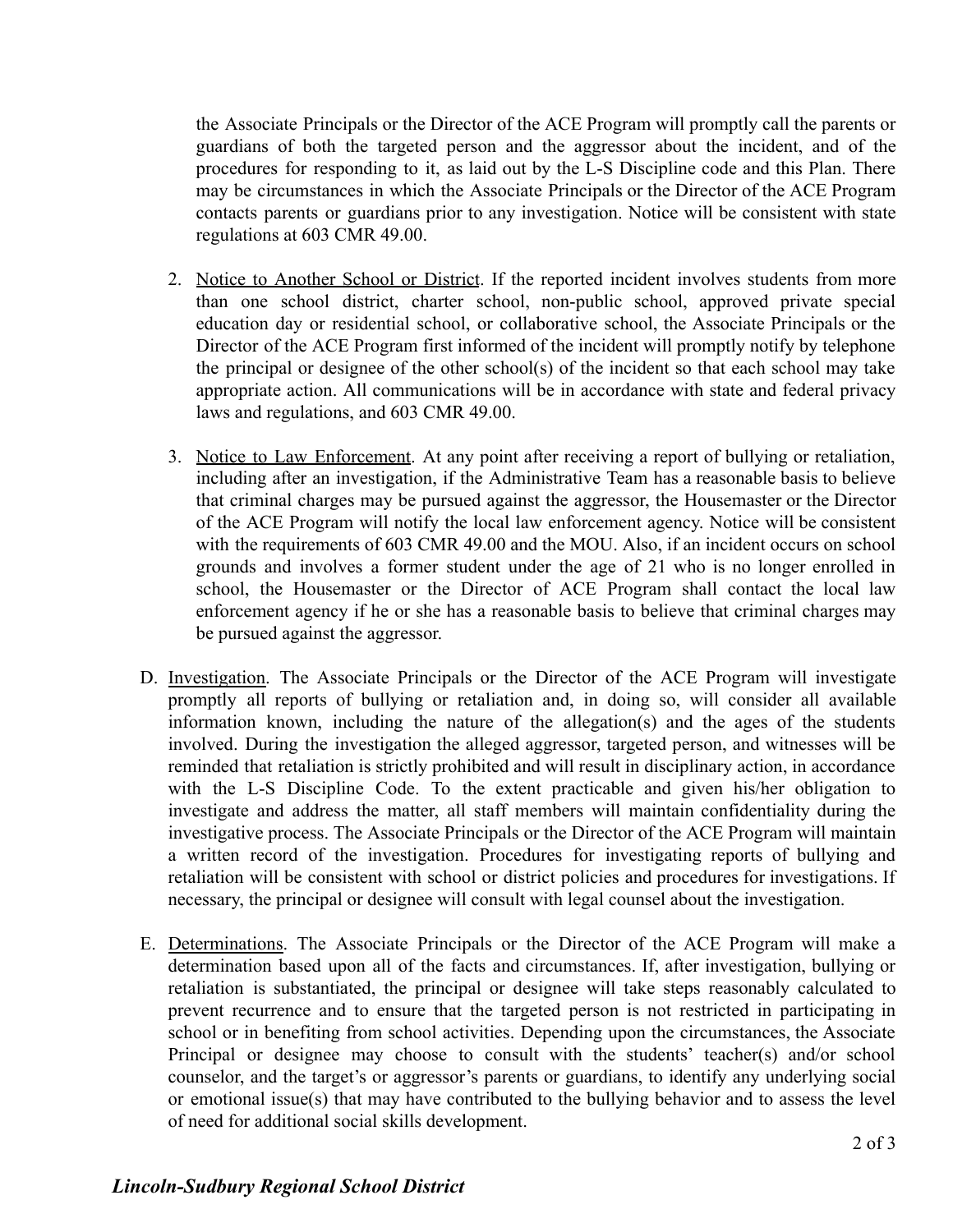the Associate Principals or the Director of the ACE Program will promptly call the parents or guardians of both the targeted person and the aggressor about the incident, and of the procedures for responding to it, as laid out by the L-S Discipline code and this Plan. There may be circumstances in which the Associate Principals or the Director of the ACE Program contacts parents or guardians prior to any investigation. Notice will be consistent with state regulations at 603 CMR 49.00.

2. Notice to Another School or District. If the reported incident involves students from more than one school district, charter school, non-public school, approved private special education day or residential school, or collaborative school, the Associate Principals or the Director of the ACE Program first informed of the incident will promptly notify by telephone the principal or designee of the other school(s) of the incident so that each school may take appropriate action. All communications will be in accordance with state and federal privacy laws and regulations, and 603 CMR 49.00.

3. Notice to Law Enforcement. At any point after receiving a report of bullying or retaliation, including after an investigation, if the Administrative Team has a reasonable basis to believe that criminal charges may be pursued against the aggressor, the Housemaster or the Director of the ACE Program will notify the local law enforcement agency. Notice will be consistent with the requirements of 603 CMR 49.00 and the MOU. Also, if an incident occurs on school grounds and involves a former student under the age of 21 who is no longer enrolled in school, the Housemaster or the Director of ACE Program shall contact the local law enforcement agency if he or she has a reasonable basis to believe that criminal charges may be pursued against the aggressor.

D. Investigation. The Associate Principals or the Director of the ACE Program will investigate promptly all reports of bullying or retaliation and, in doing so, will consider all available information known, including the nature of the allegation(s) and the ages of the students involved. During the investigation the alleged aggressor, targeted person, and witnesses will be reminded that retaliation is strictly prohibited and will result in disciplinary action, in accordance with the L-S Discipline Code. To the extent practicable and given his/her obligation to investigate and address the matter, all staff members will maintain confidentiality during the investigative process. The Associate Principals or the Director of the ACE Program will maintain a written record of the investigation. Procedures for investigating reports of bullying and retaliation will be consistent with school or district policies and procedures for investigations. If necessary, the principal or designee will consult with legal counsel about the investigation.

E. Determinations. The Associate Principals or the Director of the ACE Program will make a determination based upon all of the facts and circumstances. If, after investigation, bullying or retaliation is substantiated, the principal or designee will take steps reasonably calculated to prevent recurrence and to ensure that the targeted person is not restricted in participating in school or in benefiting from school activities. Depending upon the circumstances, the Associate Principal or designee may choose to consult with the students' teacher(s) and/or school counselor, and the target's or aggressor's parents or guardians, to identify any underlying social or emotional issue(s) that may have contributed to the bullying behavior and to assess the level of need for additional social skills development.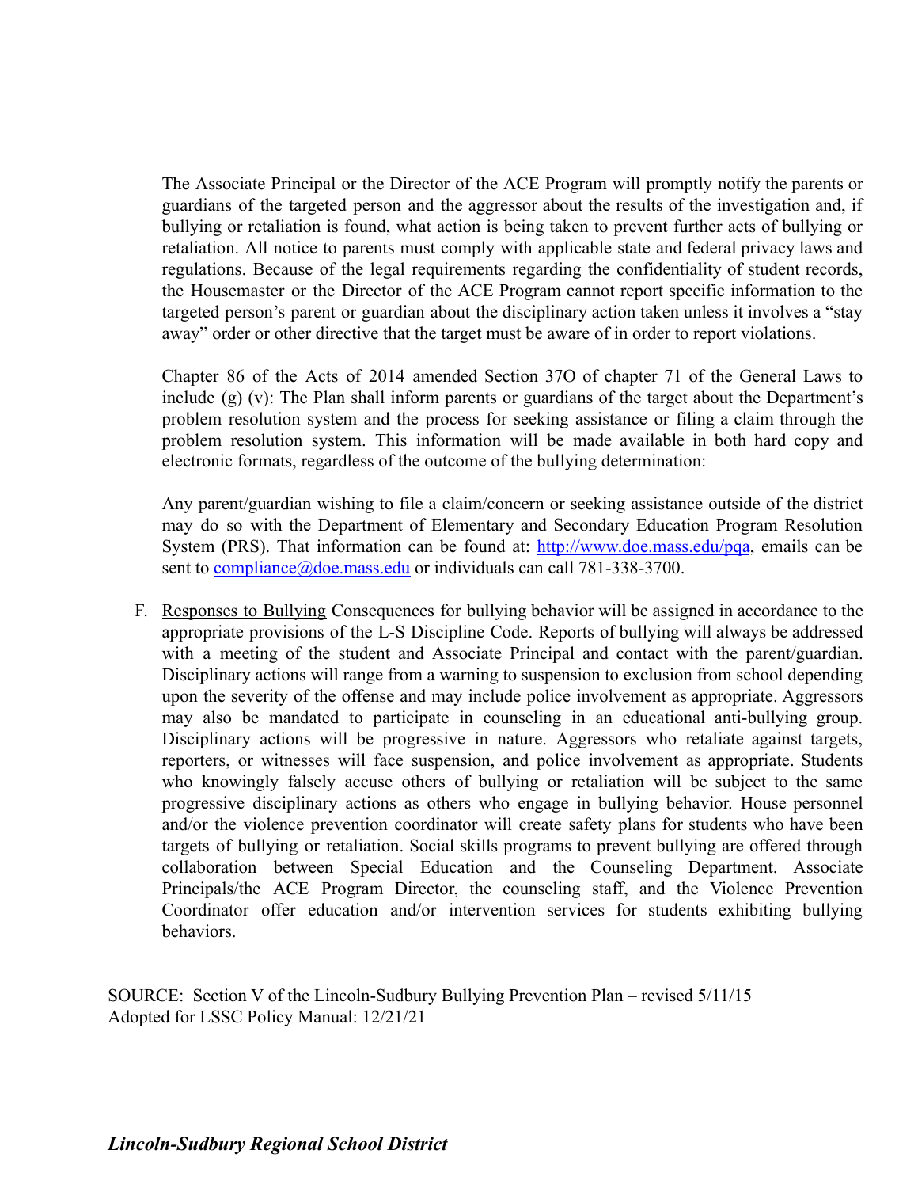The Associate Principal or the Director of the ACE Program will promptly notify the parents or guardians of the targeted person and the aggressor about the results of the investigation and, if bullying or retaliation is found, what action is being taken to prevent further acts of bullying or retaliation. All notice to parents must comply with applicable state and federal privacy laws and regulations. Because of the legal requirements regarding the confidentiality of student records, the Housemaster or the Director of the ACE Program cannot report specific information to the targeted person's parent or guardian about the disciplinary action taken unless it involves a "stay away" order or other directive that the target must be aware of in order to report violations.

Chapter 86 of the Acts of 2014 amended Section 37O of chapter 71 of the General Laws to include (g) (v): The Plan shall inform parents or guardians of the target about the Department's problem resolution system and the process for seeking assistance or filing a claim through the problem resolution system. This information will be made available in both hard copy and electronic formats, regardless of the outcome of the bullying determination:

Any parent/guardian wishing to file a claim/concern or seeking assistance outside of the district may do so with the Department of Elementary and Secondary Education Program Resolution System (PRS). That information can be found at: [http://www.doe.mass.edu/pqa](http://www.doe.mass.edu/pqa), emails can be sent to [compliance@doe.mass.edu](mailto:compliance@doe.mass.edu) or individuals can call 781-338-3700.

F. Responses to Bullying Consequences for bullying behavior will be assigned in accordance to the appropriate provisions of the L-S Discipline Code. Reports of bullying will always be addressed with a meeting of the student and Associate Principal and contact with the parent/guardian. Disciplinary actions will range from a warning to suspension to exclusion from school depending upon the severity of the offense and may include police involvement as appropriate. Aggressors may also be mandated to participate in counseling in an educational anti-bullying group. Disciplinary actions will be progressive in nature. Aggressors who retaliate against targets, reporters, or witnesses will face suspension, and police involvement as appropriate. Students who knowingly falsely accuse others of bullying or retaliation will be subject to the same progressive disciplinary actions as others who engage in bullying behavior. House personnel and/or the violence prevention coordinator will create safety plans for students who have been targets of bullying or retaliation. Social skills programs to prevent bullying are offered through collaboration between Special Education and the Counseling Department. Associate Principals/the ACE Program Director, the counseling staff, and the Violence Prevention Coordinator offer education and/or intervention services for students exhibiting bullying behaviors.

SOURCE: Section V of the Lincoln-Sudbury Bullying Prevention Plan – revised 5/11/15
Adopted for LSSC Policy Manual: 12/21/21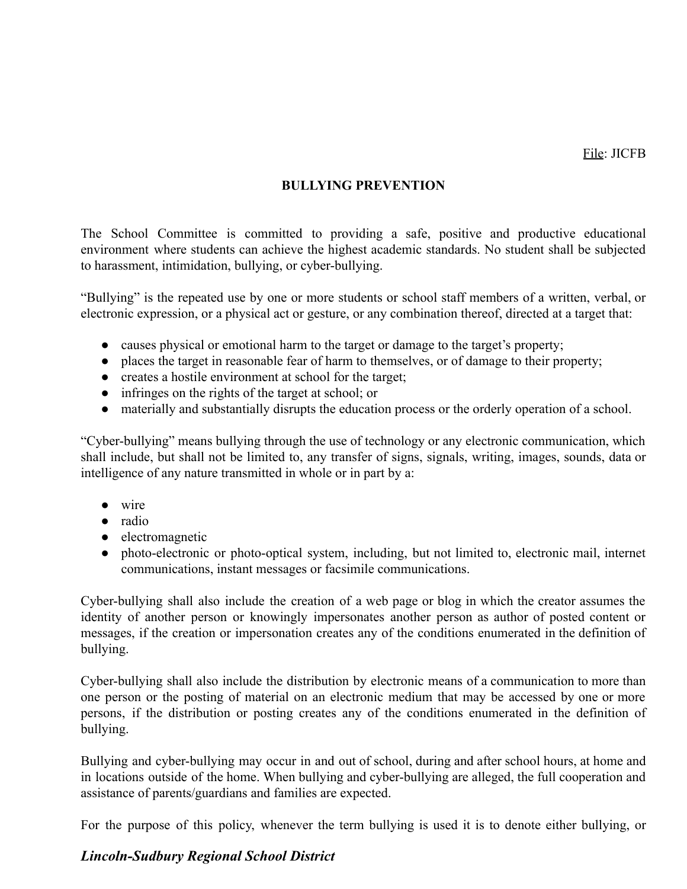File: JICFB

## BULLYING PREVENTION

The School Committee is committed to providing a safe, positive and productive educational environment where students can achieve the highest academic standards. No student shall be subjected to harassment, intimidation, bullying, or cyber-bullying.

"Bullying" is the repeated use by one or more students or school staff members of a written, verbal, or electronic expression, or a physical act or gesture, or any combination thereof, directed at a target that:

- causes physical or emotional harm to the target or damage to the target's property;
- places the target in reasonable fear of harm to themselves, or of damage to their property;
- creates a hostile environment at school for the target;
- infringes on the rights of the target at school; or
- materially and substantially disrupts the education process or the orderly operation of a school.

"Cyber-bullying" means bullying through the use of technology or any electronic communication, which shall include, but shall not be limited to, any transfer of signs, signals, writing, images, sounds, data or intelligence of any nature transmitted in whole or in part by a:

- wire
- radio
- electromagnetic
- photo-electronic or photo-optical system, including, but not limited to, electronic mail, internet communications, instant messages or facsimile communications.

Cyber-bullying shall also include the creation of a web page or blog in which the creator assumes the identity of another person or knowingly impersonates another person as author of posted content or messages, if the creation or impersonation creates any of the conditions enumerated in the definition of bullying.

Cyber-bullying shall also include the distribution by electronic means of a communication to more than one person or the posting of material on an electronic medium that may be accessed by one or more persons, if the distribution or posting creates any of the conditions enumerated in the definition of bullying.

Bullying and cyber-bullying may occur in and out of school, during and after school hours, at home and in locations outside of the home. When bullying and cyber-bullying are alleged, the full cooperation and assistance of parents/guardians and families are expected.

For the purpose of this policy, whenever the term bullying is used it is to denote either bullying, or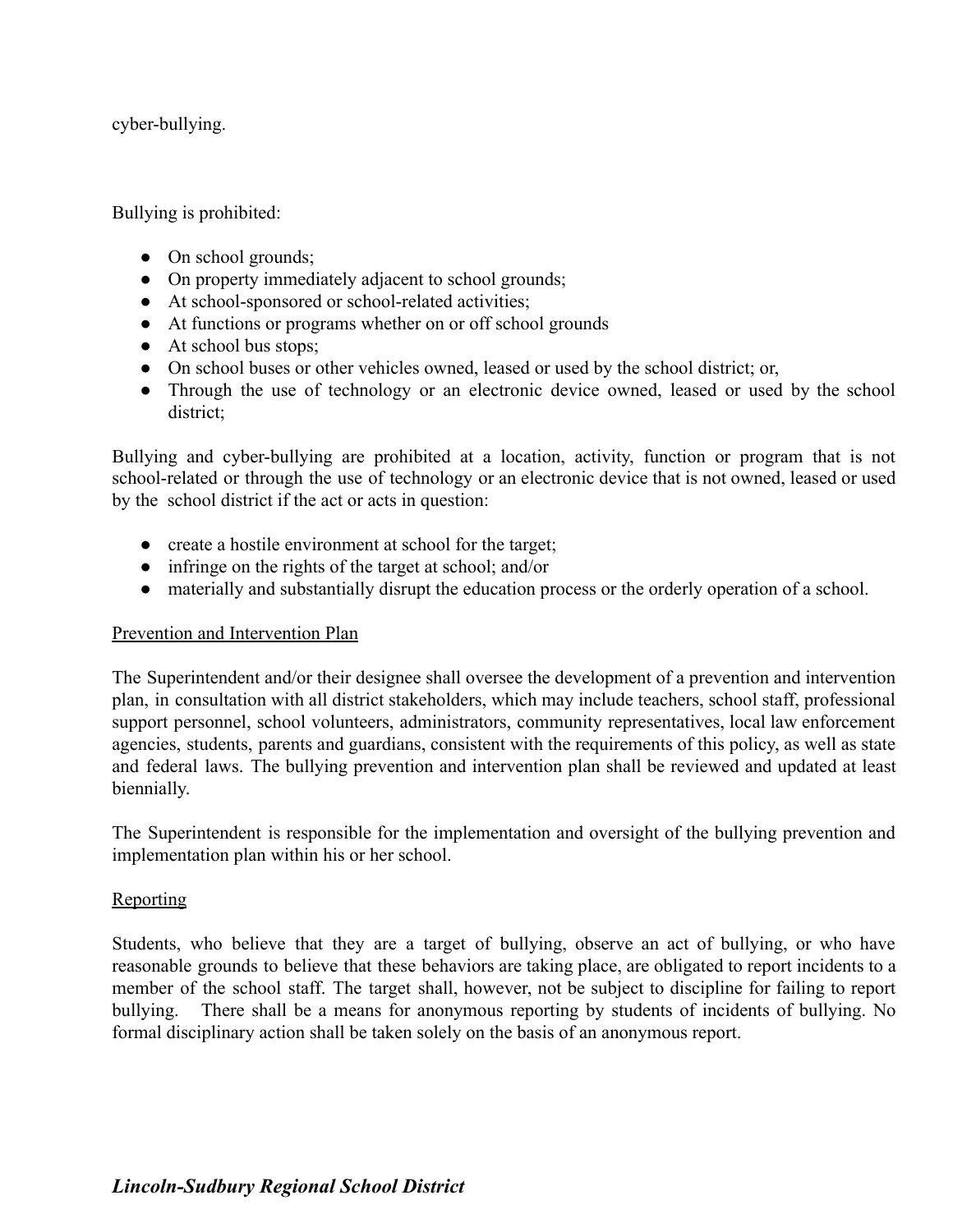cyber-bullying.

Bullying is prohibited:

- On school grounds;
- On property immediately adjacent to school grounds;
- At school-sponsored or school-related activities;
- At functions or programs whether on or off school grounds
- At school bus stops;
- On school buses or other vehicles owned, leased or used by the school district; or,
- Through the use of technology or an electronic device owned, leased or used by the school district;

Bullying and cyber-bullying are prohibited at a location, activity, function or program that is not school-related or through the use of technology or an electronic device that is not owned, leased or used by the school district if the act or acts in question:

- create a hostile environment at school for the target;
- infringe on the rights of the target at school; and/or
- materially and substantially disrupt the education process or the orderly operation of a school.

<u>Prevention and Intervention Plan</u>

The Superintendent and/or their designee shall oversee the development of a prevention and intervention plan, in consultation with all district stakeholders, which may include teachers, school staff, professional support personnel, school volunteers, administrators, community representatives, local law enforcement agencies, students, parents and guardians, consistent with the requirements of this policy, as well as state and federal laws. The bullying prevention and intervention plan shall be reviewed and updated at least biennially.

The Superintendent is responsible for the implementation and oversight of the bullying prevention and implementation plan within his or her school.

<u>Reporting</u>

Students, who believe that they are a target of bullying, observe an act of bullying, or who have reasonable grounds to believe that these behaviors are taking place, are obligated to report incidents to a member of the school staff. The target shall, however, not be subject to discipline for failing to report bullying. There shall be a means for anonymous reporting by students of incidents of bullying. No formal disciplinary action shall be taken solely on the basis of an anonymous report.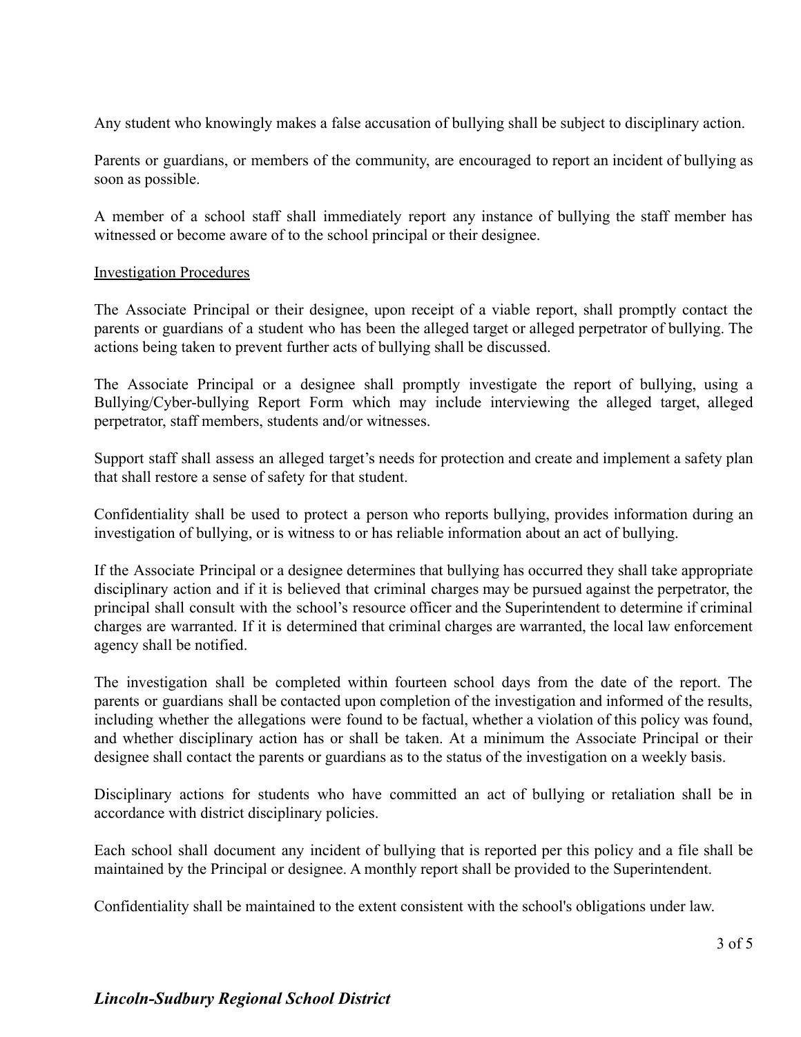Any student who knowingly makes a false accusation of bullying shall be subject to disciplinary action.

Parents or guardians, or members of the community, are encouraged to report an incident of bullying as soon as possible.

A member of a school staff shall immediately report any instance of bullying the staff member has witnessed or become aware of to the school principal or their designee.

Investigation Procedures

The Associate Principal or their designee, upon receipt of a viable report, shall promptly contact the parents or guardians of a student who has been the alleged target or alleged perpetrator of bullying. The actions being taken to prevent further acts of bullying shall be discussed.

The Associate Principal or a designee shall promptly investigate the report of bullying, using a Bullying/Cyber-bullying Report Form which may include interviewing the alleged target, alleged perpetrator, staff members, students and/or witnesses.

Support staff shall assess an alleged target's needs for protection and create and implement a safety plan that shall restore a sense of safety for that student.

Confidentiality shall be used to protect a person who reports bullying, provides information during an investigation of bullying, or is witness to or has reliable information about an act of bullying.

If the Associate Principal or a designee determines that bullying has occurred they shall take appropriate disciplinary action and if it is believed that criminal charges may be pursued against the perpetrator, the principal shall consult with the school's resource officer and the Superintendent to determine if criminal charges are warranted. If it is determined that criminal charges are warranted, the local law enforcement agency shall be notified.

The investigation shall be completed within fourteen school days from the date of the report. The parents or guardians shall be contacted upon completion of the investigation and informed of the results, including whether the allegations were found to be factual, whether a violation of this policy was found, and whether disciplinary action has or shall be taken. At a minimum the Associate Principal or their designee shall contact the parents or guardians as to the status of the investigation on a weekly basis.

Disciplinary actions for students who have committed an act of bullying or retaliation shall be in accordance with district disciplinary policies.

Each school shall document any incident of bullying that is reported per this policy and a file shall be maintained by the Principal or designee. A monthly report shall be provided to the Superintendent.

Confidentiality shall be maintained to the extent consistent with the school's obligations under law.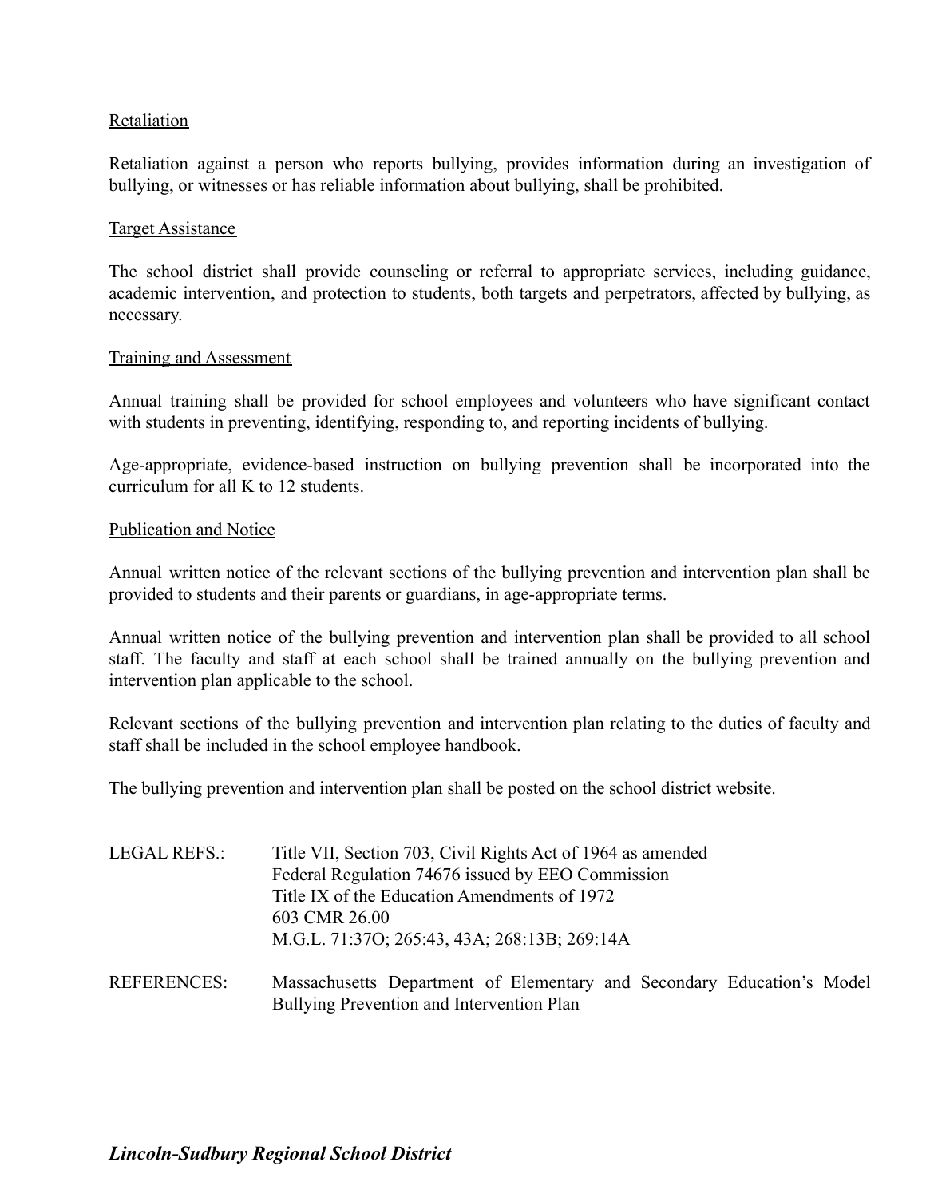Retaliation

Retaliation against a person who reports bullying, provides information during an investigation of bullying, or witnesses or has reliable information about bullying, shall be prohibited.

Target Assistance

The school district shall provide counseling or referral to appropriate services, including guidance, academic intervention, and protection to students, both targets and perpetrators, affected by bullying, as necessary.

Training and Assessment

Annual training shall be provided for school employees and volunteers who have significant contact with students in preventing, identifying, responding to, and reporting incidents of bullying.

Age-appropriate, evidence-based instruction on bullying prevention shall be incorporated into the curriculum for all K to 12 students.

Publication and Notice

Annual written notice of the relevant sections of the bullying prevention and intervention plan shall be provided to students and their parents or guardians, in age-appropriate terms.

Annual written notice of the bullying prevention and intervention plan shall be provided to all school staff. The faculty and staff at each school shall be trained annually on the bullying prevention and intervention plan applicable to the school.

Relevant sections of the bullying prevention and intervention plan relating to the duties of faculty and staff shall be included in the school employee handbook.

The bullying prevention and intervention plan shall be posted on the school district website.

LEGAL REFS.: Title VII, Section 703, Civil Rights Act of 1964 as amended
Federal Regulation 74676 issued by EEO Commission
Title IX of the Education Amendments of 1972
603 CMR 26.00
M.G.L. 71:37O; 265:43, 43A; 268:13B; 269:14A

REFERENCES: Massachusetts Department of Elementary and Secondary Education's Model Bullying Prevention and Intervention Plan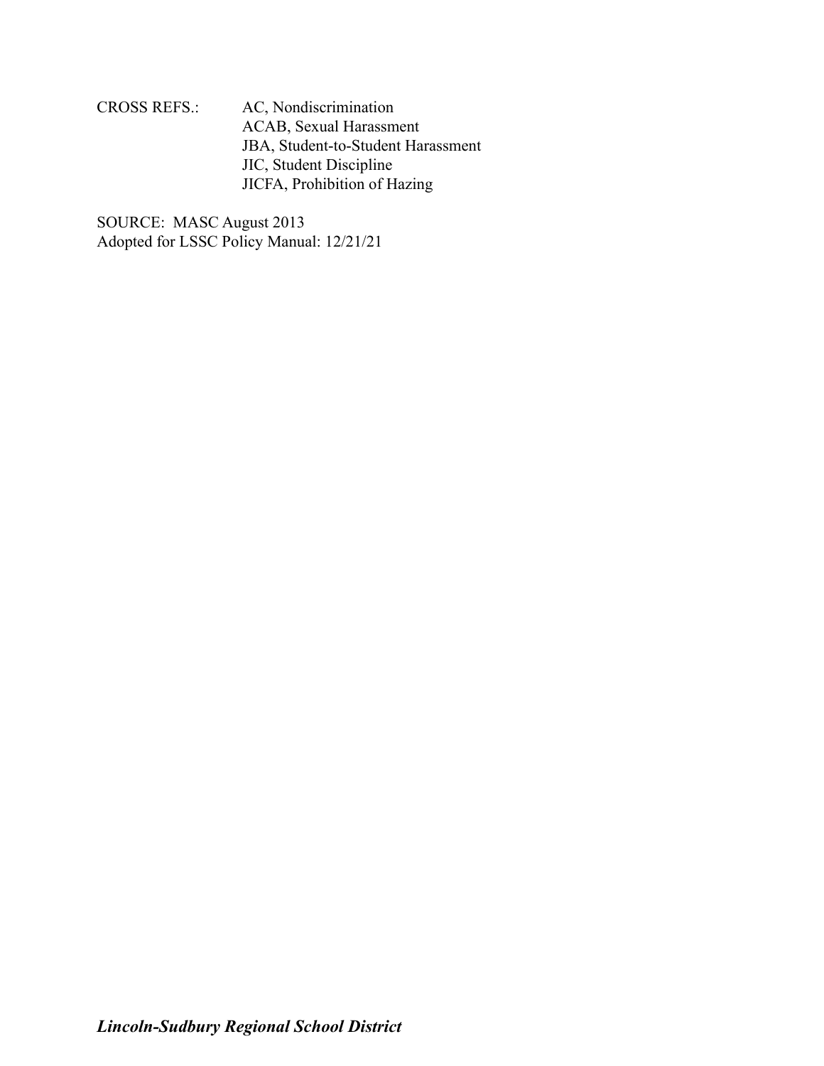CROSS REFS.: AC, Nondiscrimination
ACAB, Sexual Harassment
JBA, Student-to-Student Harassment
JIC, Student Discipline
JICFA, Prohibition of Hazing

SOURCE: MASC August 2013
Adopted for LSSC Policy Manual: 12/21/21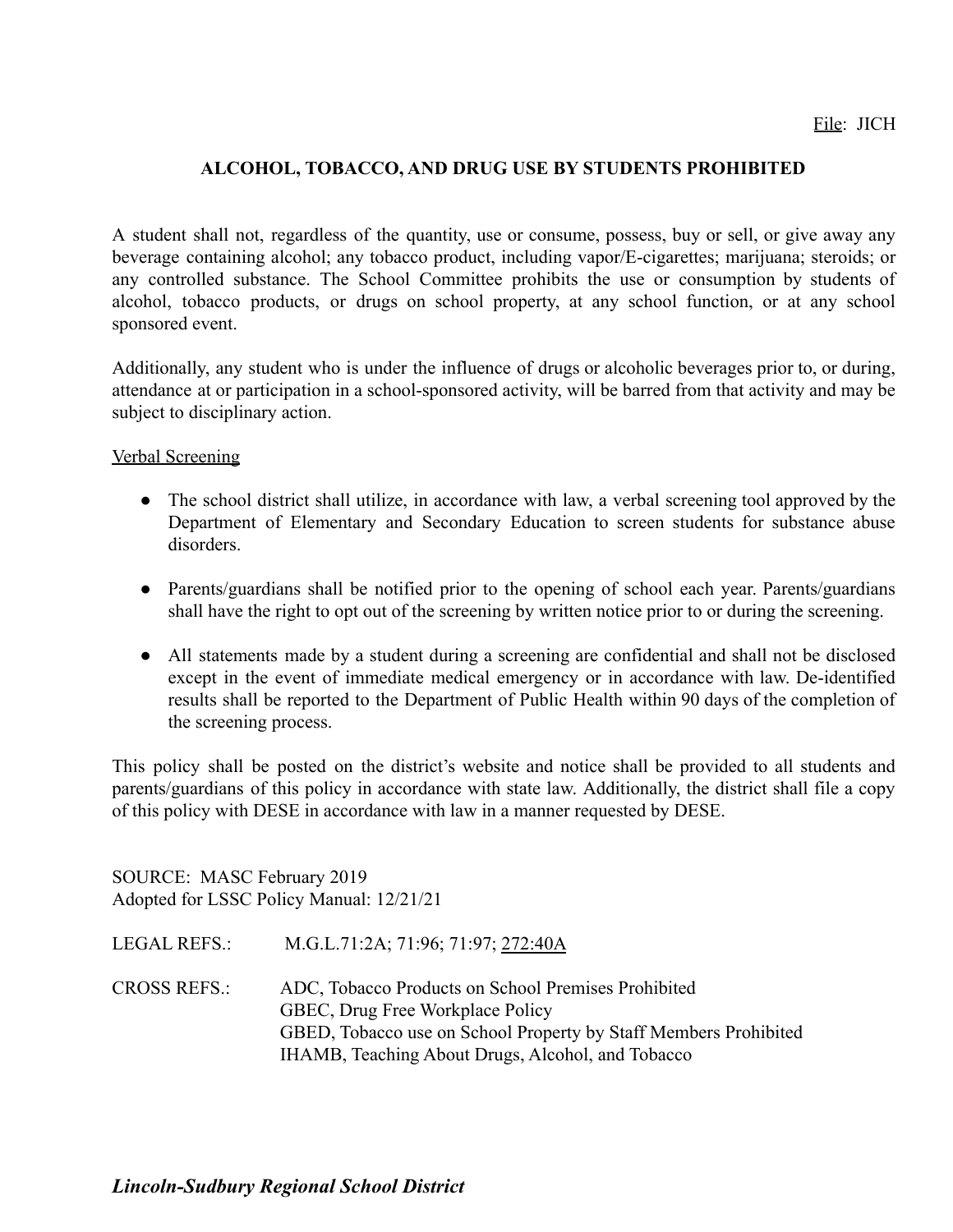File: JICH

## ALCOHOL, TOBACCO, AND DRUG USE BY STUDENTS PROHIBITED

A student shall not, regardless of the quantity, use or consume, possess, buy or sell, or give away any beverage containing alcohol; any tobacco product, including vapor/E-cigarettes; marijuana; steroids; or any controlled substance. The School Committee prohibits the use or consumption by students of alcohol, tobacco products, or drugs on school property, at any school function, or at any school sponsored event.

Additionally, any student who is under the influence of drugs or alcoholic beverages prior to, or during, attendance at or participation in a school-sponsored activity, will be barred from that activity and may be subject to disciplinary action.

Verbal Screening

- The school district shall utilize, in accordance with law, a verbal screening tool approved by the Department of Elementary and Secondary Education to screen students for substance abuse disorders.
- Parents/guardians shall be notified prior to the opening of school each year. Parents/guardians shall have the right to opt out of the screening by written notice prior to or during the screening.
- All statements made by a student during a screening are confidential and shall not be disclosed except in the event of immediate medical emergency or in accordance with law. De-identified results shall be reported to the Department of Public Health within 90 days of the completion of the screening process.

This policy shall be posted on the district's website and notice shall be provided to all students and parents/guardians of this policy in accordance with state law. Additionally, the district shall file a copy of this policy with DESE in accordance with law in a manner requested by DESE.

SOURCE: MASC February 2019
Adopted for LSSC Policy Manual: 12/21/21

LEGAL REFS.: M.G.L.71:2A; 71:96; 71:97; 272:40A

CROSS REFS.: ADC, Tobacco Products on School Premises Prohibited
GBEC, Drug Free Workplace Policy
GBED, Tobacco use on School Property by Staff Members Prohibited
IHAMB, Teaching About Drugs, Alcohol, and Tobacco

***Lincoln-Sudbury Regional School District***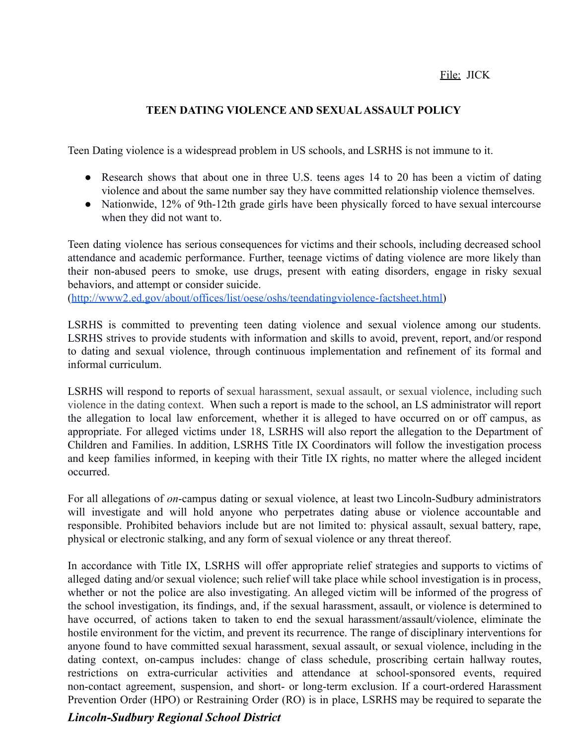File: JICK

**TEEN DATING VIOLENCE AND SEXUAL ASSAULT POLICY**

Teen Dating violence is a widespread problem in US schools, and LSRHS is not immune to it.

- Research shows that about one in three U.S. teens ages 14 to 20 has been a victim of dating violence and about the same number say they have committed relationship violence themselves.
- Nationwide, 12% of 9th-12th grade girls have been physically forced to have sexual intercourse when they did not want to.

Teen dating violence has serious consequences for victims and their schools, including decreased school attendance and academic performance. Further, teenage victims of dating violence are more likely than their non-abused peers to smoke, use drugs, present with eating disorders, engage in risky sexual behaviors, and attempt or consider suicide. (http://www2.ed.gov/about/offices/list/oese/oshs/teendatingviolence-factsheet.html)

LSRHS is committed to preventing teen dating violence and sexual violence among our students. LSRHS strives to provide students with information and skills to avoid, prevent, report, and/or respond to dating and sexual violence, through continuous implementation and refinement of its formal and informal curriculum.

LSRHS will respond to reports of sexual harassment, sexual assault, or sexual violence, including such violence in the dating context. When such a report is made to the school, an LS administrator will report the allegation to local law enforcement, whether it is alleged to have occurred on or off campus, as appropriate. For alleged victims under 18, LSRHS will also report the allegation to the Department of Children and Families. In addition, LSRHS Title IX Coordinators will follow the investigation process and keep families informed, in keeping with their Title IX rights, no matter where the alleged incident occurred.

For all allegations of *on*-campus dating or sexual violence, at least two Lincoln-Sudbury administrators will investigate and will hold anyone who perpetrates dating abuse or violence accountable and responsible. Prohibited behaviors include but are not limited to: physical assault, sexual battery, rape, physical or electronic stalking, and any form of sexual violence or any threat thereof.

In accordance with Title IX, LSRHS will offer appropriate relief strategies and supports to victims of alleged dating and/or sexual violence; such relief will take place while school investigation is in process, whether or not the police are also investigating. An alleged victim will be informed of the progress of the school investigation, its findings, and, if the sexual harassment, assault, or violence is determined to have occurred, of actions taken to taken to end the sexual harassment/assault/violence, eliminate the hostile environment for the victim, and prevent its recurrence. The range of disciplinary interventions for anyone found to have committed sexual harassment, sexual assault, or sexual violence, including in the dating context, on-campus includes: change of class schedule, proscribing certain hallway routes, restrictions on extra-curricular activities and attendance at school-sponsored events, required non-contact agreement, suspension, and short- or long-term exclusion. If a court-ordered Harassment Prevention Order (HPO) or Restraining Order (RO) is in place, LSRHS may be required to separate the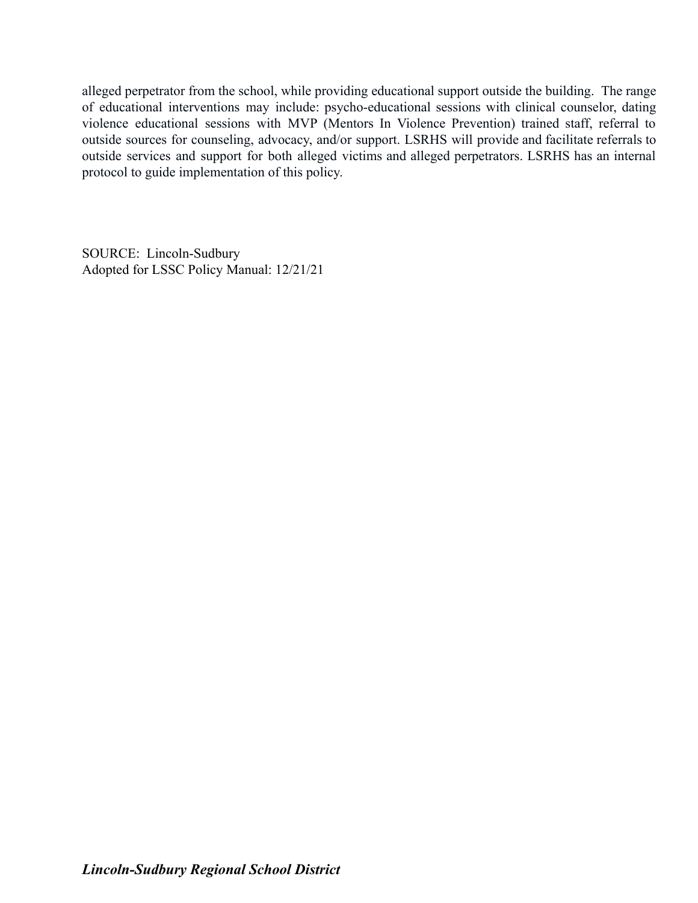alleged perpetrator from the school, while providing educational support outside the building. The range of educational interventions may include: psycho-educational sessions with clinical counselor, dating violence educational sessions with MVP (Mentors In Violence Prevention) trained staff, referral to outside sources for counseling, advocacy, and/or support. LSRHS will provide and facilitate referrals to outside services and support for both alleged victims and alleged perpetrators. LSRHS has an internal protocol to guide implementation of this policy.

SOURCE: Lincoln-Sudbury
Adopted for LSSC Policy Manual: 12/21/21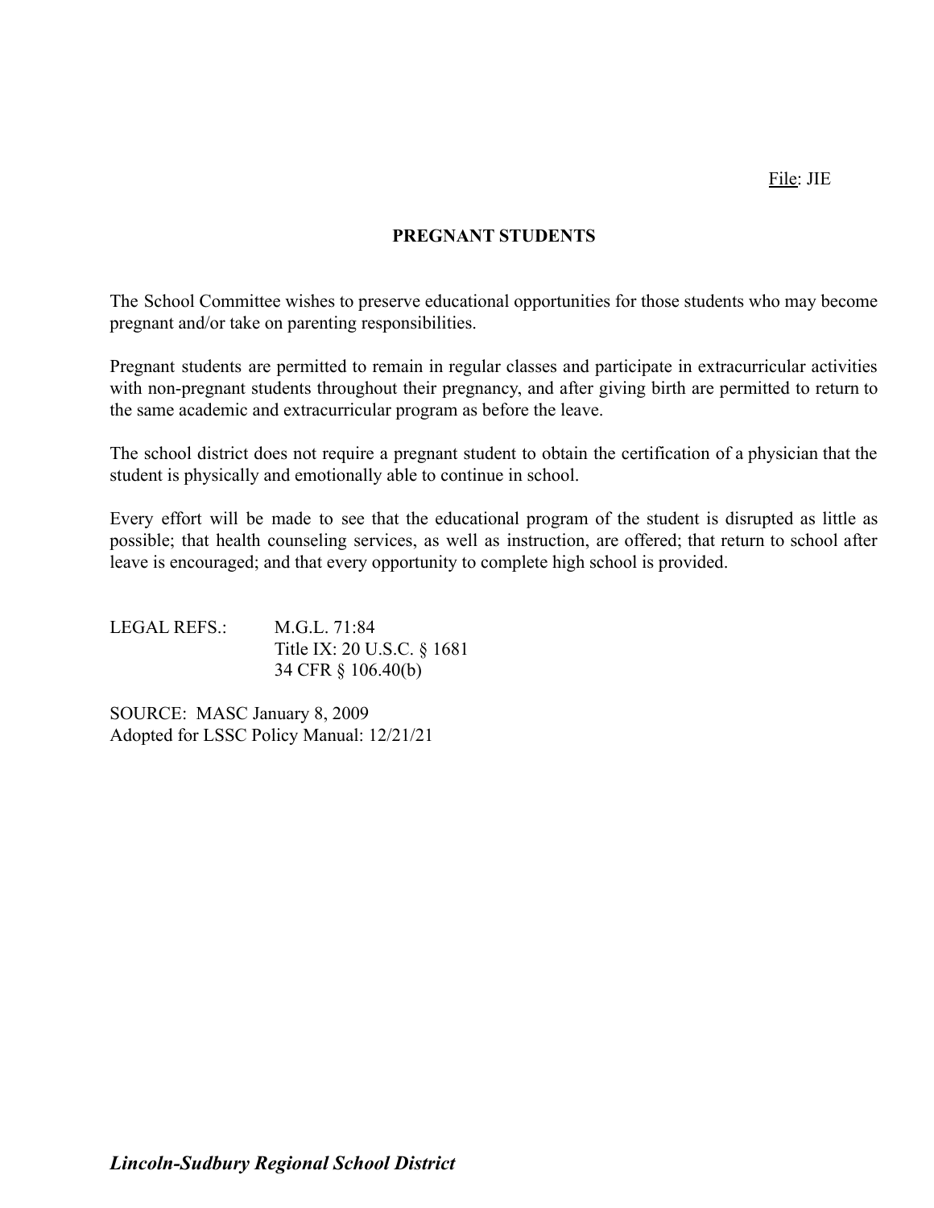File: JIE

# PREGNANT STUDENTS

The School Committee wishes to preserve educational opportunities for those students who may become pregnant and/or take on parenting responsibilities.

Pregnant students are permitted to remain in regular classes and participate in extracurricular activities with non-pregnant students throughout their pregnancy, and after giving birth are permitted to return to the same academic and extracurricular program as before the leave.

The school district does not require a pregnant student to obtain the certification of a physician that the student is physically and emotionally able to continue in school.

Every effort will be made to see that the educational program of the student is disrupted as little as possible; that health counseling services, as well as instruction, are offered; that return to school after leave is encouraged; and that every opportunity to complete high school is provided.

LEGAL REFS.: M.G.L. 71:84
Title IX: 20 U.S.C. § 1681
34 CFR § 106.40(b)

SOURCE: MASC January 8, 2009
Adopted for LSSC Policy Manual: 12/21/21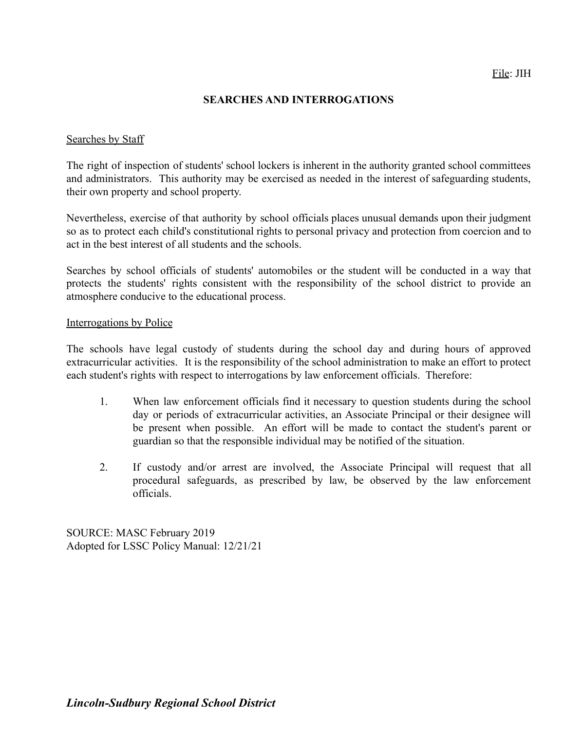File: JIH

# SEARCHES AND INTERROGATIONS

## Searches by Staff

The right of inspection of students' school lockers is inherent in the authority granted school committees and administrators. This authority may be exercised as needed in the interest of safeguarding students, their own property and school property.

Nevertheless, exercise of that authority by school officials places unusual demands upon their judgment so as to protect each child's constitutional rights to personal privacy and protection from coercion and to act in the best interest of all students and the schools.

Searches by school officials of students' automobiles or the student will be conducted in a way that protects the students' rights consistent with the responsibility of the school district to provide an atmosphere conducive to the educational process.

## Interrogations by Police

The schools have legal custody of students during the school day and during hours of approved extracurricular activities. It is the responsibility of the school administration to make an effort to protect each student's rights with respect to interrogations by law enforcement officials. Therefore:

1. When law enforcement officials find it necessary to question students during the school day or periods of extracurricular activities, an Associate Principal or their designee will be present when possible. An effort will be made to contact the student's parent or guardian so that the responsible individual may be notified of the situation.

2. If custody and/or arrest are involved, the Associate Principal will request that all procedural safeguards, as prescribed by law, be observed by the law enforcement officials.

SOURCE: MASC February 2019
Adopted for LSSC Policy Manual: 12/21/21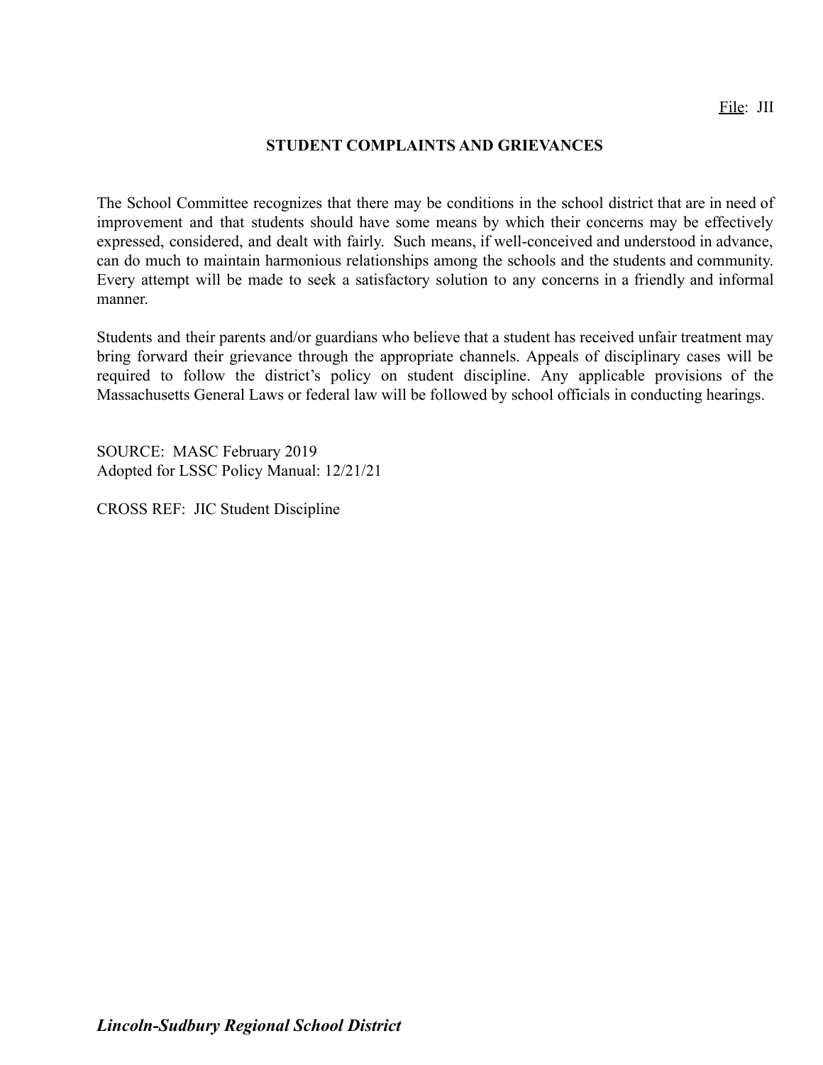File: JII

# STUDENT COMPLAINTS AND GRIEVANCES

The School Committee recognizes that there may be conditions in the school district that are in need of improvement and that students should have some means by which their concerns may be effectively expressed, considered, and dealt with fairly. Such means, if well-conceived and understood in advance, can do much to maintain harmonious relationships among the schools and the students and community. Every attempt will be made to seek a satisfactory solution to any concerns in a friendly and informal manner.

Students and their parents and/or guardians who believe that a student has received unfair treatment may bring forward their grievance through the appropriate channels. Appeals of disciplinary cases will be required to follow the district's policy on student discipline. Any applicable provisions of the Massachusetts General Laws or federal law will be followed by school officials in conducting hearings.

SOURCE: MASC February 2019
Adopted for LSSC Policy Manual: 12/21/21

CROSS REF: JIC Student Discipline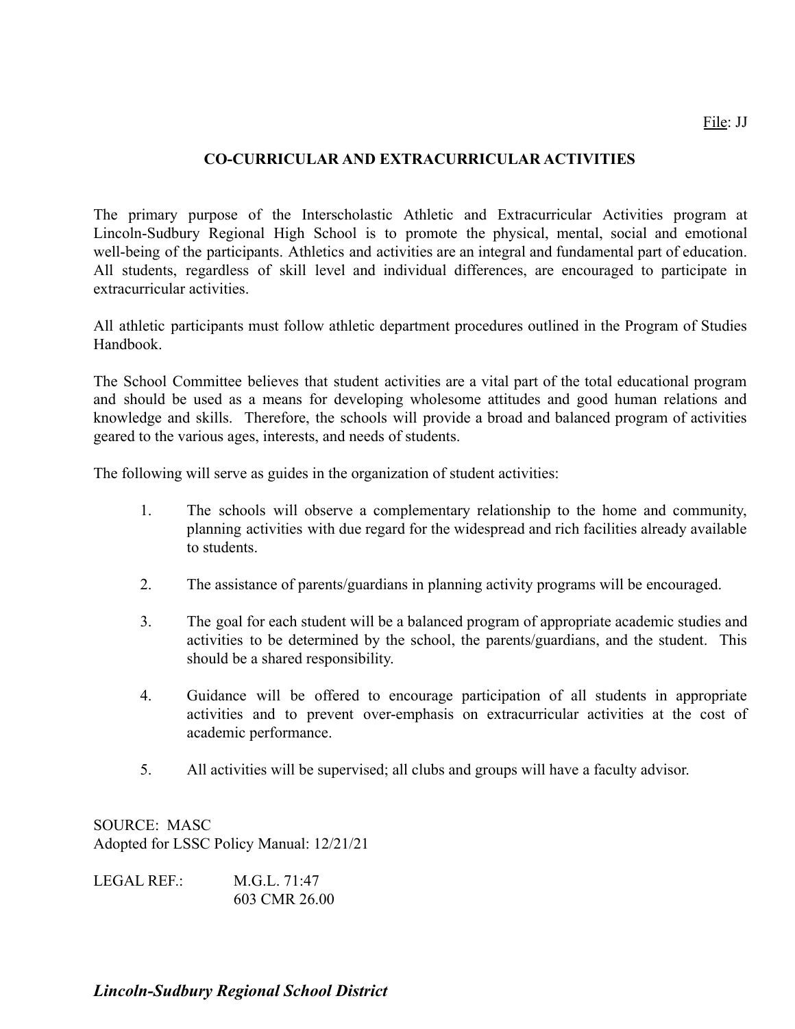File: JJ

## CO-CURRICULAR AND EXTRACURRICULAR ACTIVITIES

The primary purpose of the Interscholastic Athletic and Extracurricular Activities program at Lincoln-Sudbury Regional High School is to promote the physical, mental, social and emotional well-being of the participants. Athletics and activities are an integral and fundamental part of education. All students, regardless of skill level and individual differences, are encouraged to participate in extracurricular activities.

All athletic participants must follow athletic department procedures outlined in the Program of Studies Handbook.

The School Committee believes that student activities are a vital part of the total educational program and should be used as a means for developing wholesome attitudes and good human relations and knowledge and skills. Therefore, the schools will provide a broad and balanced program of activities geared to the various ages, interests, and needs of students.

The following will serve as guides in the organization of student activities:

1. The schools will observe a complementary relationship to the home and community, planning activities with due regard for the widespread and rich facilities already available to students.

2. The assistance of parents/guardians in planning activity programs will be encouraged.

3. The goal for each student will be a balanced program of appropriate academic studies and activities to be determined by the school, the parents/guardians, and the student. This should be a shared responsibility.

4. Guidance will be offered to encourage participation of all students in appropriate activities and to prevent over-emphasis on extracurricular activities at the cost of academic performance.

5. All activities will be supervised; all clubs and groups will have a faculty advisor.

SOURCE: MASC
Adopted for LSSC Policy Manual: 12/21/21

LEGAL REF.: M.G.L. 71:47
603 CMR 26.00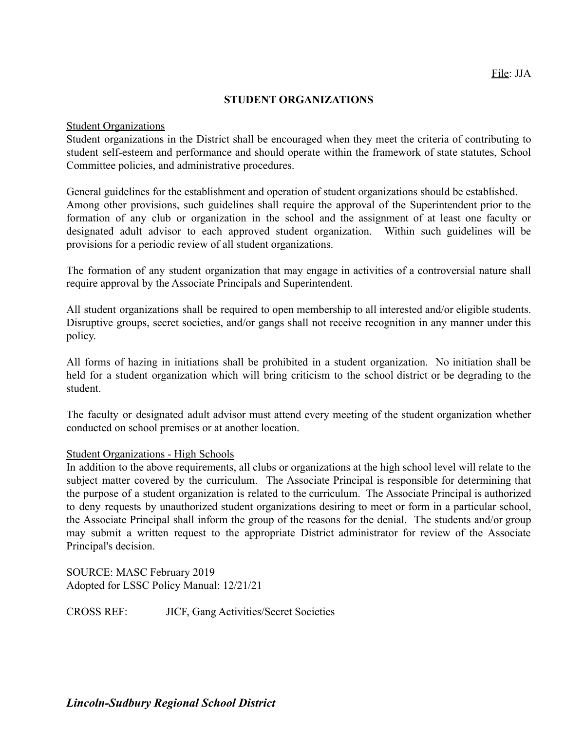File: JJA

# STUDENT ORGANIZATIONS

Student Organizations

Student organizations in the District shall be encouraged when they meet the criteria of contributing to student self-esteem and performance and should operate within the framework of state statutes, School Committee policies, and administrative procedures.

General guidelines for the establishment and operation of student organizations should be established. Among other provisions, such guidelines shall require the approval of the Superintendent prior to the formation of any club or organization in the school and the assignment of at least one faculty or designated adult advisor to each approved student organization. Within such guidelines will be provisions for a periodic review of all student organizations.

The formation of any student organization that may engage in activities of a controversial nature shall require approval by the Associate Principals and Superintendent.

All student organizations shall be required to open membership to all interested and/or eligible students. Disruptive groups, secret societies, and/or gangs shall not receive recognition in any manner under this policy.

All forms of hazing in initiations shall be prohibited in a student organization. No initiation shall be held for a student organization which will bring criticism to the school district or be degrading to the student.

The faculty or designated adult advisor must attend every meeting of the student organization whether conducted on school premises or at another location.

Student Organizations - High Schools

In addition to the above requirements, all clubs or organizations at the high school level will relate to the subject matter covered by the curriculum. The Associate Principal is responsible for determining that the purpose of a student organization is related to the curriculum. The Associate Principal is authorized to deny requests by unauthorized student organizations desiring to meet or form in a particular school, the Associate Principal shall inform the group of the reasons for the denial. The students and/or group may submit a written request to the appropriate District administrator for review of the Associate Principal's decision.

SOURCE: MASC February 2019
Adopted for LSSC Policy Manual: 12/21/21

CROSS REF: JICF, Gang Activities/Secret Societies

***Lincoln-Sudbury Regional School District***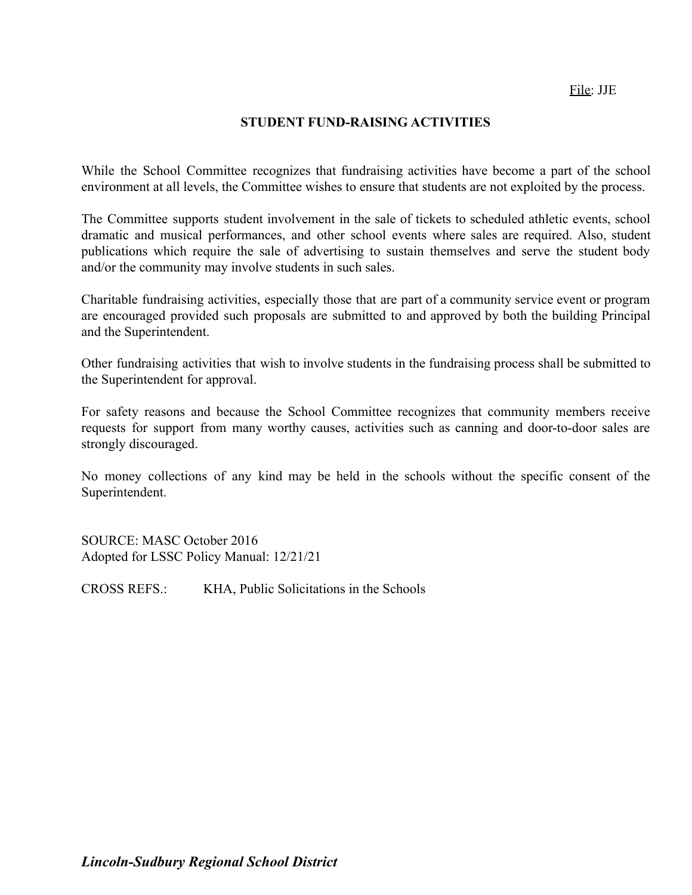File: JJE

# STUDENT FUND-RAISING ACTIVITIES

While the School Committee recognizes that fundraising activities have become a part of the school environment at all levels, the Committee wishes to ensure that students are not exploited by the process.

The Committee supports student involvement in the sale of tickets to scheduled athletic events, school dramatic and musical performances, and other school events where sales are required. Also, student publications which require the sale of advertising to sustain themselves and serve the student body and/or the community may involve students in such sales.

Charitable fundraising activities, especially those that are part of a community service event or program are encouraged provided such proposals are submitted to and approved by both the building Principal and the Superintendent.

Other fundraising activities that wish to involve students in the fundraising process shall be submitted to the Superintendent for approval.

For safety reasons and because the School Committee recognizes that community members receive requests for support from many worthy causes, activities such as canning and door-to-door sales are strongly discouraged.

No money collections of any kind may be held in the schools without the specific consent of the Superintendent.

SOURCE: MASC October 2016
Adopted for LSSC Policy Manual: 12/21/21

CROSS REFS.: KHA, Public Solicitations in the Schools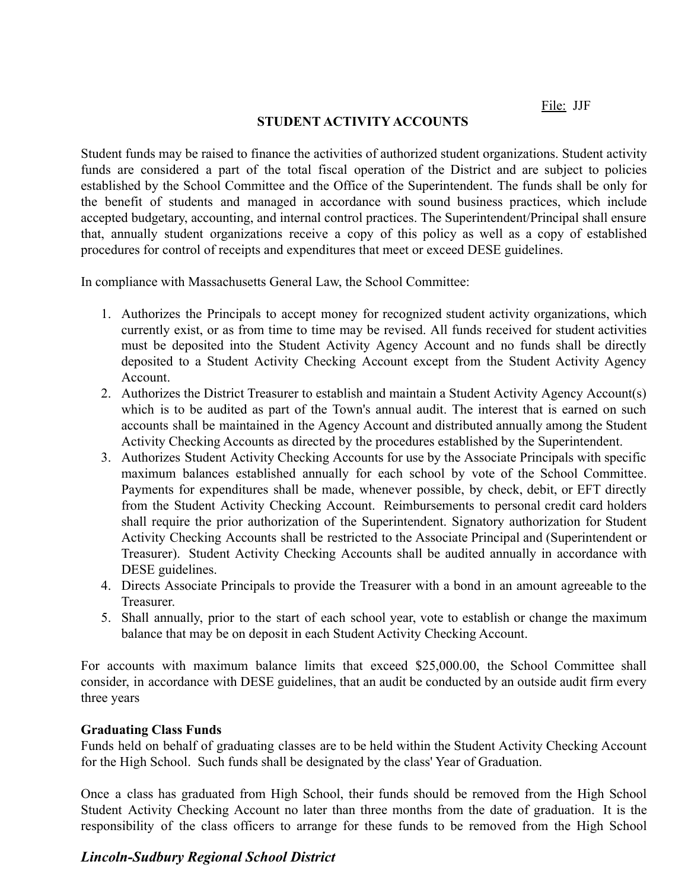File: JJF

## STUDENT ACTIVITY ACCOUNTS

Student funds may be raised to finance the activities of authorized student organizations. Student activity funds are considered a part of the total fiscal operation of the District and are subject to policies established by the School Committee and the Office of the Superintendent. The funds shall be only for the benefit of students and managed in accordance with sound business practices, which include accepted budgetary, accounting, and internal control practices. The Superintendent/Principal shall ensure that, annually student organizations receive a copy of this policy as well as a copy of established procedures for control of receipts and expenditures that meet or exceed DESE guidelines.

In compliance with Massachusetts General Law, the School Committee:

1. Authorizes the Principals to accept money for recognized student activity organizations, which currently exist, or as from time to time may be revised. All funds received for student activities must be deposited into the Student Activity Agency Account and no funds shall be directly deposited to a Student Activity Checking Account except from the Student Activity Agency Account.
2. Authorizes the District Treasurer to establish and maintain a Student Activity Agency Account(s) which is to be audited as part of the Town's annual audit. The interest that is earned on such accounts shall be maintained in the Agency Account and distributed annually among the Student Activity Checking Accounts as directed by the procedures established by the Superintendent.
3. Authorizes Student Activity Checking Accounts for use by the Associate Principals with specific maximum balances established annually for each school by vote of the School Committee. Payments for expenditures shall be made, whenever possible, by check, debit, or EFT directly from the Student Activity Checking Account. Reimbursements to personal credit card holders shall require the prior authorization of the Superintendent. Signatory authorization for Student Activity Checking Accounts shall be restricted to the Associate Principal and (Superintendent or Treasurer). Student Activity Checking Accounts shall be audited annually in accordance with DESE guidelines.
4. Directs Associate Principals to provide the Treasurer with a bond in an amount agreeable to the Treasurer.
5. Shall annually, prior to the start of each school year, vote to establish or change the maximum balance that may be on deposit in each Student Activity Checking Account.

For accounts with maximum balance limits that exceed $25,000.00, the School Committee shall consider, in accordance with DESE guidelines, that an audit be conducted by an outside audit firm every three years

**Graduating Class Funds**
Funds held on behalf of graduating classes are to be held within the Student Activity Checking Account for the High School. Such funds shall be designated by the class' Year of Graduation.

Once a class has graduated from High School, their funds should be removed from the High School Student Activity Checking Account no later than three months from the date of graduation. It is the responsibility of the class officers to arrange for these funds to be removed from the High School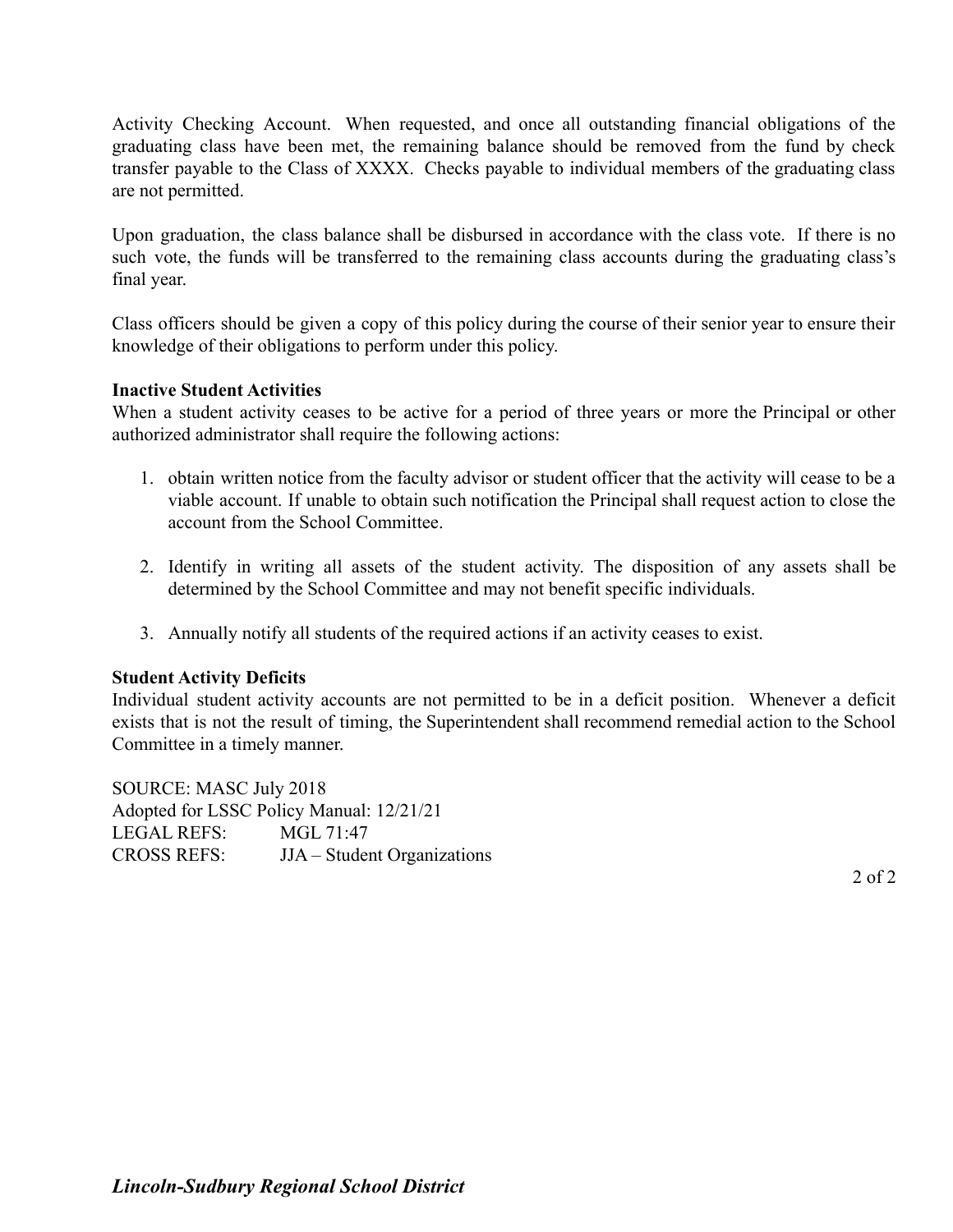Activity Checking Account. When requested, and once all outstanding financial obligations of the graduating class have been met, the remaining balance should be removed from the fund by check transfer payable to the Class of XXXX. Checks payable to individual members of the graduating class are not permitted.

Upon graduation, the class balance shall be disbursed in accordance with the class vote. If there is no such vote, the funds will be transferred to the remaining class accounts during the graduating class's final year.

Class officers should be given a copy of this policy during the course of their senior year to ensure their knowledge of their obligations to perform under this policy.

**Inactive Student Activities**

When a student activity ceases to be active for a period of three years or more the Principal or other authorized administrator shall require the following actions:

1. obtain written notice from the faculty advisor or student officer that the activity will cease to be a viable account. If unable to obtain such notification the Principal shall request action to close the account from the School Committee.

2. Identify in writing all assets of the student activity. The disposition of any assets shall be determined by the School Committee and may not benefit specific individuals.

3. Annually notify all students of the required actions if an activity ceases to exist.

**Student Activity Deficits**

Individual student activity accounts are not permitted to be in a deficit position. Whenever a deficit exists that is not the result of timing, the Superintendent shall recommend remedial action to the School Committee in a timely manner.

SOURCE: MASC July 2018
Adopted for LSSC Policy Manual: 12/21/21
LEGAL REFS: MGL 71:47
CROSS REFS: JJA – Student Organizations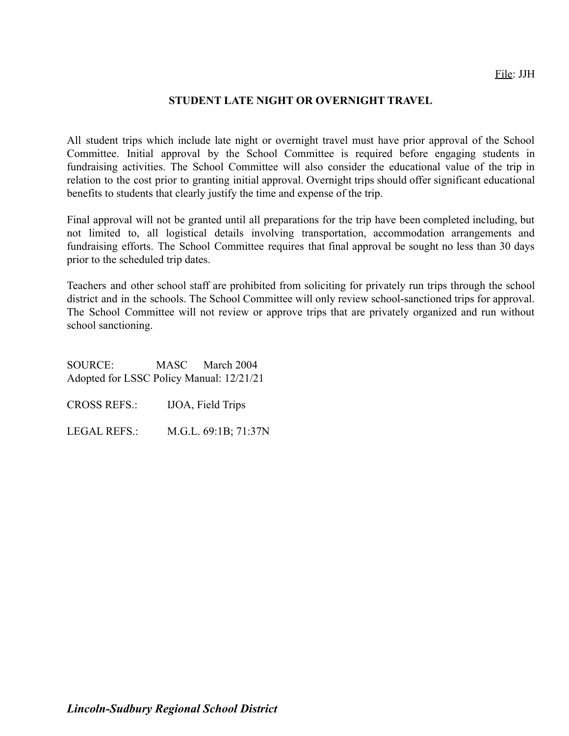File: JJH

## STUDENT LATE NIGHT OR OVERNIGHT TRAVEL

All student trips which include late night or overnight travel must have prior approval of the School Committee. Initial approval by the School Committee is required before engaging students in fundraising activities. The School Committee will also consider the educational value of the trip in relation to the cost prior to granting initial approval. Overnight trips should offer significant educational benefits to students that clearly justify the time and expense of the trip.

Final approval will not be granted until all preparations for the trip have been completed including, but not limited to, all logistical details involving transportation, accommodation arrangements and fundraising efforts. The School Committee requires that final approval be sought no less than 30 days prior to the scheduled trip dates.

Teachers and other school staff are prohibited from soliciting for privately run trips through the school district and in the schools. The School Committee will only review school-sanctioned trips for approval. The School Committee will not review or approve trips that are privately organized and run without school sanctioning.

SOURCE: MASC March 2004
Adopted for LSSC Policy Manual: 12/21/21

CROSS REFS.: IJOA, Field Trips

LEGAL REFS.: M.G.L. 69:1B; 71:37N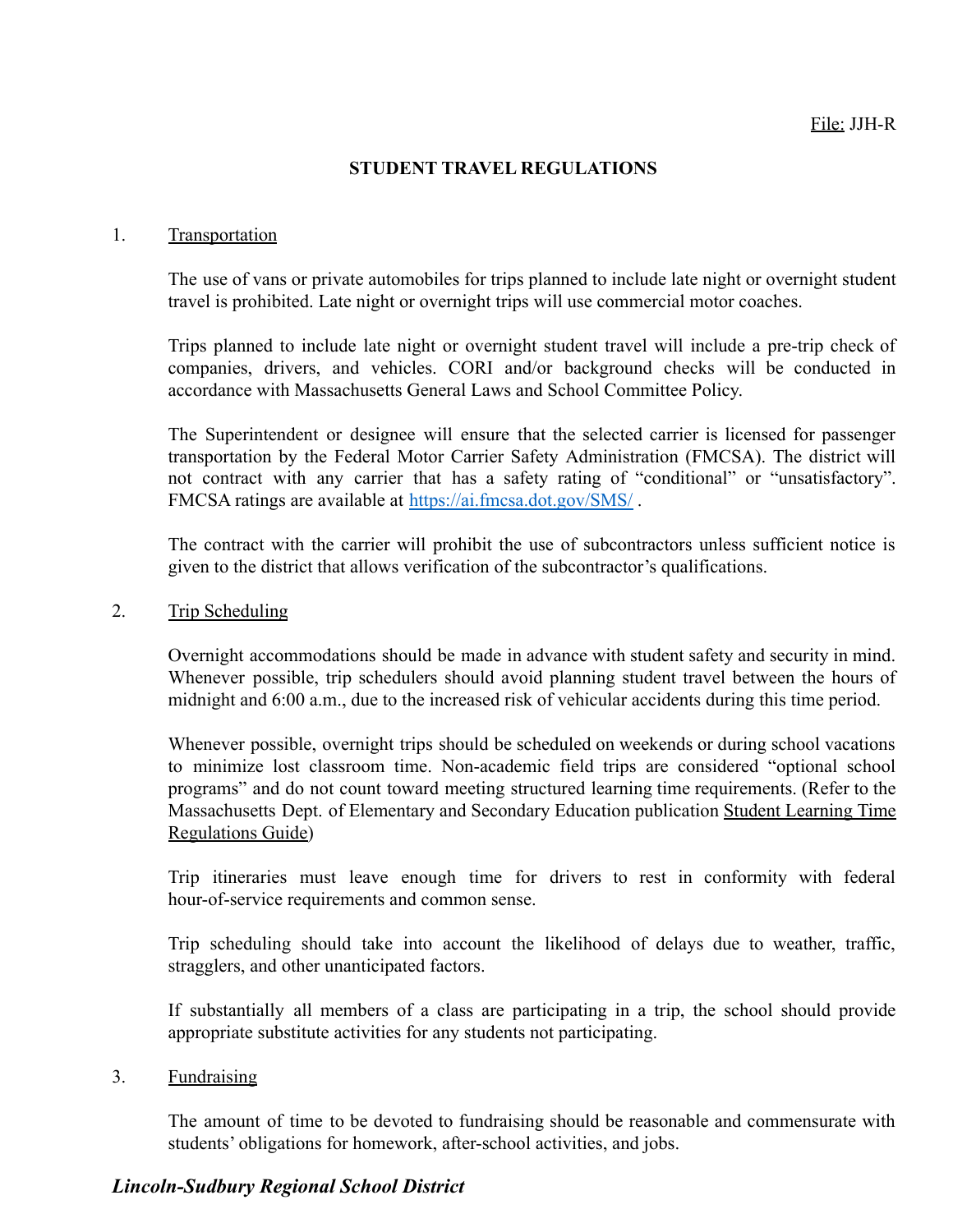File: JJH-R

# STUDENT TRAVEL REGULATIONS

1. Transportation

   The use of vans or private automobiles for trips planned to include late night or overnight student travel is prohibited. Late night or overnight trips will use commercial motor coaches.

   Trips planned to include late night or overnight student travel will include a pre-trip check of companies, drivers, and vehicles. CORI and/or background checks will be conducted in accordance with Massachusetts General Laws and School Committee Policy.

   The Superintendent or designee will ensure that the selected carrier is licensed for passenger transportation by the Federal Motor Carrier Safety Administration (FMCSA). The district will not contract with any carrier that has a safety rating of "conditional" or "unsatisfactory". FMCSA ratings are available at https://ai.fmcsa.dot.gov/SMS/ .

   The contract with the carrier will prohibit the use of subcontractors unless sufficient notice is given to the district that allows verification of the subcontractor's qualifications.

2. Trip Scheduling

   Overnight accommodations should be made in advance with student safety and security in mind. Whenever possible, trip schedulers should avoid planning student travel between the hours of midnight and 6:00 a.m., due to the increased risk of vehicular accidents during this time period.

   Whenever possible, overnight trips should be scheduled on weekends or during school vacations to minimize lost classroom time. Non-academic field trips are considered "optional school programs" and do not count toward meeting structured learning time requirements. (Refer to the Massachusetts Dept. of Elementary and Secondary Education publication Student Learning Time Regulations Guide)

   Trip itineraries must leave enough time for drivers to rest in conformity with federal hour-of-service requirements and common sense.

   Trip scheduling should take into account the likelihood of delays due to weather, traffic, stragglers, and other unanticipated factors.

   If substantially all members of a class are participating in a trip, the school should provide appropriate substitute activities for any students not participating.

3. Fundraising

   The amount of time to be devoted to fundraising should be reasonable and commensurate with students' obligations for homework, after-school activities, and jobs.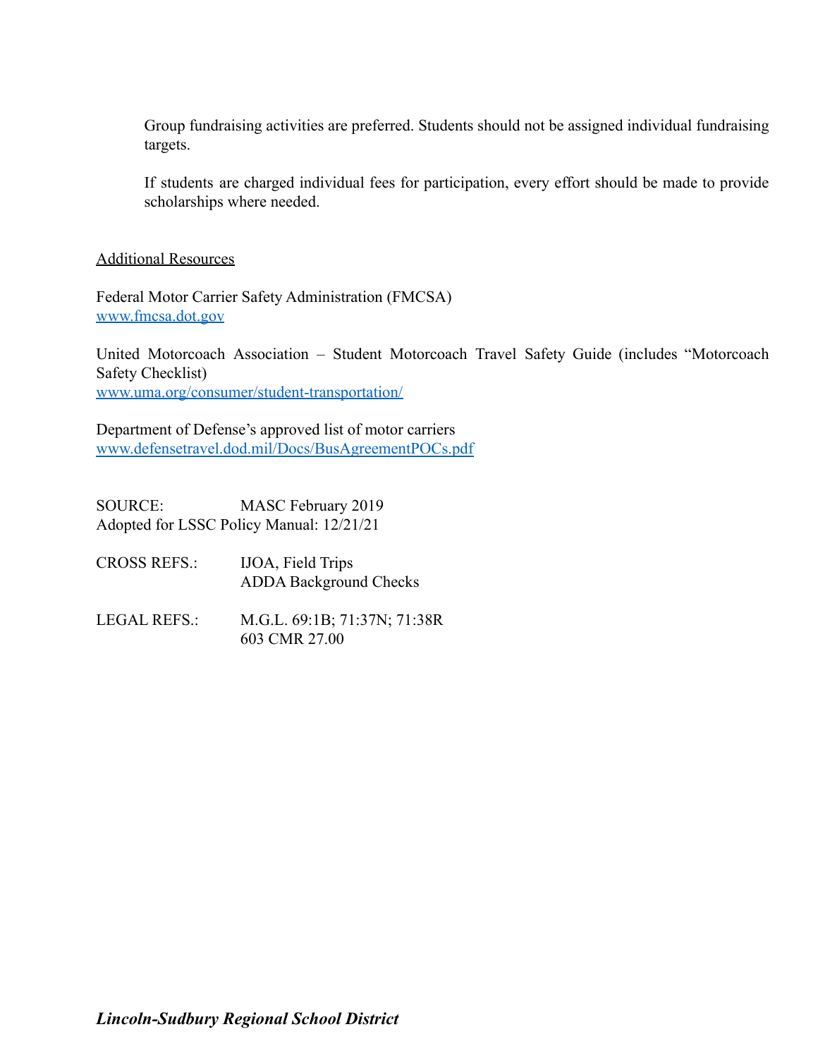Group fundraising activities are preferred. Students should not be assigned individual fundraising targets.

If students are charged individual fees for participation, every effort should be made to provide scholarships where needed.

Additional Resources

Federal Motor Carrier Safety Administration (FMCSA)
[www.fmcsa.dot.gov](http://www.fmcsa.dot.gov)

United Motorcoach Association – Student Motorcoach Travel Safety Guide (includes "Motorcoach Safety Checklist)
[www.uma.org/consumer/student-transportation/](http://www.uma.org/consumer/student-transportation/)

Department of Defense's approved list of motor carriers
[www.defensetravel.dod.mil/Docs/BusAgreementPOCs.pdf](http://www.defensetravel.dod.mil/Docs/BusAgreementPOCs.pdf)

SOURCE: MASC February 2019
Adopted for LSSC Policy Manual: 12/21/21

CROSS REFS.: IJOA, Field Trips
ADDA Background Checks

LEGAL REFS.: M.G.L. 69:1B; 71:37N; 71:38R
603 CMR 27.00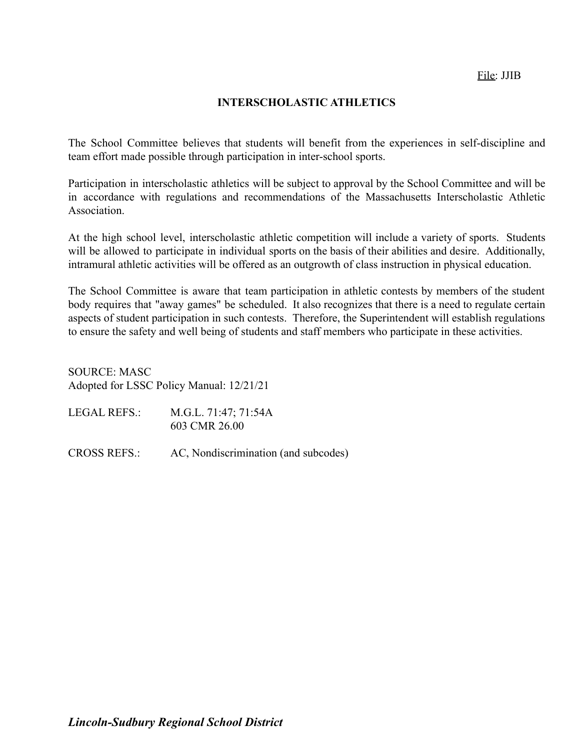File: JJIB

## INTERSCHOLASTIC ATHLETICS

The School Committee believes that students will benefit from the experiences in self-discipline and team effort made possible through participation in inter-school sports.

Participation in interscholastic athletics will be subject to approval by the School Committee and will be in accordance with regulations and recommendations of the Massachusetts Interscholastic Athletic Association.

At the high school level, interscholastic athletic competition will include a variety of sports. Students will be allowed to participate in individual sports on the basis of their abilities and desire. Additionally, intramural athletic activities will be offered as an outgrowth of class instruction in physical education.

The School Committee is aware that team participation in athletic contests by members of the student body requires that "away games" be scheduled. It also recognizes that there is a need to regulate certain aspects of student participation in such contests. Therefore, the Superintendent will establish regulations to ensure the safety and well being of students and staff members who participate in these activities.

SOURCE: MASC
Adopted for LSSC Policy Manual: 12/21/21

LEGAL REFS.: M.G.L. 71:47; 71:54A
603 CMR 26.00

CROSS REFS.: AC, Nondiscrimination (and subcodes)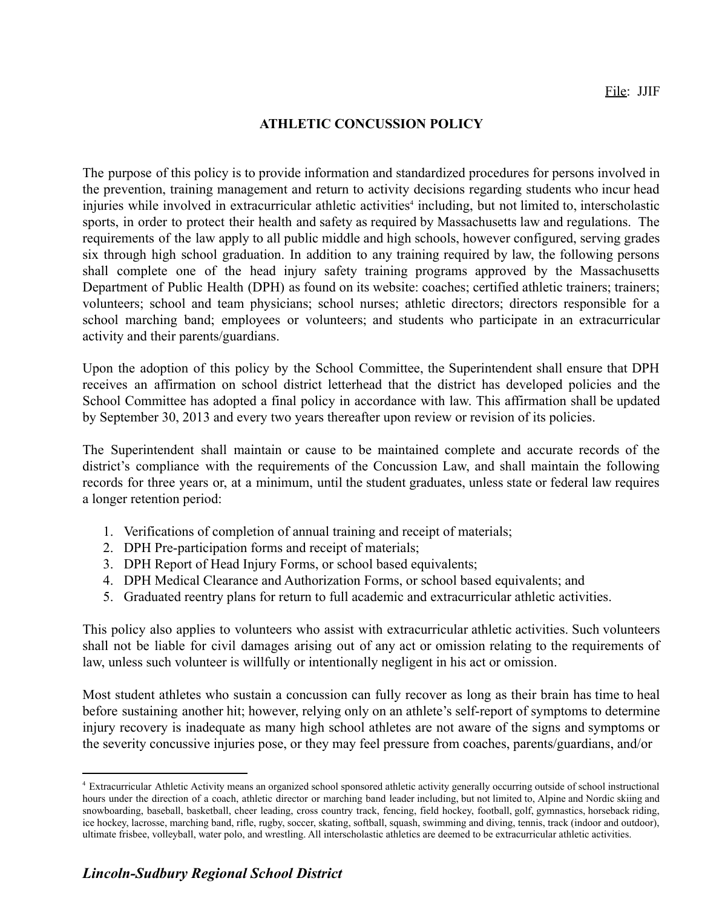File: JJIF

## ATHLETIC CONCUSSION POLICY

The purpose of this policy is to provide information and standardized procedures for persons involved in the prevention, training management and return to activity decisions regarding students who incur head injuries while involved in extracurricular athletic activities[4] including, but not limited to, interscholastic sports, in order to protect their health and safety as required by Massachusetts law and regulations. The requirements of the law apply to all public middle and high schools, however configured, serving grades six through high school graduation. In addition to any training required by law, the following persons shall complete one of the head injury safety training programs approved by the Massachusetts Department of Public Health (DPH) as found on its website: coaches; certified athletic trainers; trainers; volunteers; school and team physicians; school nurses; athletic directors; directors responsible for a school marching band; employees or volunteers; and students who participate in an extracurricular activity and their parents/guardians.

Upon the adoption of this policy by the School Committee, the Superintendent shall ensure that DPH receives an affirmation on school district letterhead that the district has developed policies and the School Committee has adopted a final policy in accordance with law. This affirmation shall be updated by September 30, 2013 and every two years thereafter upon review or revision of its policies.

The Superintendent shall maintain or cause to be maintained complete and accurate records of the district's compliance with the requirements of the Concussion Law, and shall maintain the following records for three years or, at a minimum, until the student graduates, unless state or federal law requires a longer retention period:

1. Verifications of completion of annual training and receipt of materials;
2. DPH Pre-participation forms and receipt of materials;
3. DPH Report of Head Injury Forms, or school based equivalents;
4. DPH Medical Clearance and Authorization Forms, or school based equivalents; and
5. Graduated reentry plans for return to full academic and extracurricular athletic activities.

This policy also applies to volunteers who assist with extracurricular athletic activities. Such volunteers shall not be liable for civil damages arising out of any act or omission relating to the requirements of law, unless such volunteer is willfully or intentionally negligent in his act or omission.

Most student athletes who sustain a concussion can fully recover as long as their brain has time to heal before sustaining another hit; however, relying only on an athlete's self-report of symptoms to determine injury recovery is inadequate as many high school athletes are not aware of the signs and symptoms or the severity concussive injuries pose, or they may feel pressure from coaches, parents/guardians, and/or

---

[4] Extracurricular Athletic Activity means an organized school sponsored athletic activity generally occurring outside of school instructional hours under the direction of a coach, athletic director or marching band leader including, but not limited to, Alpine and Nordic skiing and snowboarding, baseball, basketball, cheer leading, cross country track, fencing, field hockey, football, golf, gymnastics, horseback riding, ice hockey, lacrosse, marching band, rifle, rugby, soccer, skating, softball, squash, swimming and diving, tennis, track (indoor and outdoor), ultimate frisbee, volleyball, water polo, and wrestling. All interscholastic athletics are deemed to be extracurricular athletic activities.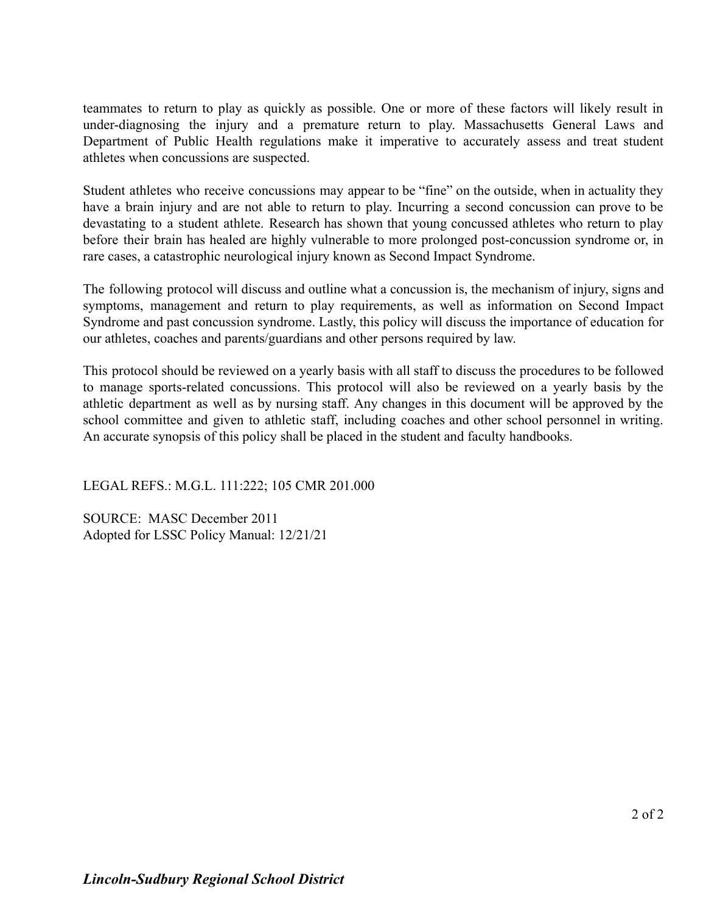teammates to return to play as quickly as possible. One or more of these factors will likely result in under-diagnosing the injury and a premature return to play. Massachusetts General Laws and Department of Public Health regulations make it imperative to accurately assess and treat student athletes when concussions are suspected.

Student athletes who receive concussions may appear to be "fine" on the outside, when in actuality they have a brain injury and are not able to return to play. Incurring a second concussion can prove to be devastating to a student athlete. Research has shown that young concussed athletes who return to play before their brain has healed are highly vulnerable to more prolonged post-concussion syndrome or, in rare cases, a catastrophic neurological injury known as Second Impact Syndrome.

The following protocol will discuss and outline what a concussion is, the mechanism of injury, signs and symptoms, management and return to play requirements, as well as information on Second Impact Syndrome and past concussion syndrome. Lastly, this policy will discuss the importance of education for our athletes, coaches and parents/guardians and other persons required by law.

This protocol should be reviewed on a yearly basis with all staff to discuss the procedures to be followed to manage sports-related concussions. This protocol will also be reviewed on a yearly basis by the athletic department as well as by nursing staff. Any changes in this document will be approved by the school committee and given to athletic staff, including coaches and other school personnel in writing. An accurate synopsis of this policy shall be placed in the student and faculty handbooks.

LEGAL REFS.: M.G.L. 111:222; 105 CMR 201.000

SOURCE: MASC December 2011
Adopted for LSSC Policy Manual: 12/21/21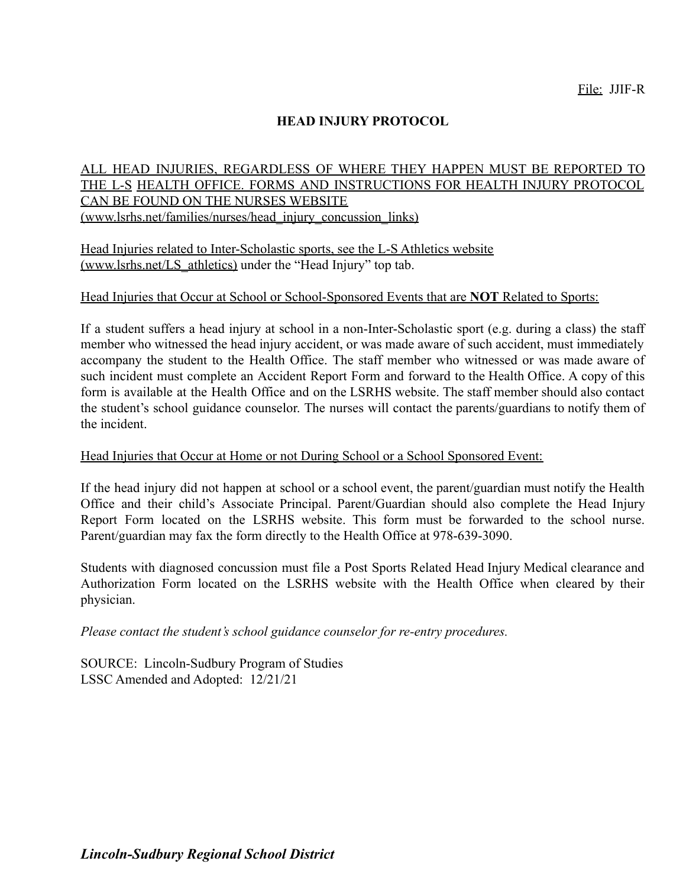File: JJIF-R

# HEAD INJURY PROTOCOL

ALL HEAD INJURIES, REGARDLESS OF WHERE THEY HAPPEN MUST BE REPORTED TO THE L-S HEALTH OFFICE. FORMS AND INSTRUCTIONS FOR HEALTH INJURY PROTOCOL CAN BE FOUND ON THE NURSES WEBSITE (www.lsrhs.net/families/nurses/head_injury_concussion_links)

Head Injuries related to Inter-Scholastic sports, see the L-S Athletics website (www.lsrhs.net/LS_athletics) under the "Head Injury" top tab.

Head Injuries that Occur at School or School-Sponsored Events that are **NOT** Related to Sports:

If a student suffers a head injury at school in a non-Inter-Scholastic sport (e.g. during a class) the staff member who witnessed the head injury accident, or was made aware of such accident, must immediately accompany the student to the Health Office. The staff member who witnessed or was made aware of such incident must complete an Accident Report Form and forward to the Health Office. A copy of this form is available at the Health Office and on the LSRHS website. The staff member should also contact the student's school guidance counselor. The nurses will contact the parents/guardians to notify them of the incident.

Head Injuries that Occur at Home or not During School or a School Sponsored Event:

If the head injury did not happen at school or a school event, the parent/guardian must notify the Health Office and their child's Associate Principal. Parent/Guardian should also complete the Head Injury Report Form located on the LSRHS website. This form must be forwarded to the school nurse. Parent/guardian may fax the form directly to the Health Office at 978-639-3090.

Students with diagnosed concussion must file a Post Sports Related Head Injury Medical clearance and Authorization Form located on the LSRHS website with the Health Office when cleared by their physician.

*Please contact the student's school guidance counselor for re-entry procedures.*

SOURCE: Lincoln-Sudbury Program of Studies
LSSC Amended and Adopted: 12/21/21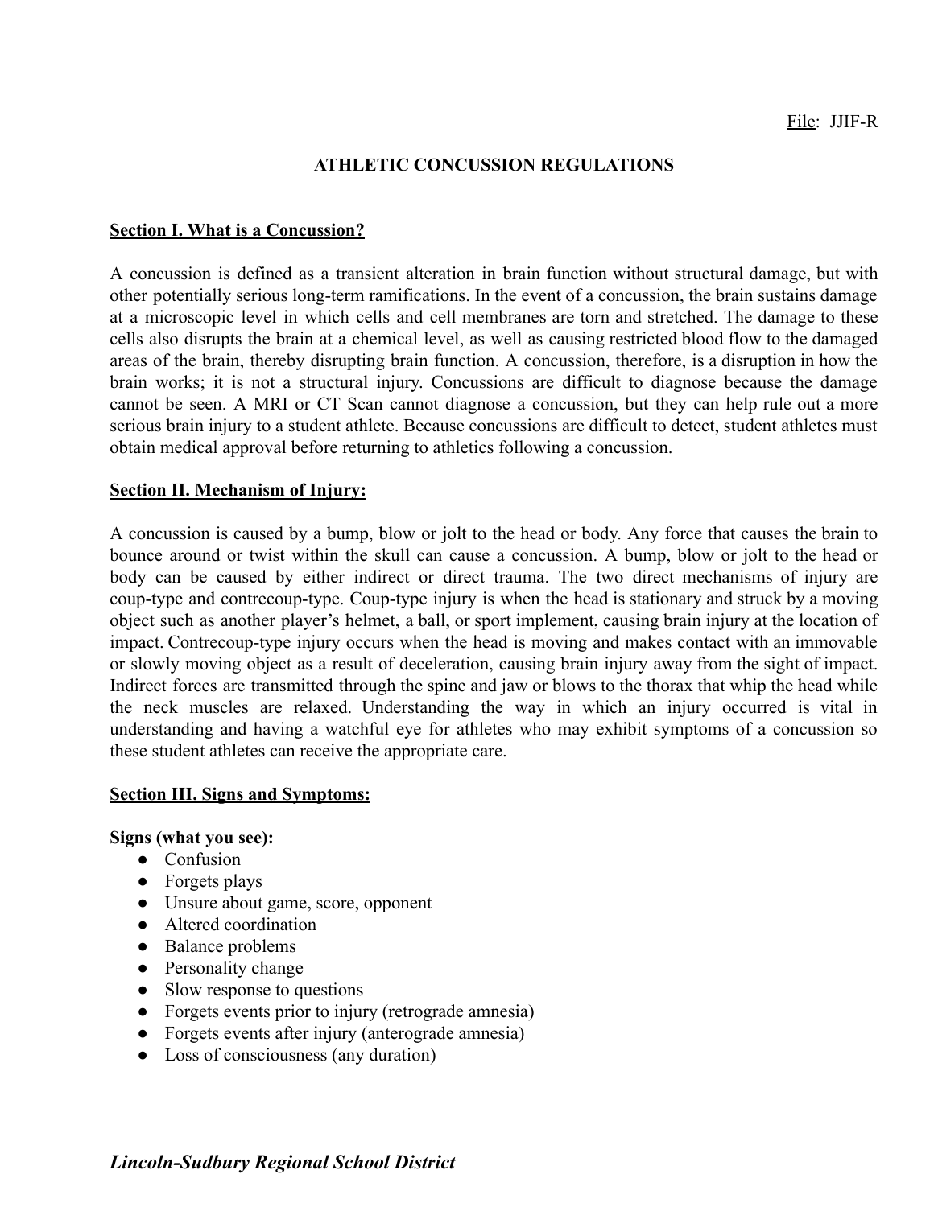File: JJIF-R

# ATHLETIC CONCUSSION REGULATIONS

## Section I. What is a Concussion?

A concussion is defined as a transient alteration in brain function without structural damage, but with other potentially serious long-term ramifications. In the event of a concussion, the brain sustains damage at a microscopic level in which cells and cell membranes are torn and stretched. The damage to these cells also disrupts the brain at a chemical level, as well as causing restricted blood flow to the damaged areas of the brain, thereby disrupting brain function. A concussion, therefore, is a disruption in how the brain works; it is not a structural injury. Concussions are difficult to diagnose because the damage cannot be seen. A MRI or CT Scan cannot diagnose a concussion, but they can help rule out a more serious brain injury to a student athlete. Because concussions are difficult to detect, student athletes must obtain medical approval before returning to athletics following a concussion.

## Section II. Mechanism of Injury:

A concussion is caused by a bump, blow or jolt to the head or body. Any force that causes the brain to bounce around or twist within the skull can cause a concussion. A bump, blow or jolt to the head or body can be caused by either indirect or direct trauma. The two direct mechanisms of injury are coup-type and contrecoup-type. Coup-type injury is when the head is stationary and struck by a moving object such as another player's helmet, a ball, or sport implement, causing brain injury at the location of impact. Contrecoup-type injury occurs when the head is moving and makes contact with an immovable or slowly moving object as a result of deceleration, causing brain injury away from the sight of impact. Indirect forces are transmitted through the spine and jaw or blows to the thorax that whip the head while the neck muscles are relaxed. Understanding the way in which an injury occurred is vital in understanding and having a watchful eye for athletes who may exhibit symptoms of a concussion so these student athletes can receive the appropriate care.

## Section III. Signs and Symptoms:

**Signs (what you see):**

- Confusion
- Forgets plays
- Unsure about game, score, opponent
- Altered coordination
- Balance problems
- Personality change
- Slow response to questions
- Forgets events prior to injury (retrograde amnesia)
- Forgets events after injury (anterograde amnesia)
- Loss of consciousness (any duration)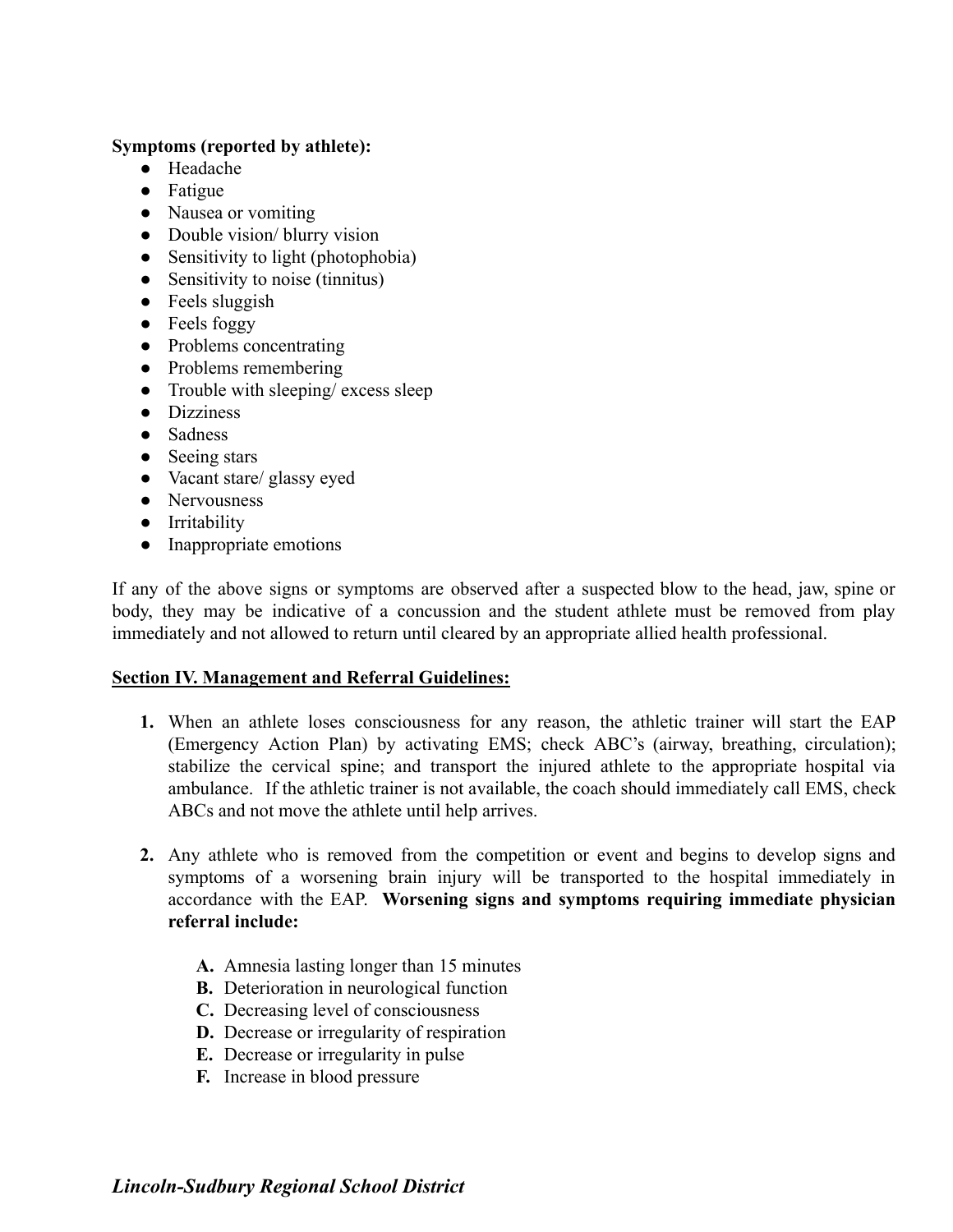**Symptoms (reported by athlete):**

- Headache
- Fatigue
- Nausea or vomiting
- Double vision/ blurry vision
- Sensitivity to light (photophobia)
- Sensitivity to noise (tinnitus)
- Feels sluggish
- Feels foggy
- Problems concentrating
- Problems remembering
- Trouble with sleeping/ excess sleep
- Dizziness
- Sadness
- Seeing stars
- Vacant stare/ glassy eyed
- Nervousness
- Irritability
- Inappropriate emotions

If any of the above signs or symptoms are observed after a suspected blow to the head, jaw, spine or body, they may be indicative of a concussion and the student athlete must be removed from play immediately and not allowed to return until cleared by an appropriate allied health professional.

## Section IV. Management and Referral Guidelines:

1. When an athlete loses consciousness for any reason, the athletic trainer will start the EAP (Emergency Action Plan) by activating EMS; check ABC's (airway, breathing, circulation); stabilize the cervical spine; and transport the injured athlete to the appropriate hospital via ambulance. If the athletic trainer is not available, the coach should immediately call EMS, check ABCs and not move the athlete until help arrives.

2. Any athlete who is removed from the competition or event and begins to develop signs and symptoms of a worsening brain injury will be transported to the hospital immediately in accordance with the EAP. **Worsening signs and symptoms requiring immediate physician referral include:**

   **A.** Amnesia lasting longer than 15 minutes
   **B.** Deterioration in neurological function
   **C.** Decreasing level of consciousness
   **D.** Decrease or irregularity of respiration
   **E.** Decrease or irregularity in pulse
   **F.** Increase in blood pressure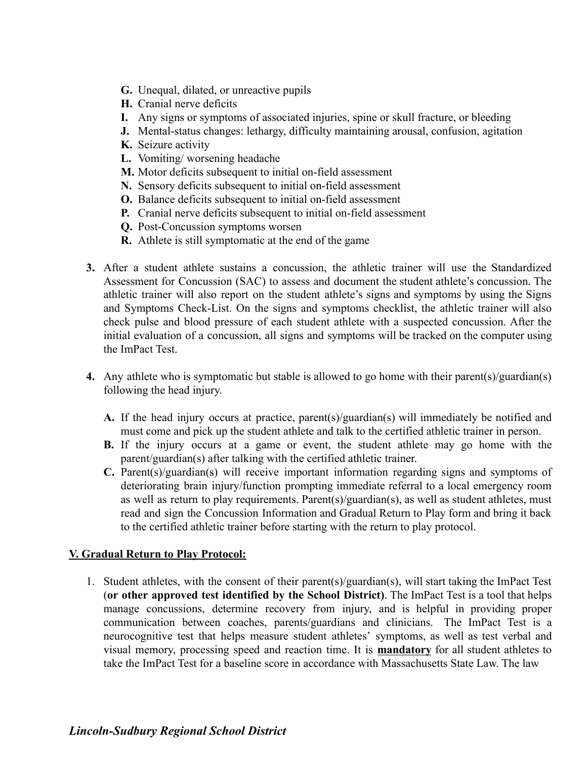G. Unequal, dilated, or unreactive pupils
H. Cranial nerve deficits
I. Any signs or symptoms of associated injuries, spine or skull fracture, or bleeding
J. Mental-status changes: lethargy, difficulty maintaining arousal, confusion, agitation
K. Seizure activity
L. Vomiting/ worsening headache
M. Motor deficits subsequent to initial on-field assessment
N. Sensory deficits subsequent to initial on-field assessment
O. Balance deficits subsequent to initial on-field assessment
P. Cranial nerve deficits subsequent to initial on-field assessment
Q. Post-Concussion symptoms worsen
R. Athlete is still symptomatic at the end of the game

3. After a student athlete sustains a concussion, the athletic trainer will use the Standardized Assessment for Concussion (SAC) to assess and document the student athlete's concussion. The athletic trainer will also report on the student athlete's signs and symptoms by using the Signs and Symptoms Check-List. On the signs and symptoms checklist, the athletic trainer will also check pulse and blood pressure of each student athlete with a suspected concussion. After the initial evaluation of a concussion, all signs and symptoms will be tracked on the computer using the ImPact Test.

4. Any athlete who is symptomatic but stable is allowed to go home with their parent(s)/guardian(s) following the head injury.

   A. If the head injury occurs at practice, parent(s)/guardian(s) will immediately be notified and must come and pick up the student athlete and talk to the certified athletic trainer in person.
   B. If the injury occurs at a game or event, the student athlete may go home with the parent/guardian(s) after talking with the certified athletic trainer.
   C. Parent(s)/guardian(s) will receive important information regarding signs and symptoms of deteriorating brain injury/function prompting immediate referral to a local emergency room as well as return to play requirements. Parent(s)/guardian(s), as well as student athletes, must read and sign the Concussion Information and Gradual Return to Play form and bring it back to the certified athletic trainer before starting with the return to play protocol.

## V. Gradual Return to Play Protocol:

1. Student athletes, with the consent of their parent(s)/guardian(s), will start taking the ImPact Test (**or other approved test identified by the School District)**. The ImPact Test is a tool that helps manage concussions, determine recovery from injury, and is helpful in providing proper communication between coaches, parents/guardians and clinicians. The ImPact Test is a neurocognitive test that helps measure student athletes' symptoms, as well as test verbal and visual memory, processing speed and reaction time. It is **mandatory** for all student athletes to take the ImPact Test for a baseline score in accordance with Massachusetts State Law. The law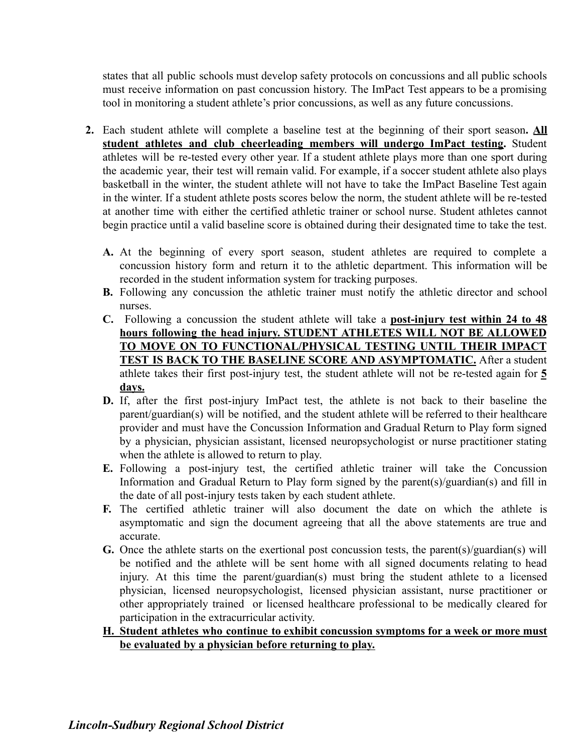states that all public schools must develop safety protocols on concussions and all public schools must receive information on past concussion history. The ImPact Test appears to be a promising tool in monitoring a student athlete's prior concussions, as well as any future concussions.

2. Each student athlete will complete a baseline test at the beginning of their sport season**.** **<u>All student athletes and club cheerleading members will undergo ImPact testing</u>.** Student athletes will be re-tested every other year. If a student athlete plays more than one sport during the academic year, their test will remain valid. For example, if a soccer student athlete also plays basketball in the winter, the student athlete will not have to take the ImPact Baseline Test again in the winter. If a student athlete posts scores below the norm, the student athlete will be re-tested at another time with either the certified athletic trainer or school nurse. Student athletes cannot begin practice until a valid baseline score is obtained during their designated time to take the test.

   **A.** At the beginning of every sport season, student athletes are required to complete a concussion history form and return it to the athletic department. This information will be recorded in the student information system for tracking purposes.

   **B.** Following any concussion the athletic trainer must notify the athletic director and school nurses.

   **C.** Following a concussion the student athlete will take a **<u>post-injury test within 24 to 48 hours following the head injury. STUDENT ATHLETES WILL NOT BE ALLOWED TO MOVE ON TO FUNCTIONAL/PHYSICAL TESTING UNTIL THEIR IMPACT TEST IS BACK TO THE BASELINE SCORE AND ASYMPTOMATIC.</u>** After a student athlete takes their first post-injury test, the student athlete will not be re-tested again for **<u>5 days.</u>**

   **D.** If, after the first post-injury ImPact test, the athlete is not back to their baseline the parent/guardian(s) will be notified, and the student athlete will be referred to their healthcare provider and must have the Concussion Information and Gradual Return to Play form signed by a physician, physician assistant, licensed neuropsychologist or nurse practitioner stating when the athlete is allowed to return to play.

   **E.** Following a post-injury test, the certified athletic trainer will take the Concussion Information and Gradual Return to Play form signed by the parent(s)/guardian(s) and fill in the date of all post-injury tests taken by each student athlete.

   **F.** The certified athletic trainer will also document the date on which the athlete is asymptomatic and sign the document agreeing that all the above statements are true and accurate.

   **G.** Once the athlete starts on the exertional post concussion tests, the parent(s)/guardian(s) will be notified and the athlete will be sent home with all signed documents relating to head injury. At this time the parent/guardian(s) must bring the student athlete to a licensed physician, licensed neuropsychologist, licensed physician assistant, nurse practitioner or other appropriately trained or licensed healthcare professional to be medically cleared for participation in the extracurricular activity.

   **<u>H. Student athletes who continue to exhibit concussion symptoms for a week or more must be evaluated by a physician before returning to play.</u>**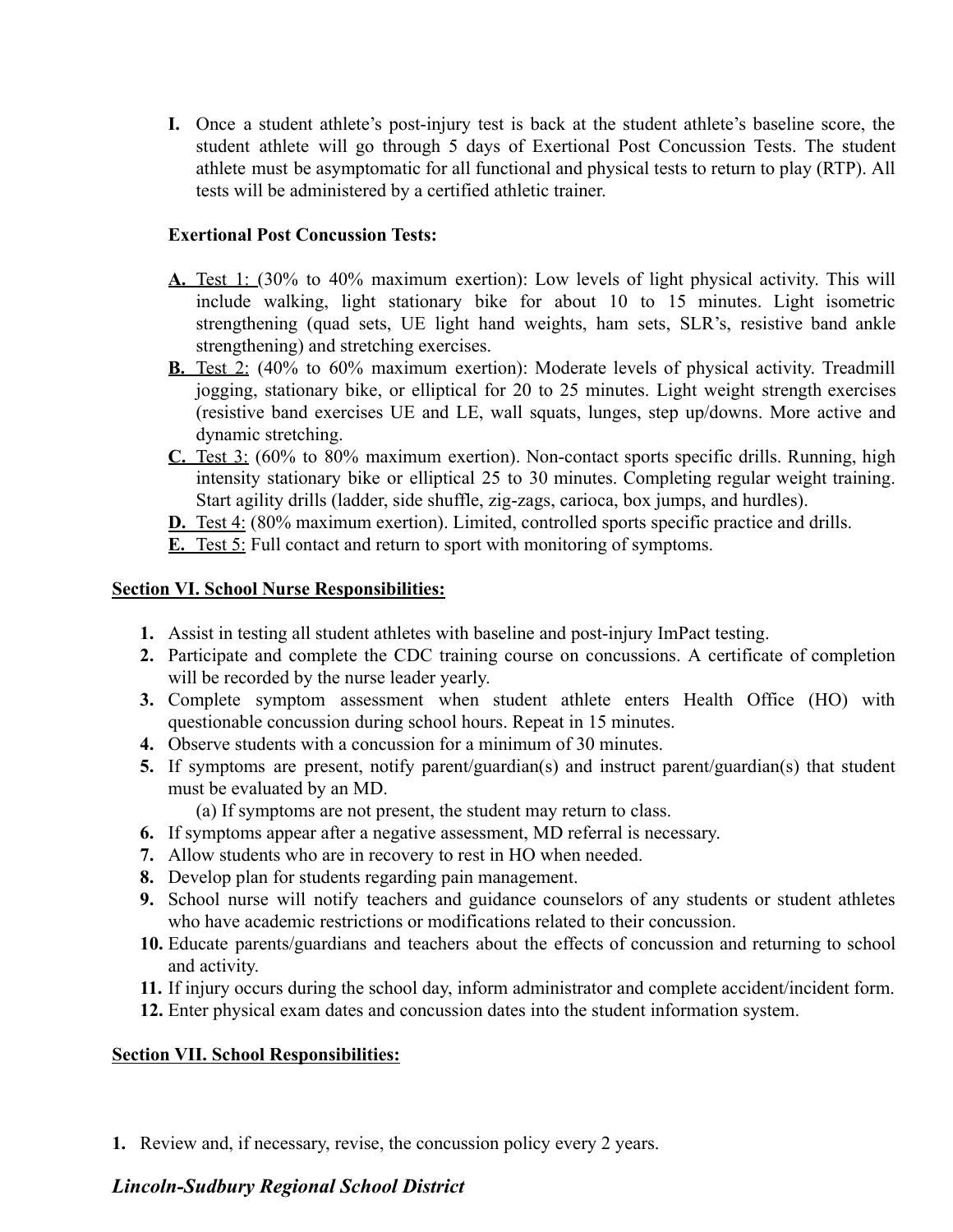I. Once a student athlete's post-injury test is back at the student athlete's baseline score, the student athlete will go through 5 days of Exertional Post Concussion Tests. The student athlete must be asymptomatic for all functional and physical tests to return to play (RTP). All tests will be administered by a certified athletic trainer.

**Exertional Post Concussion Tests:**

**A.** Test 1: (30% to 40% maximum exertion): Low levels of light physical activity. This will include walking, light stationary bike for about 10 to 15 minutes. Light isometric strengthening (quad sets, UE light hand weights, ham sets, SLR's, resistive band ankle strengthening) and stretching exercises.

**B.** Test 2: (40% to 60% maximum exertion): Moderate levels of physical activity. Treadmill jogging, stationary bike, or elliptical for 20 to 25 minutes. Light weight strength exercises (resistive band exercises UE and LE, wall squats, lunges, step up/downs. More active and dynamic stretching.

**C.** Test 3: (60% to 80% maximum exertion). Non-contact sports specific drills. Running, high intensity stationary bike or elliptical 25 to 30 minutes. Completing regular weight training. Start agility drills (ladder, side shuffle, zig-zags, carioca, box jumps, and hurdles).

**D.** Test 4: (80% maximum exertion). Limited, controlled sports specific practice and drills.

**E.** Test 5: Full contact and return to sport with monitoring of symptoms.

## Section VI. School Nurse Responsibilities:

1. Assist in testing all student athletes with baseline and post-injury ImPact testing.
2. Participate and complete the CDC training course on concussions. A certificate of completion will be recorded by the nurse leader yearly.
3. Complete symptom assessment when student athlete enters Health Office (HO) with questionable concussion during school hours. Repeat in 15 minutes.
4. Observe students with a concussion for a minimum of 30 minutes.
5. If symptoms are present, notify parent/guardian(s) and instruct parent/guardian(s) that student must be evaluated by an MD.
   (a) If symptoms are not present, the student may return to class.
6. If symptoms appear after a negative assessment, MD referral is necessary.
7. Allow students who are in recovery to rest in HO when needed.
8. Develop plan for students regarding pain management.
9. School nurse will notify teachers and guidance counselors of any students or student athletes who have academic restrictions or modifications related to their concussion.
10. Educate parents/guardians and teachers about the effects of concussion and returning to school and activity.
11. If injury occurs during the school day, inform administrator and complete accident/incident form.
12. Enter physical exam dates and concussion dates into the student information system.

## Section VII. School Responsibilities:

1. Review and, if necessary, revise, the concussion policy every 2 years.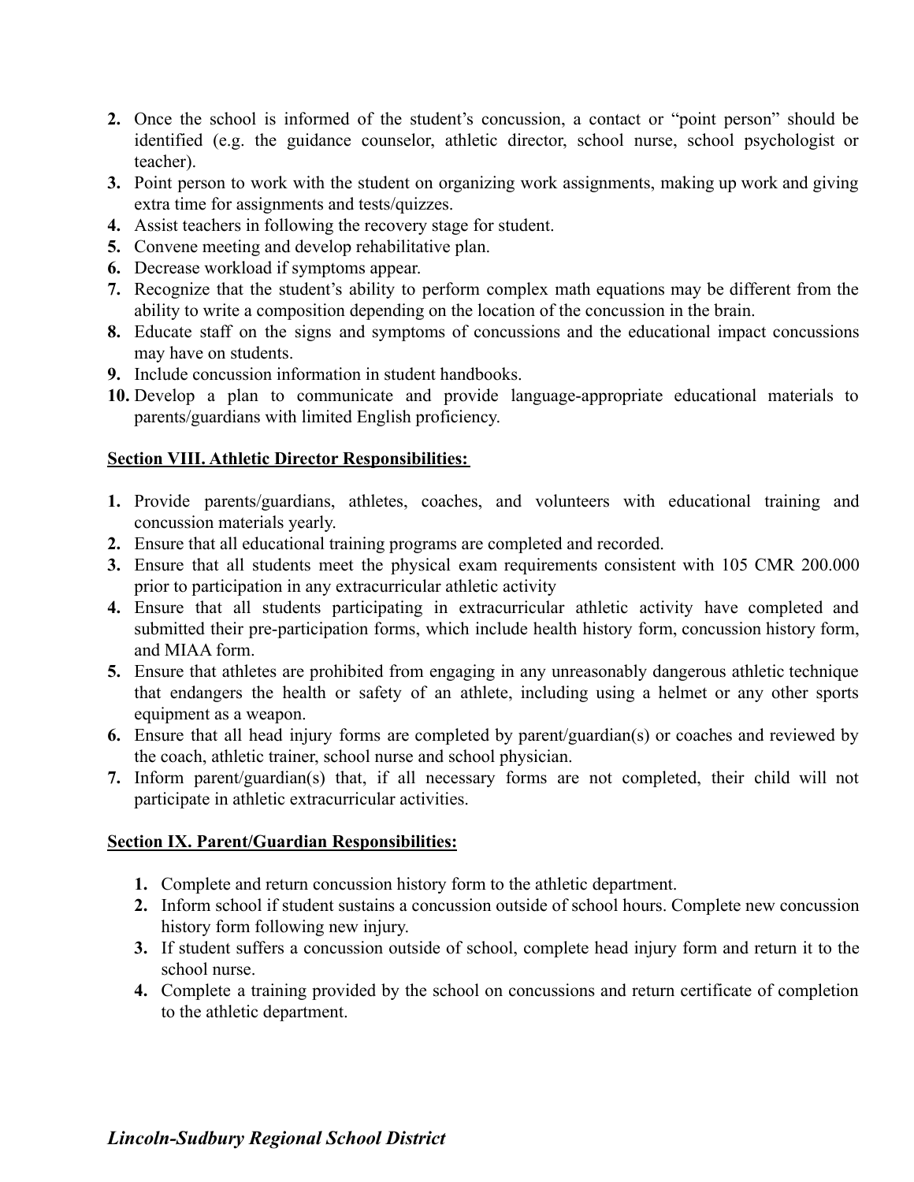2. Once the school is informed of the student's concussion, a contact or "point person" should be identified (e.g. the guidance counselor, athletic director, school nurse, school psychologist or teacher).
3. Point person to work with the student on organizing work assignments, making up work and giving extra time for assignments and tests/quizzes.
4. Assist teachers in following the recovery stage for student.
5. Convene meeting and develop rehabilitative plan.
6. Decrease workload if symptoms appear.
7. Recognize that the student's ability to perform complex math equations may be different from the ability to write a composition depending on the location of the concussion in the brain.
8. Educate staff on the signs and symptoms of concussions and the educational impact concussions may have on students.
9. Include concussion information in student handbooks.
10. Develop a plan to communicate and provide language-appropriate educational materials to parents/guardians with limited English proficiency.

**Section VIII. Athletic Director Responsibilities:**

1. Provide parents/guardians, athletes, coaches, and volunteers with educational training and concussion materials yearly.
2. Ensure that all educational training programs are completed and recorded.
3. Ensure that all students meet the physical exam requirements consistent with 105 CMR 200.000 prior to participation in any extracurricular athletic activity
4. Ensure that all students participating in extracurricular athletic activity have completed and submitted their pre-participation forms, which include health history form, concussion history form, and MIAA form.
5. Ensure that athletes are prohibited from engaging in any unreasonably dangerous athletic technique that endangers the health or safety of an athlete, including using a helmet or any other sports equipment as a weapon.
6. Ensure that all head injury forms are completed by parent/guardian(s) or coaches and reviewed by the coach, athletic trainer, school nurse and school physician.
7. Inform parent/guardian(s) that, if all necessary forms are not completed, their child will not participate in athletic extracurricular activities.

**Section IX. Parent/Guardian Responsibilities:**

1. Complete and return concussion history form to the athletic department.
2. Inform school if student sustains a concussion outside of school hours. Complete new concussion history form following new injury.
3. If student suffers a concussion outside of school, complete head injury form and return it to the school nurse.
4. Complete a training provided by the school on concussions and return certificate of completion to the athletic department.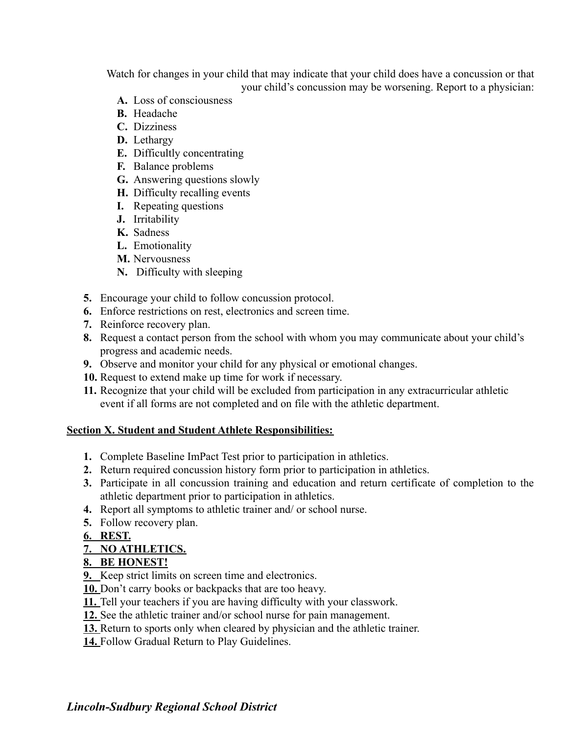Watch for changes in your child that may indicate that your child does have a concussion or that your child's concussion may be worsening. Report to a physician:

- **A.** Loss of consciousness
- **B.** Headache
- **C.** Dizziness
- **D.** Lethargy
- **E.** Difficultly concentrating
- **F.** Balance problems
- **G.** Answering questions slowly
- **H.** Difficulty recalling events
- **I.** Repeating questions
- **J.** Irritability
- **K.** Sadness
- **L.** Emotionality
- **M.** Nervousness
- **N.** Difficulty with sleeping

**5.** Encourage your child to follow concussion protocol.
**6.** Enforce restrictions on rest, electronics and screen time.
**7.** Reinforce recovery plan.
**8.** Request a contact person from the school with whom you may communicate about your child's progress and academic needs.
**9.** Observe and monitor your child for any physical or emotional changes.
**10.** Request to extend make up time for work if necessary.
**11.** Recognize that your child will be excluded from participation in any extracurricular athletic event if all forms are not completed and on file with the athletic department.

**Section X. Student and Student Athlete Responsibilities:**

1. Complete Baseline ImPact Test prior to participation in athletics.
2. Return required concussion history form prior to participation in athletics.
3. Participate in all concussion training and education and return certificate of completion to the athletic department prior to participation in athletics.
4. Report all symptoms to athletic trainer and/ or school nurse.
5. Follow recovery plan.
6. **REST.**
7. **NO ATHLETICS.**
8. **BE HONEST!**
9. Keep strict limits on screen time and electronics.
10. Don't carry books or backpacks that are too heavy.
11. Tell your teachers if you are having difficulty with your classwork.
12. See the athletic trainer and/or school nurse for pain management.
13. Return to sports only when cleared by physician and the athletic trainer.
14. Follow Gradual Return to Play Guidelines.

***Lincoln-Sudbury Regional School District***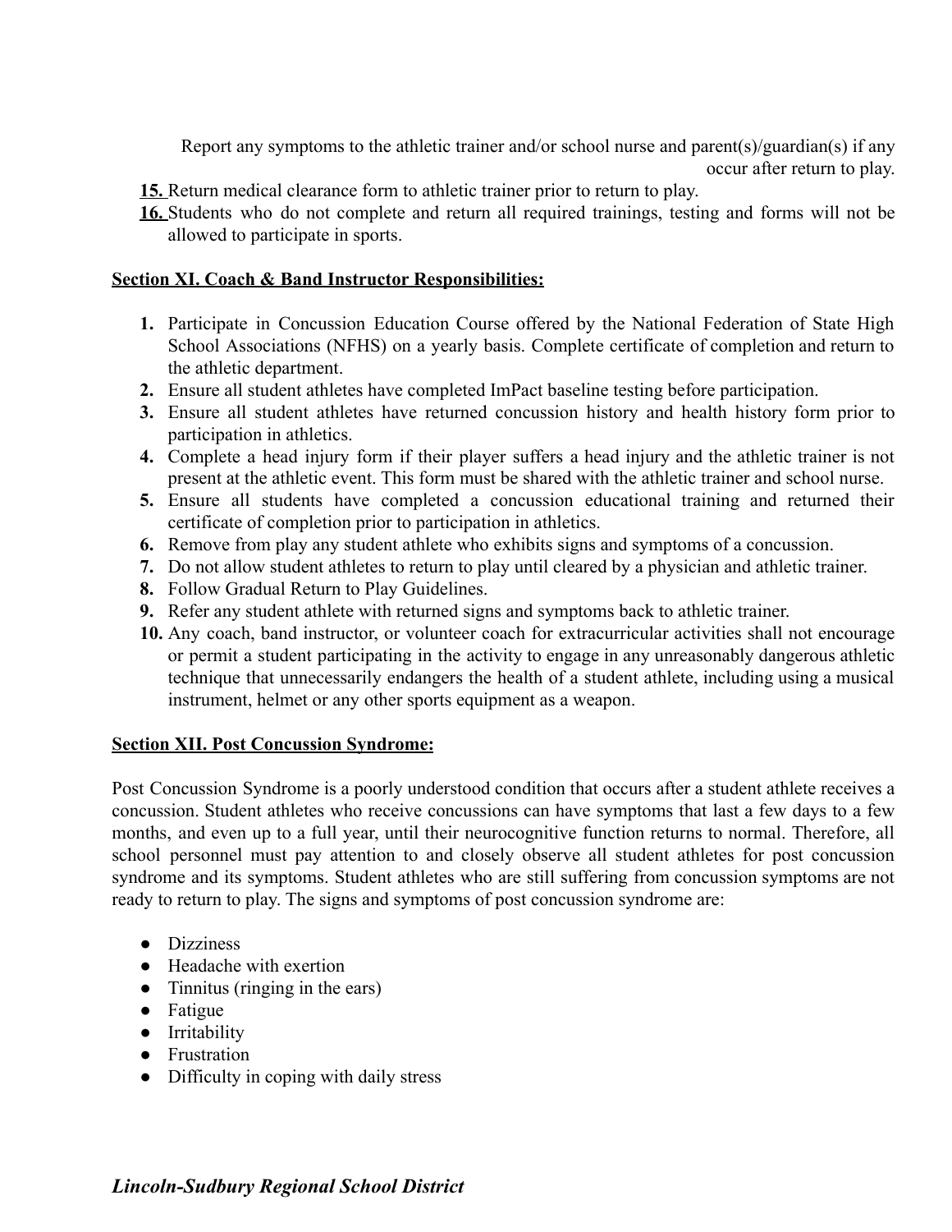Report any symptoms to the athletic trainer and/or school nurse and parent(s)/guardian(s) if any occur after return to play.

15. Return medical clearance form to athletic trainer prior to return to play.
16. Students who do not complete and return all required trainings, testing and forms will not be allowed to participate in sports.

**Section XI. Coach & Band Instructor Responsibilities:**

1. Participate in Concussion Education Course offered by the National Federation of State High School Associations (NFHS) on a yearly basis. Complete certificate of completion and return to the athletic department.
2. Ensure all student athletes have completed ImPact baseline testing before participation.
3. Ensure all student athletes have returned concussion history and health history form prior to participation in athletics.
4. Complete a head injury form if their player suffers a head injury and the athletic trainer is not present at the athletic event. This form must be shared with the athletic trainer and school nurse.
5. Ensure all students have completed a concussion educational training and returned their certificate of completion prior to participation in athletics.
6. Remove from play any student athlete who exhibits signs and symptoms of a concussion.
7. Do not allow student athletes to return to play until cleared by a physician and athletic trainer.
8. Follow Gradual Return to Play Guidelines.
9. Refer any student athlete with returned signs and symptoms back to athletic trainer.
10. Any coach, band instructor, or volunteer coach for extracurricular activities shall not encourage or permit a student participating in the activity to engage in any unreasonably dangerous athletic technique that unnecessarily endangers the health of a student athlete, including using a musical instrument, helmet or any other sports equipment as a weapon.

**Section XII. Post Concussion Syndrome:**

Post Concussion Syndrome is a poorly understood condition that occurs after a student athlete receives a concussion. Student athletes who receive concussions can have symptoms that last a few days to a few months, and even up to a full year, until their neurocognitive function returns to normal. Therefore, all school personnel must pay attention to and closely observe all student athletes for post concussion syndrome and its symptoms. Student athletes who are still suffering from concussion symptoms are not ready to return to play. The signs and symptoms of post concussion syndrome are:

- Dizziness
- Headache with exertion
- Tinnitus (ringing in the ears)
- Fatigue
- Irritability
- Frustration
- Difficulty in coping with daily stress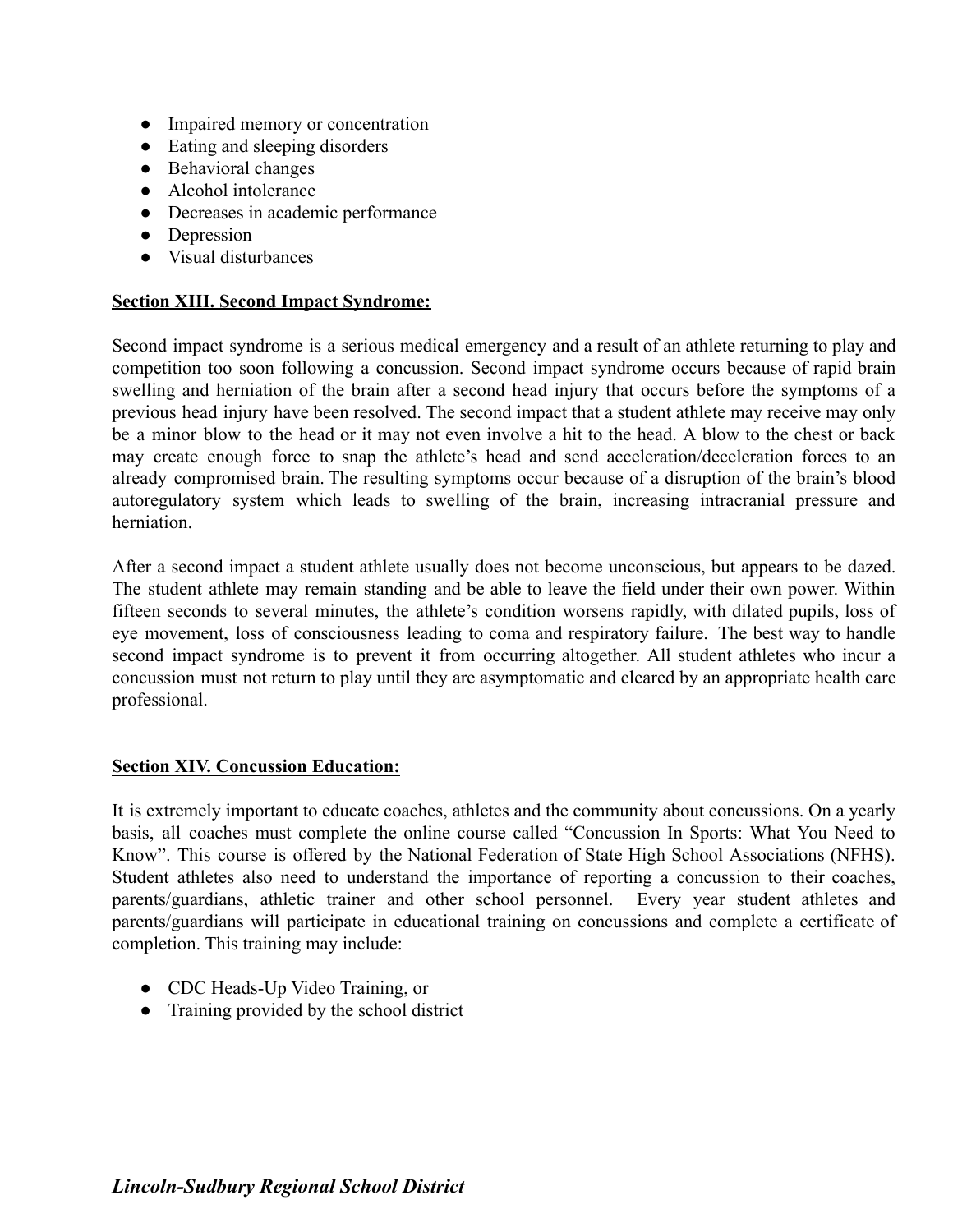- Impaired memory or concentration
- Eating and sleeping disorders
- Behavioral changes
- Alcohol intolerance
- Decreases in academic performance
- Depression
- Visual disturbances

**Section XIII. Second Impact Syndrome:**

Second impact syndrome is a serious medical emergency and a result of an athlete returning to play and competition too soon following a concussion. Second impact syndrome occurs because of rapid brain swelling and herniation of the brain after a second head injury that occurs before the symptoms of a previous head injury have been resolved. The second impact that a student athlete may receive may only be a minor blow to the head or it may not even involve a hit to the head. A blow to the chest or back may create enough force to snap the athlete's head and send acceleration/deceleration forces to an already compromised brain. The resulting symptoms occur because of a disruption of the brain's blood autoregulatory system which leads to swelling of the brain, increasing intracranial pressure and herniation.

After a second impact a student athlete usually does not become unconscious, but appears to be dazed. The student athlete may remain standing and be able to leave the field under their own power. Within fifteen seconds to several minutes, the athlete's condition worsens rapidly, with dilated pupils, loss of eye movement, loss of consciousness leading to coma and respiratory failure. The best way to handle second impact syndrome is to prevent it from occurring altogether. All student athletes who incur a concussion must not return to play until they are asymptomatic and cleared by an appropriate health care professional.

**Section XIV. Concussion Education:**

It is extremely important to educate coaches, athletes and the community about concussions. On a yearly basis, all coaches must complete the online course called "Concussion In Sports: What You Need to Know". This course is offered by the National Federation of State High School Associations (NFHS). Student athletes also need to understand the importance of reporting a concussion to their coaches, parents/guardians, athletic trainer and other school personnel. Every year student athletes and parents/guardians will participate in educational training on concussions and complete a certificate of completion. This training may include:

- CDC Heads-Up Video Training, or
- Training provided by the school district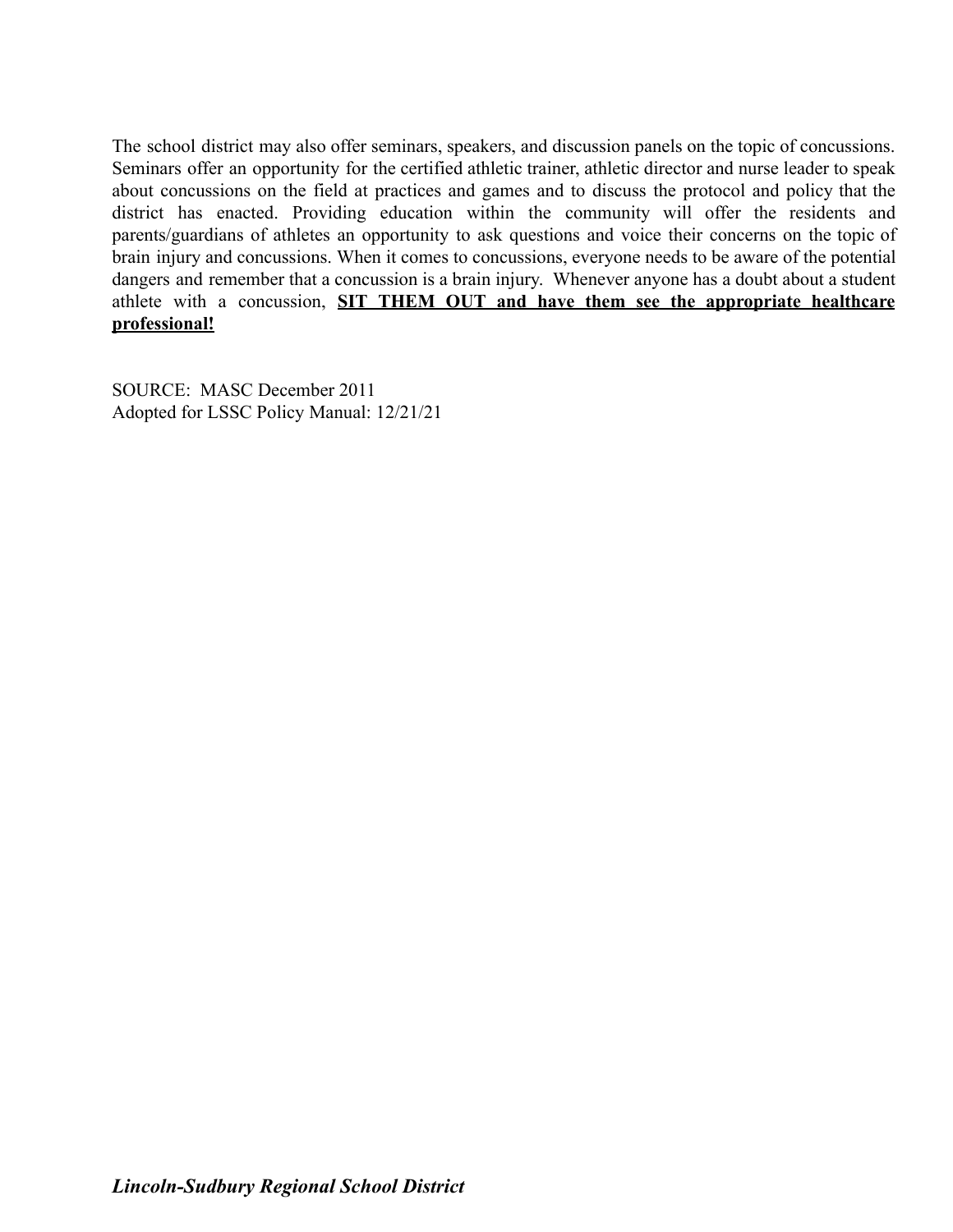The school district may also offer seminars, speakers, and discussion panels on the topic of concussions. Seminars offer an opportunity for the certified athletic trainer, athletic director and nurse leader to speak about concussions on the field at practices and games and to discuss the protocol and policy that the district has enacted. Providing education within the community will offer the residents and parents/guardians of athletes an opportunity to ask questions and voice their concerns on the topic of brain injury and concussions. When it comes to concussions, everyone needs to be aware of the potential dangers and remember that a concussion is a brain injury. Whenever anyone has a doubt about a student athlete with a concussion, **SIT THEM OUT and have them see the appropriate healthcare professional!**

SOURCE: MASC December 2011
Adopted for LSSC Policy Manual: 12/21/21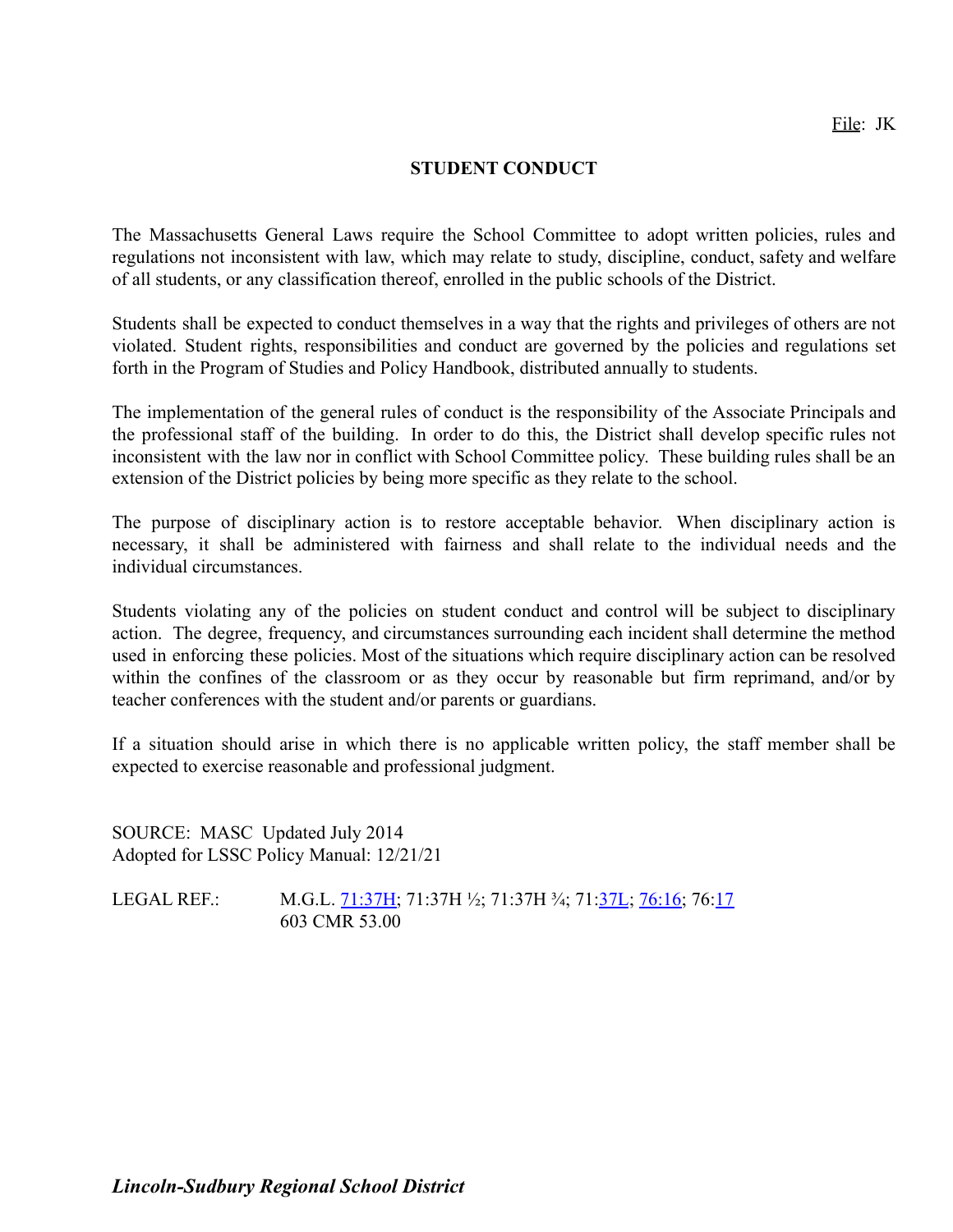File: JK

# STUDENT CONDUCT

The Massachusetts General Laws require the School Committee to adopt written policies, rules and regulations not inconsistent with law, which may relate to study, discipline, conduct, safety and welfare of all students, or any classification thereof, enrolled in the public schools of the District.

Students shall be expected to conduct themselves in a way that the rights and privileges of others are not violated. Student rights, responsibilities and conduct are governed by the policies and regulations set forth in the Program of Studies and Policy Handbook, distributed annually to students.

The implementation of the general rules of conduct is the responsibility of the Associate Principals and the professional staff of the building. In order to do this, the District shall develop specific rules not inconsistent with the law nor in conflict with School Committee policy. These building rules shall be an extension of the District policies by being more specific as they relate to the school.

The purpose of disciplinary action is to restore acceptable behavior. When disciplinary action is necessary, it shall be administered with fairness and shall relate to the individual needs and the individual circumstances.

Students violating any of the policies on student conduct and control will be subject to disciplinary action. The degree, frequency, and circumstances surrounding each incident shall determine the method used in enforcing these policies. Most of the situations which require disciplinary action can be resolved within the confines of the classroom or as they occur by reasonable but firm reprimand, and/or by teacher conferences with the student and/or parents or guardians.

If a situation should arise in which there is no applicable written policy, the staff member shall be expected to exercise reasonable and professional judgment.

SOURCE: MASC Updated July 2014
Adopted for LSSC Policy Manual: 12/21/21

LEGAL REF.: M.G.L. 71:37H; 71:37H ½; 71:37H ¾; 71:37L; 76:16; 76:17
603 CMR 53.00

***Lincoln-Sudbury Regional School District***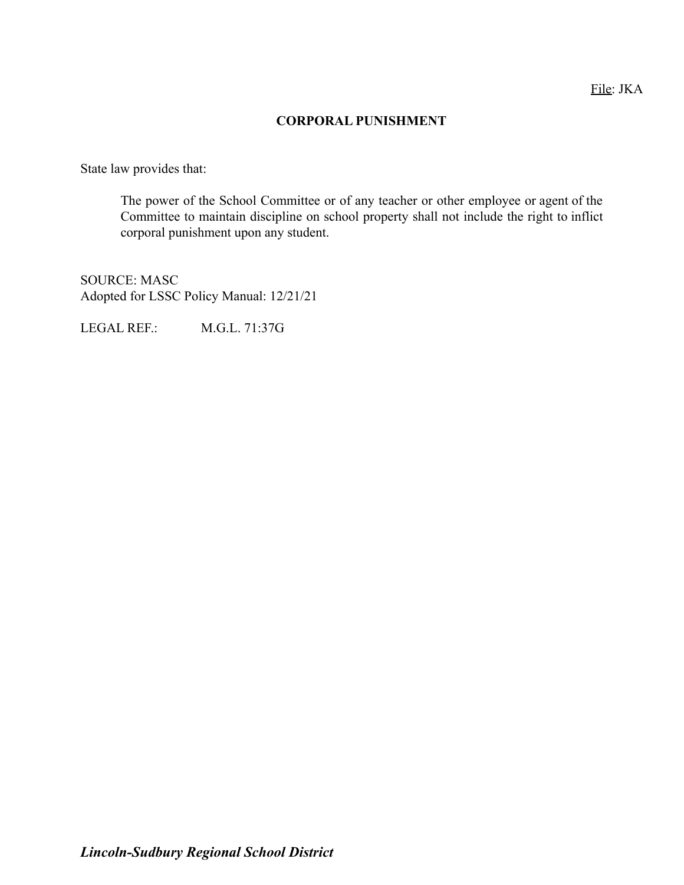File: JKA

## CORPORAL PUNISHMENT

State law provides that:

> The power of the School Committee or of any teacher or other employee or agent of the Committee to maintain discipline on school property shall not include the right to inflict corporal punishment upon any student.

SOURCE: MASC
Adopted for LSSC Policy Manual: 12/21/21

LEGAL REF.: M.G.L. 71:37G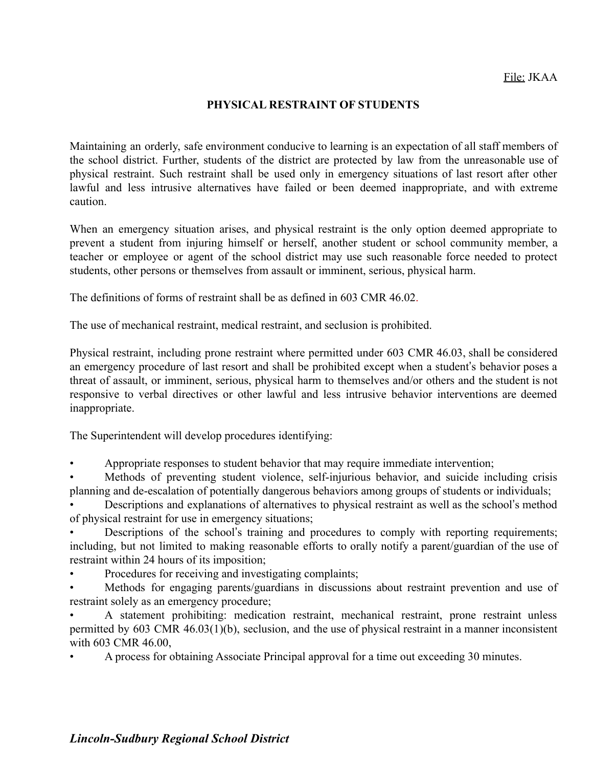File: JKAA

# PHYSICAL RESTRAINT OF STUDENTS

Maintaining an orderly, safe environment conducive to learning is an expectation of all staff members of the school district. Further, students of the district are protected by law from the unreasonable use of physical restraint. Such restraint shall be used only in emergency situations of last resort after other lawful and less intrusive alternatives have failed or been deemed inappropriate, and with extreme caution.

When an emergency situation arises, and physical restraint is the only option deemed appropriate to prevent a student from injuring himself or herself, another student or school community member, a teacher or employee or agent of the school district may use such reasonable force needed to protect students, other persons or themselves from assault or imminent, serious, physical harm.

The definitions of forms of restraint shall be as defined in 603 CMR 46.02.

The use of mechanical restraint, medical restraint, and seclusion is prohibited.

Physical restraint, including prone restraint where permitted under 603 CMR 46.03, shall be considered an emergency procedure of last resort and shall be prohibited except when a student's behavior poses a threat of assault, or imminent, serious, physical harm to themselves and/or others and the student is not responsive to verbal directives or other lawful and less intrusive behavior interventions are deemed inappropriate.

The Superintendent will develop procedures identifying:

- Appropriate responses to student behavior that may require immediate intervention;
- Methods of preventing student violence, self-injurious behavior, and suicide including crisis planning and de-escalation of potentially dangerous behaviors among groups of students or individuals;
- Descriptions and explanations of alternatives to physical restraint as well as the school's method of physical restraint for use in emergency situations;
- Descriptions of the school's training and procedures to comply with reporting requirements; including, but not limited to making reasonable efforts to orally notify a parent/guardian of the use of restraint within 24 hours of its imposition;
- Procedures for receiving and investigating complaints;
- Methods for engaging parents/guardians in discussions about restraint prevention and use of restraint solely as an emergency procedure;
- A statement prohibiting: medication restraint, mechanical restraint, prone restraint unless permitted by 603 CMR 46.03(1)(b), seclusion, and the use of physical restraint in a manner inconsistent with 603 CMR 46.00,
- A process for obtaining Associate Principal approval for a time out exceeding 30 minutes.

***Lincoln-Sudbury Regional School District***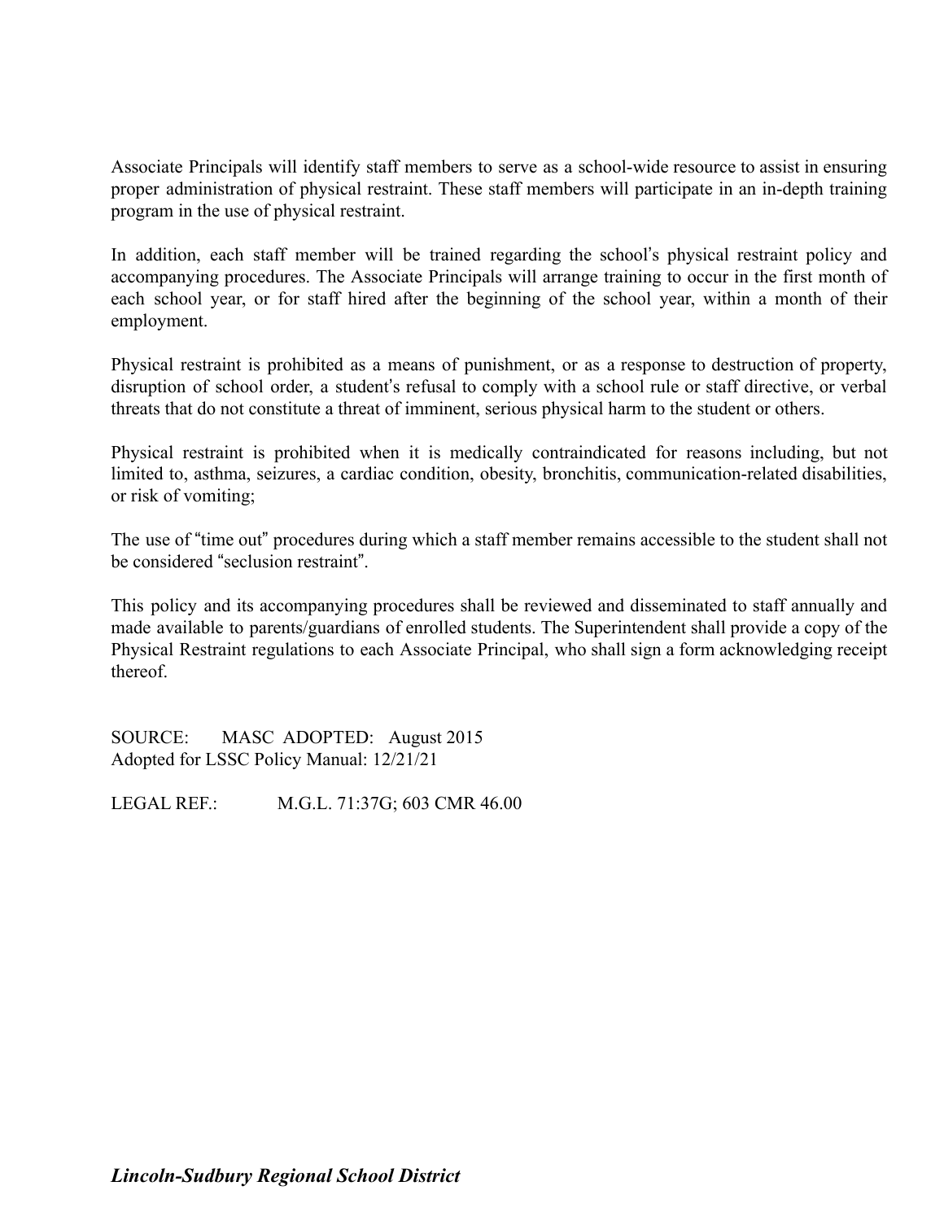Associate Principals will identify staff members to serve as a school-wide resource to assist in ensuring proper administration of physical restraint. These staff members will participate in an in-depth training program in the use of physical restraint.

In addition, each staff member will be trained regarding the school's physical restraint policy and accompanying procedures. The Associate Principals will arrange training to occur in the first month of each school year, or for staff hired after the beginning of the school year, within a month of their employment.

Physical restraint is prohibited as a means of punishment, or as a response to destruction of property, disruption of school order, a student's refusal to comply with a school rule or staff directive, or verbal threats that do not constitute a threat of imminent, serious physical harm to the student or others.

Physical restraint is prohibited when it is medically contraindicated for reasons including, but not limited to, asthma, seizures, a cardiac condition, obesity, bronchitis, communication-related disabilities, or risk of vomiting;

The use of "time out" procedures during which a staff member remains accessible to the student shall not be considered "seclusion restraint".

This policy and its accompanying procedures shall be reviewed and disseminated to staff annually and made available to parents/guardians of enrolled students. The Superintendent shall provide a copy of the Physical Restraint regulations to each Associate Principal, who shall sign a form acknowledging receipt thereof.

SOURCE: MASC ADOPTED: August 2015
Adopted for LSSC Policy Manual: 12/21/21

LEGAL REF.: M.G.L. 71:37G; 603 CMR 46.00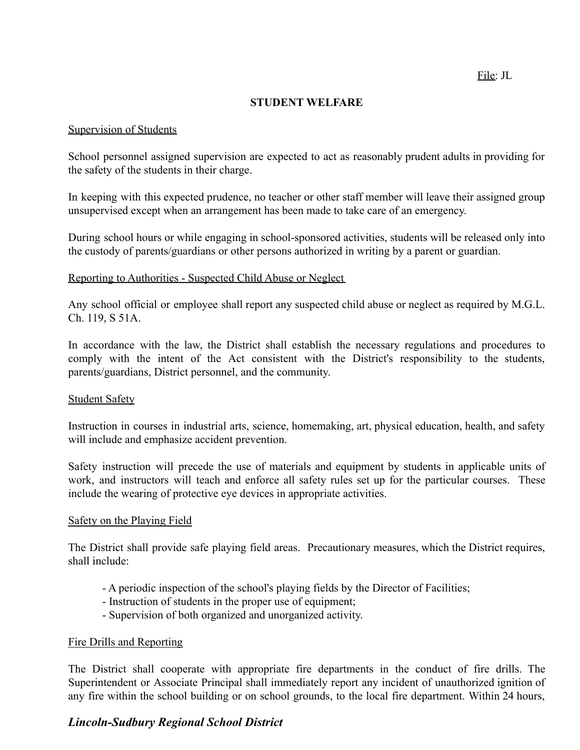File: JL

# STUDENT WELFARE

## Supervision of Students

School personnel assigned supervision are expected to act as reasonably prudent adults in providing for the safety of the students in their charge.

In keeping with this expected prudence, no teacher or other staff member will leave their assigned group unsupervised except when an arrangement has been made to take care of an emergency.

During school hours or while engaging in school-sponsored activities, students will be released only into the custody of parents/guardians or other persons authorized in writing by a parent or guardian.

## Reporting to Authorities - Suspected Child Abuse or Neglect

Any school official or employee shall report any suspected child abuse or neglect as required by M.G.L. Ch. 119, S 51A.

In accordance with the law, the District shall establish the necessary regulations and procedures to comply with the intent of the Act consistent with the District's responsibility to the students, parents/guardians, District personnel, and the community.

## Student Safety

Instruction in courses in industrial arts, science, homemaking, art, physical education, health, and safety will include and emphasize accident prevention.

Safety instruction will precede the use of materials and equipment by students in applicable units of work, and instructors will teach and enforce all safety rules set up for the particular courses. These include the wearing of protective eye devices in appropriate activities.

## Safety on the Playing Field

The District shall provide safe playing field areas. Precautionary measures, which the District requires, shall include:

- A periodic inspection of the school's playing fields by the Director of Facilities;
- Instruction of students in the proper use of equipment;
- Supervision of both organized and unorganized activity.

## Fire Drills and Reporting

The District shall cooperate with appropriate fire departments in the conduct of fire drills. The Superintendent or Associate Principal shall immediately report any incident of unauthorized ignition of any fire within the school building or on school grounds, to the local fire department. Within 24 hours,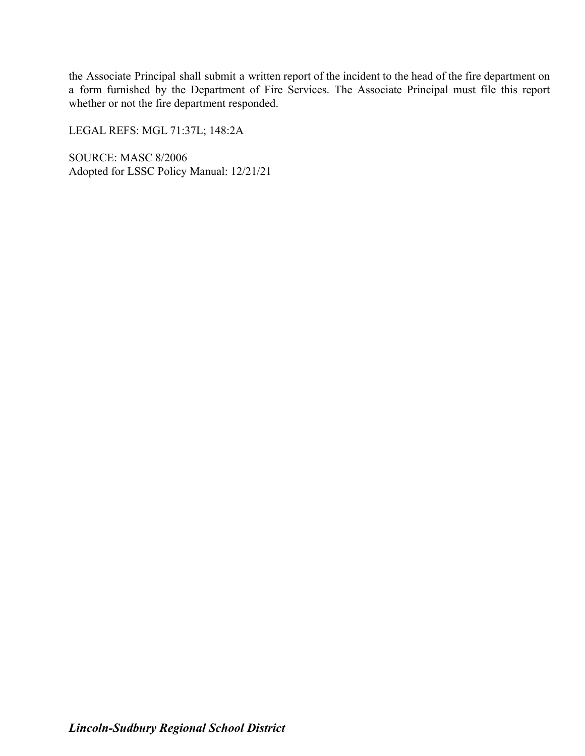the Associate Principal shall submit a written report of the incident to the head of the fire department on a form furnished by the Department of Fire Services. The Associate Principal must file this report whether or not the fire department responded.

LEGAL REFS: MGL 71:37L; 148:2A

SOURCE: MASC 8/2006
Adopted for LSSC Policy Manual: 12/21/21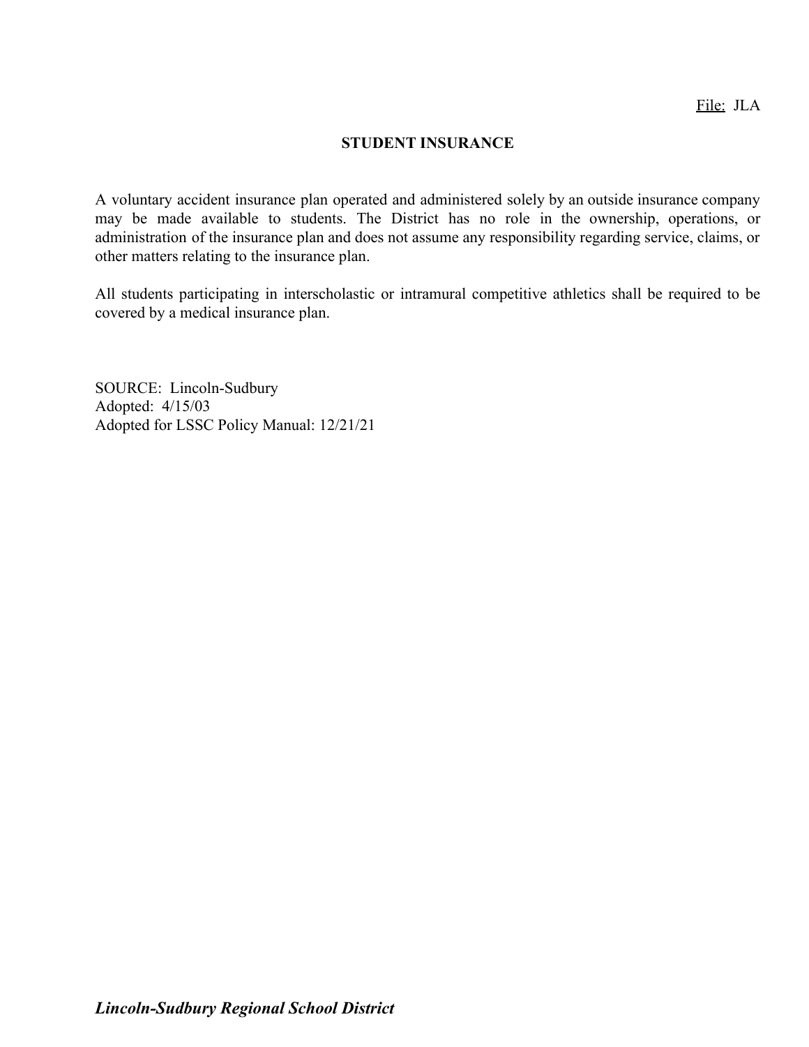File: JLA

# STUDENT INSURANCE

A voluntary accident insurance plan operated and administered solely by an outside insurance company may be made available to students. The District has no role in the ownership, operations, or administration of the insurance plan and does not assume any responsibility regarding service, claims, or other matters relating to the insurance plan.

All students participating in interscholastic or intramural competitive athletics shall be required to be covered by a medical insurance plan.

SOURCE: Lincoln-Sudbury
Adopted: 4/15/03
Adopted for LSSC Policy Manual: 12/21/21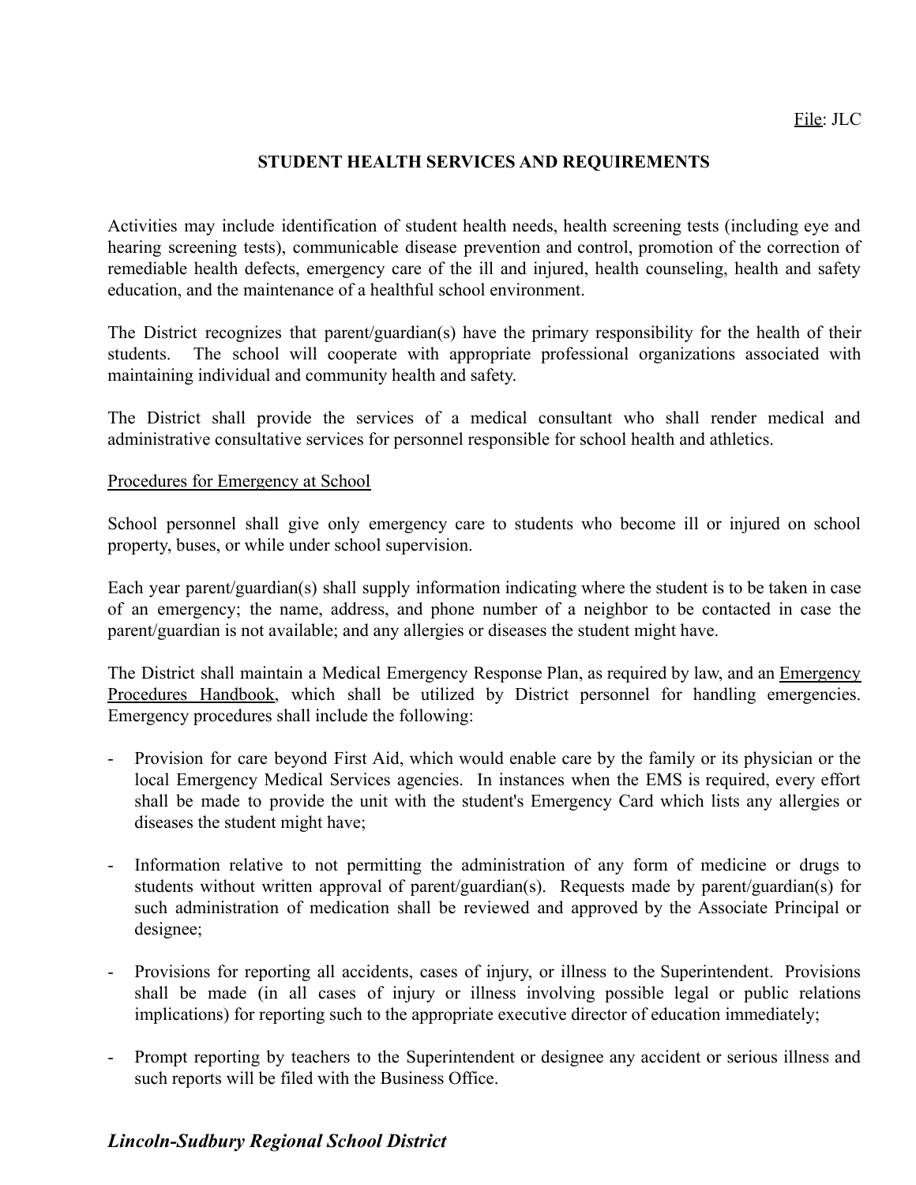File: JLC

## STUDENT HEALTH SERVICES AND REQUIREMENTS

Activities may include identification of student health needs, health screening tests (including eye and hearing screening tests), communicable disease prevention and control, promotion of the correction of remediable health defects, emergency care of the ill and injured, health counseling, health and safety education, and the maintenance of a healthful school environment.

The District recognizes that parent/guardian(s) have the primary responsibility for the health of their students. The school will cooperate with appropriate professional organizations associated with maintaining individual and community health and safety.

The District shall provide the services of a medical consultant who shall render medical and administrative consultative services for personnel responsible for school health and athletics.

### Procedures for Emergency at School

School personnel shall give only emergency care to students who become ill or injured on school property, buses, or while under school supervision.

Each year parent/guardian(s) shall supply information indicating where the student is to be taken in case of an emergency; the name, address, and phone number of a neighbor to be contacted in case the parent/guardian is not available; and any allergies or diseases the student might have.

The District shall maintain a Medical Emergency Response Plan, as required by law, and an Emergency Procedures Handbook, which shall be utilized by District personnel for handling emergencies. Emergency procedures shall include the following:

- Provision for care beyond First Aid, which would enable care by the family or its physician or the local Emergency Medical Services agencies. In instances when the EMS is required, every effort shall be made to provide the unit with the student's Emergency Card which lists any allergies or diseases the student might have;

- Information relative to not permitting the administration of any form of medicine or drugs to students without written approval of parent/guardian(s). Requests made by parent/guardian(s) for such administration of medication shall be reviewed and approved by the Associate Principal or designee;

- Provisions for reporting all accidents, cases of injury, or illness to the Superintendent. Provisions shall be made (in all cases of injury or illness involving possible legal or public relations implications) for reporting such to the appropriate executive director of education immediately;

- Prompt reporting by teachers to the Superintendent or designee any accident or serious illness and such reports will be filed with the Business Office.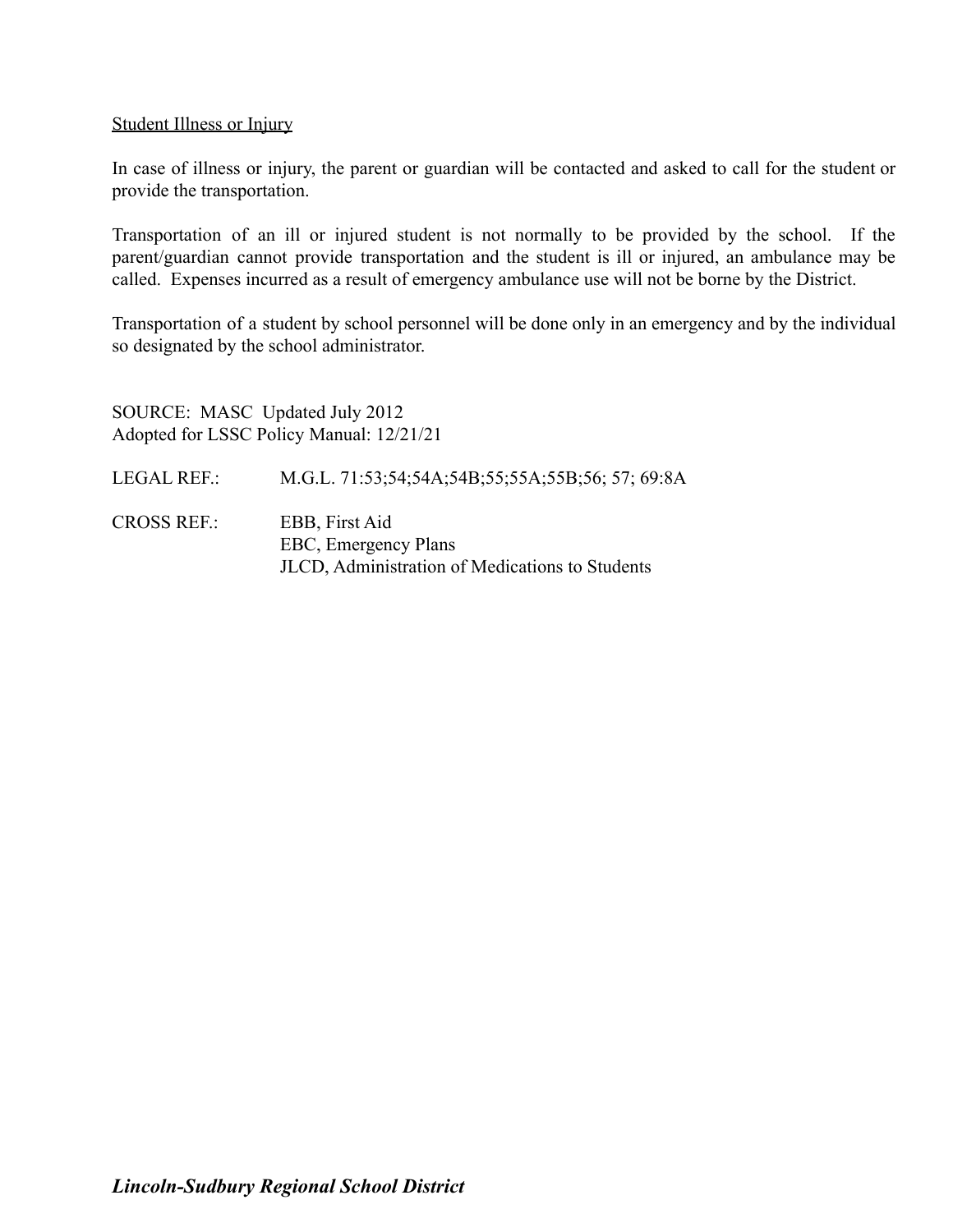Student Illness or Injury

In case of illness or injury, the parent or guardian will be contacted and asked to call for the student or provide the transportation.

Transportation of an ill or injured student is not normally to be provided by the school. If the parent/guardian cannot provide transportation and the student is ill or injured, an ambulance may be called. Expenses incurred as a result of emergency ambulance use will not be borne by the District.

Transportation of a student by school personnel will be done only in an emergency and by the individual so designated by the school administrator.

SOURCE: MASC Updated July 2012
Adopted for LSSC Policy Manual: 12/21/21

LEGAL REF.: M.G.L. 71:53;54;54A;54B;55;55A;55B;56; 57; 69:8A

CROSS REF.: EBB, First Aid
EBC, Emergency Plans
JLCD, Administration of Medications to Students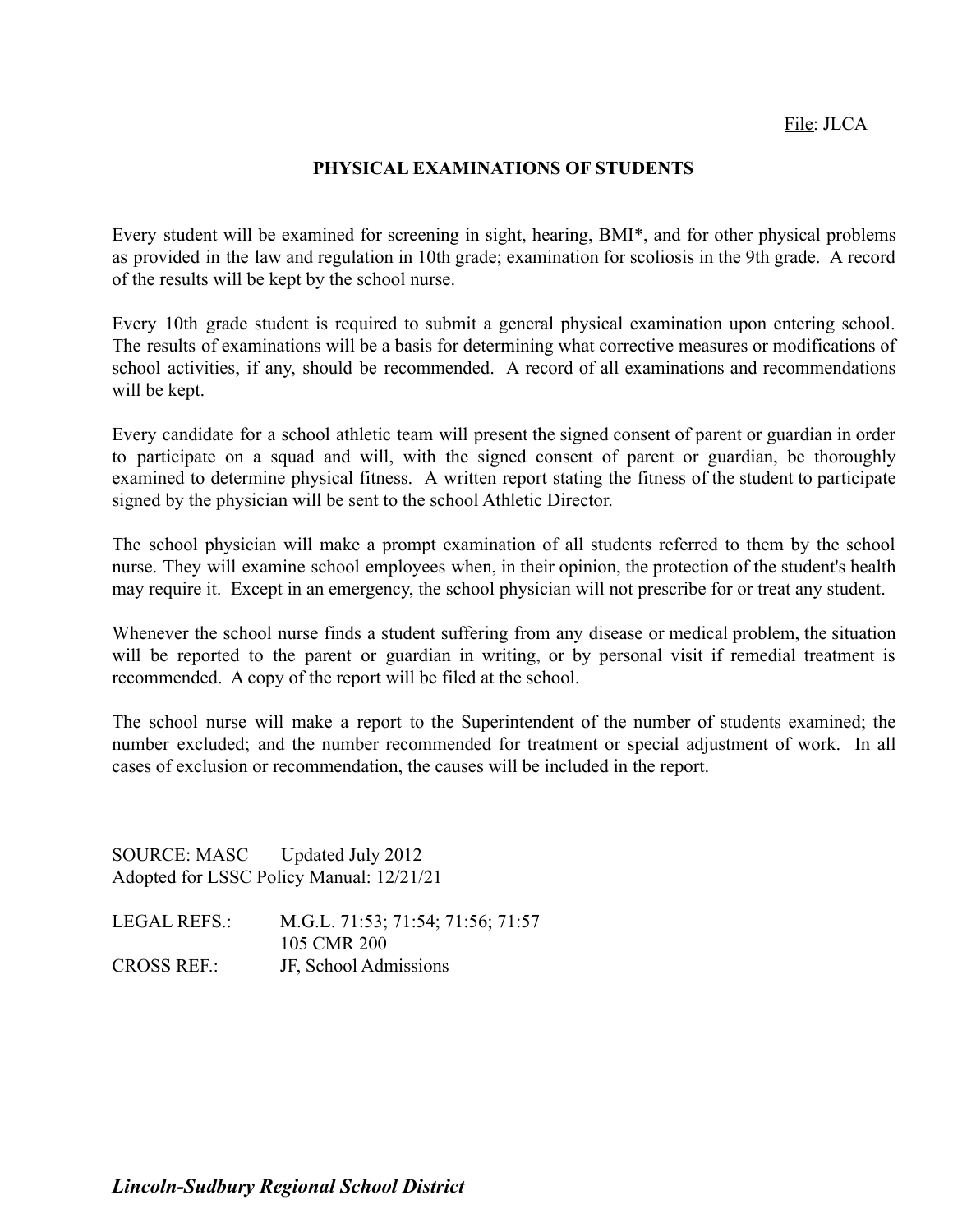File: JLCA

# PHYSICAL EXAMINATIONS OF STUDENTS

Every student will be examined for screening in sight, hearing, BMI*, and for other physical problems as provided in the law and regulation in 10th grade; examination for scoliosis in the 9th grade. A record of the results will be kept by the school nurse.

Every 10th grade student is required to submit a general physical examination upon entering school. The results of examinations will be a basis for determining what corrective measures or modifications of school activities, if any, should be recommended. A record of all examinations and recommendations will be kept.

Every candidate for a school athletic team will present the signed consent of parent or guardian in order to participate on a squad and will, with the signed consent of parent or guardian, be thoroughly examined to determine physical fitness. A written report stating the fitness of the student to participate signed by the physician will be sent to the school Athletic Director.

The school physician will make a prompt examination of all students referred to them by the school nurse. They will examine school employees when, in their opinion, the protection of the student's health may require it. Except in an emergency, the school physician will not prescribe for or treat any student.

Whenever the school nurse finds a student suffering from any disease or medical problem, the situation will be reported to the parent or guardian in writing, or by personal visit if remedial treatment is recommended. A copy of the report will be filed at the school.

The school nurse will make a report to the Superintendent of the number of students examined; the number excluded; and the number recommended for treatment or special adjustment of work. In all cases of exclusion or recommendation, the causes will be included in the report.

SOURCE: MASC  Updated July 2012
Adopted for LSSC Policy Manual: 12/21/21

LEGAL REFS.: M.G.L. 71:53; 71:54; 71:56; 71:57
105 CMR 200

CROSS REF.: JF, School Admissions

***Lincoln-Sudbury Regional School District***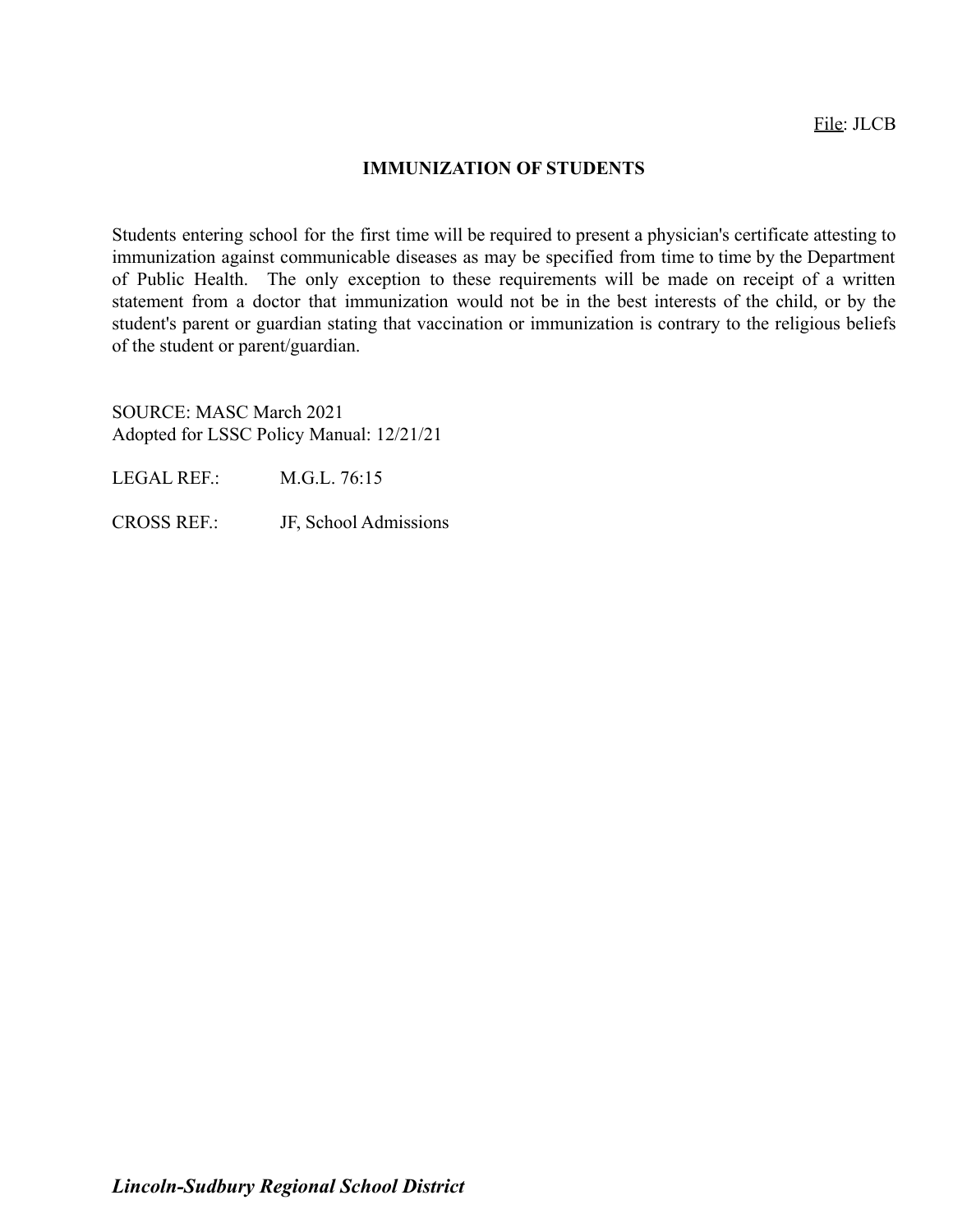File: JLCB

# IMMUNIZATION OF STUDENTS

Students entering school for the first time will be required to present a physician's certificate attesting to immunization against communicable diseases as may be specified from time to time by the Department of Public Health. The only exception to these requirements will be made on receipt of a written statement from a doctor that immunization would not be in the best interests of the child, or by the student's parent or guardian stating that vaccination or immunization is contrary to the religious beliefs of the student or parent/guardian.

SOURCE: MASC March 2021
Adopted for LSSC Policy Manual: 12/21/21

LEGAL REF.: M.G.L. 76:15

CROSS REF.: JF, School Admissions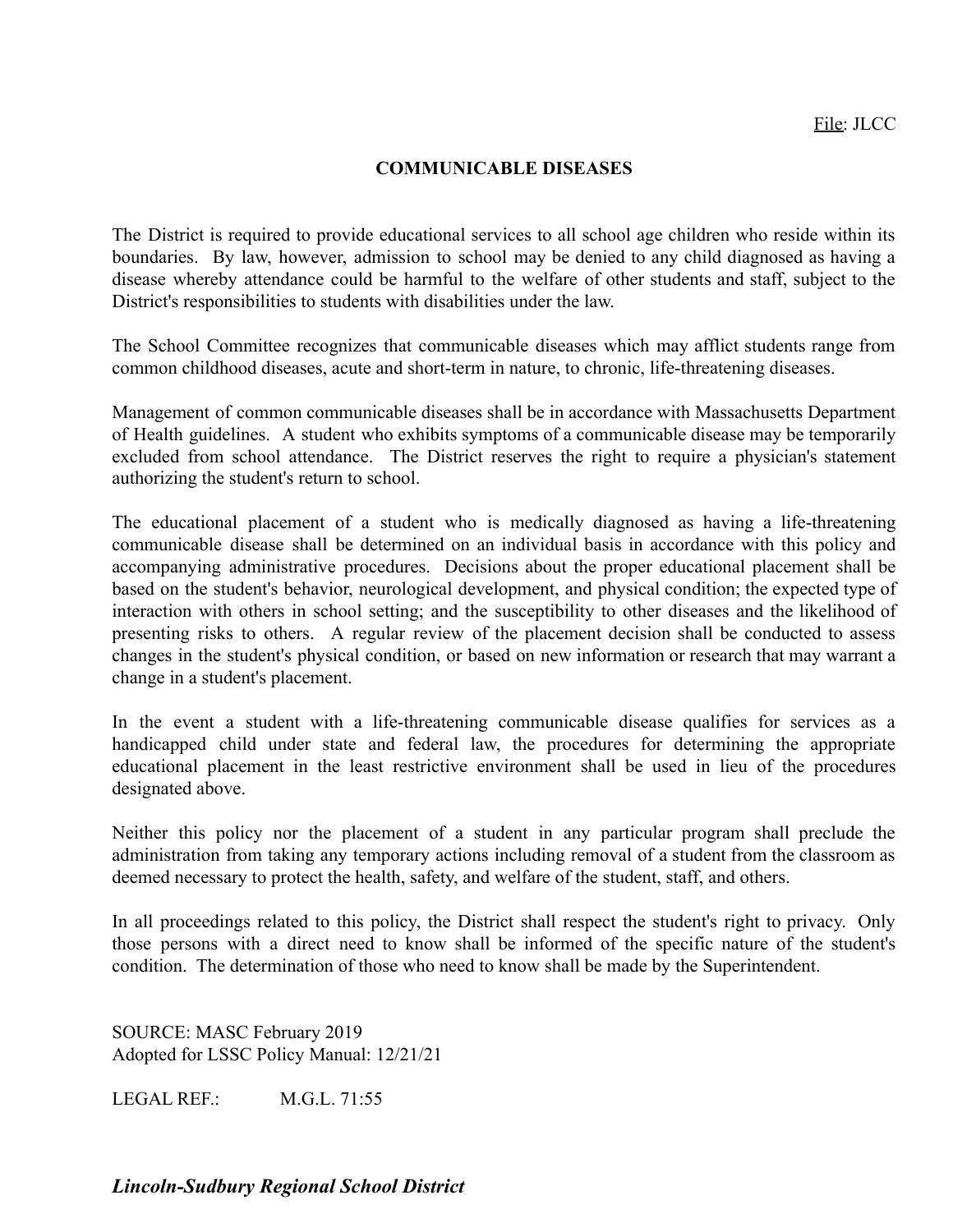File: JLCC

## COMMUNICABLE DISEASES

The District is required to provide educational services to all school age children who reside within its boundaries. By law, however, admission to school may be denied to any child diagnosed as having a disease whereby attendance could be harmful to the welfare of other students and staff, subject to the District's responsibilities to students with disabilities under the law.

The School Committee recognizes that communicable diseases which may afflict students range from common childhood diseases, acute and short-term in nature, to chronic, life-threatening diseases.

Management of common communicable diseases shall be in accordance with Massachusetts Department of Health guidelines. A student who exhibits symptoms of a communicable disease may be temporarily excluded from school attendance. The District reserves the right to require a physician's statement authorizing the student's return to school.

The educational placement of a student who is medically diagnosed as having a life-threatening communicable disease shall be determined on an individual basis in accordance with this policy and accompanying administrative procedures. Decisions about the proper educational placement shall be based on the student's behavior, neurological development, and physical condition; the expected type of interaction with others in school setting; and the susceptibility to other diseases and the likelihood of presenting risks to others. A regular review of the placement decision shall be conducted to assess changes in the student's physical condition, or based on new information or research that may warrant a change in a student's placement.

In the event a student with a life-threatening communicable disease qualifies for services as a handicapped child under state and federal law, the procedures for determining the appropriate educational placement in the least restrictive environment shall be used in lieu of the procedures designated above.

Neither this policy nor the placement of a student in any particular program shall preclude the administration from taking any temporary actions including removal of a student from the classroom as deemed necessary to protect the health, safety, and welfare of the student, staff, and others.

In all proceedings related to this policy, the District shall respect the student's right to privacy. Only those persons with a direct need to know shall be informed of the specific nature of the student's condition. The determination of those who need to know shall be made by the Superintendent.

SOURCE: MASC February 2019
Adopted for LSSC Policy Manual: 12/21/21

LEGAL REF.: M.G.L. 71:55

***Lincoln-Sudbury Regional School District***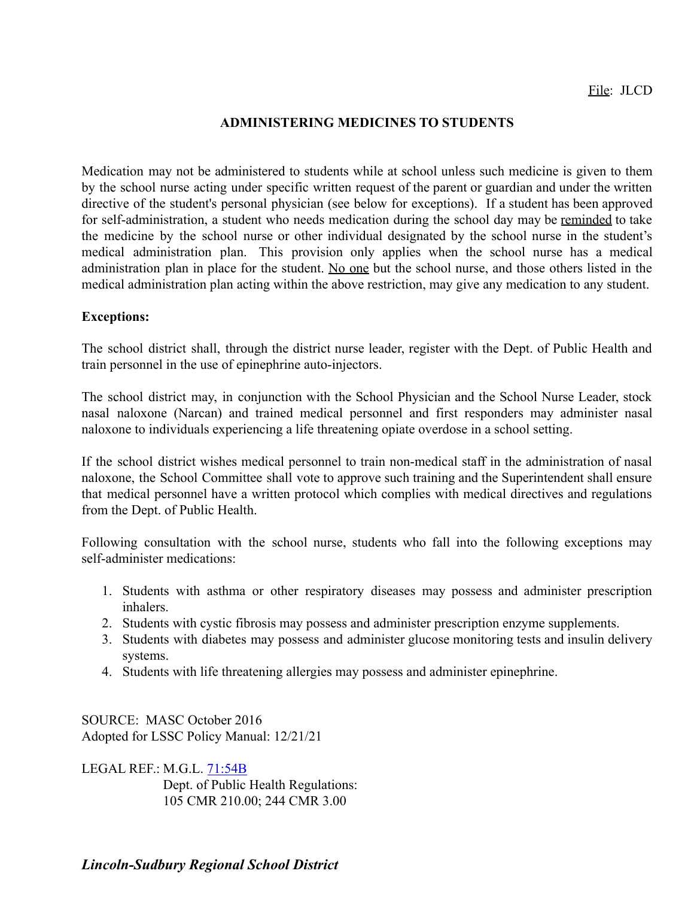File: JLCD

## ADMINISTERING MEDICINES TO STUDENTS

Medication may not be administered to students while at school unless such medicine is given to them by the school nurse acting under specific written request of the parent or guardian and under the written directive of the student's personal physician (see below for exceptions). If a student has been approved for self-administration, a student who needs medication during the school day may be reminded to take the medicine by the school nurse or other individual designated by the school nurse in the student's medical administration plan. This provision only applies when the school nurse has a medical administration plan in place for the student. No one but the school nurse, and those others listed in the medical administration plan acting within the above restriction, may give any medication to any student.

**Exceptions:**

The school district shall, through the district nurse leader, register with the Dept. of Public Health and train personnel in the use of epinephrine auto-injectors.

The school district may, in conjunction with the School Physician and the School Nurse Leader, stock nasal naloxone (Narcan) and trained medical personnel and first responders may administer nasal naloxone to individuals experiencing a life threatening opiate overdose in a school setting.

If the school district wishes medical personnel to train non-medical staff in the administration of nasal naloxone, the School Committee shall vote to approve such training and the Superintendent shall ensure that medical personnel have a written protocol which complies with medical directives and regulations from the Dept. of Public Health.

Following consultation with the school nurse, students who fall into the following exceptions may self-administer medications:

1. Students with asthma or other respiratory diseases may possess and administer prescription inhalers.
2. Students with cystic fibrosis may possess and administer prescription enzyme supplements.
3. Students with diabetes may possess and administer glucose monitoring tests and insulin delivery systems.
4. Students with life threatening allergies may possess and administer epinephrine.

SOURCE: MASC October 2016
Adopted for LSSC Policy Manual: 12/21/21

LEGAL REF.: M.G.L. 71:54B
Dept. of Public Health Regulations:
105 CMR 210.00; 244 CMR 3.00

***Lincoln-Sudbury Regional School District***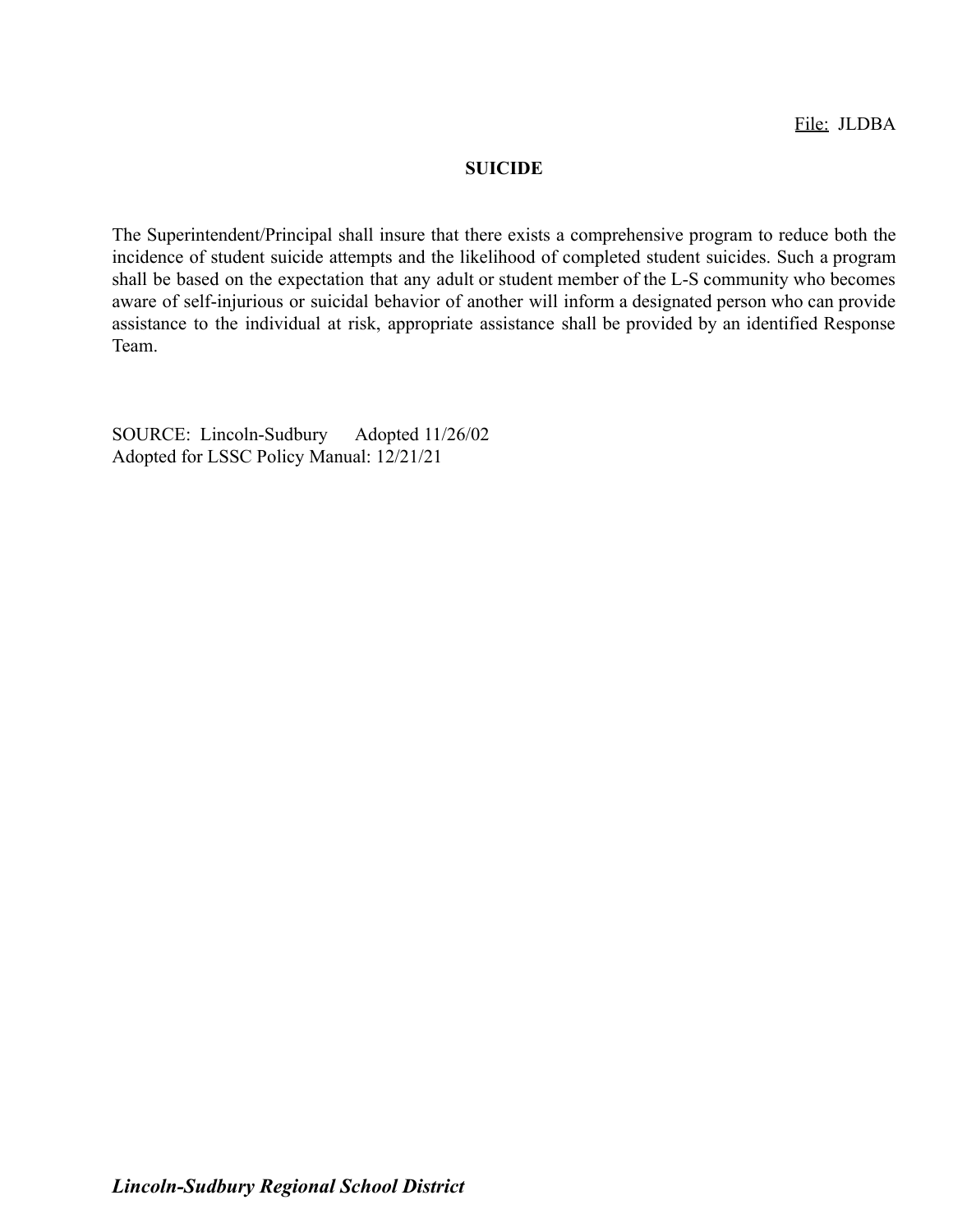File: JLDBA

# SUICIDE

The Superintendent/Principal shall insure that there exists a comprehensive program to reduce both the incidence of student suicide attempts and the likelihood of completed student suicides. Such a program shall be based on the expectation that any adult or student member of the L-S community who becomes aware of self-injurious or suicidal behavior of another will inform a designated person who can provide assistance to the individual at risk, appropriate assistance shall be provided by an identified Response Team.

SOURCE: Lincoln-Sudbury Adopted 11/26/02
Adopted for LSSC Policy Manual: 12/21/21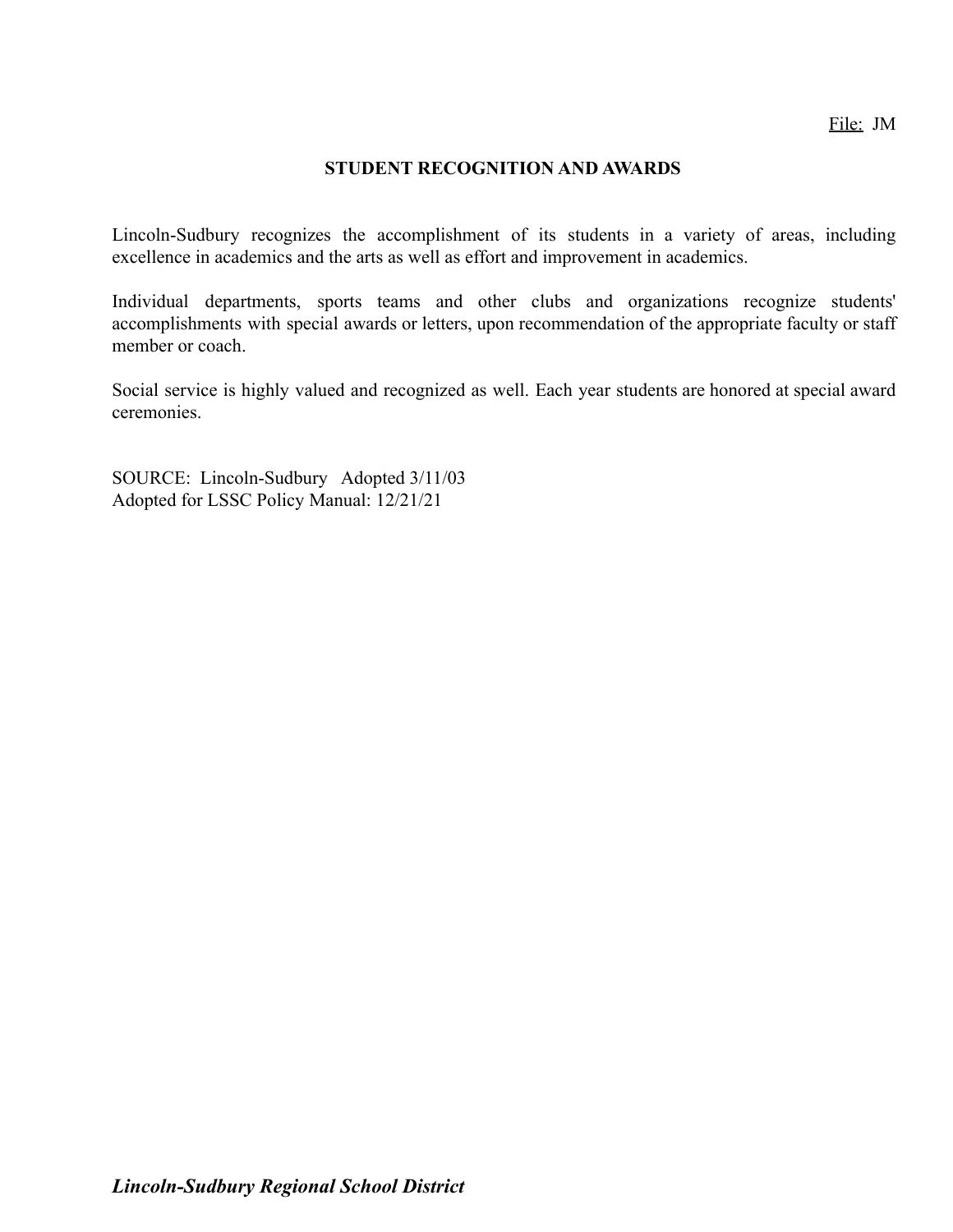File: JM

# STUDENT RECOGNITION AND AWARDS

Lincoln-Sudbury recognizes the accomplishment of its students in a variety of areas, including excellence in academics and the arts as well as effort and improvement in academics.

Individual departments, sports teams and other clubs and organizations recognize students' accomplishments with special awards or letters, upon recommendation of the appropriate faculty or staff member or coach.

Social service is highly valued and recognized as well. Each year students are honored at special award ceremonies.

SOURCE: Lincoln-Sudbury Adopted 3/11/03
Adopted for LSSC Policy Manual: 12/21/21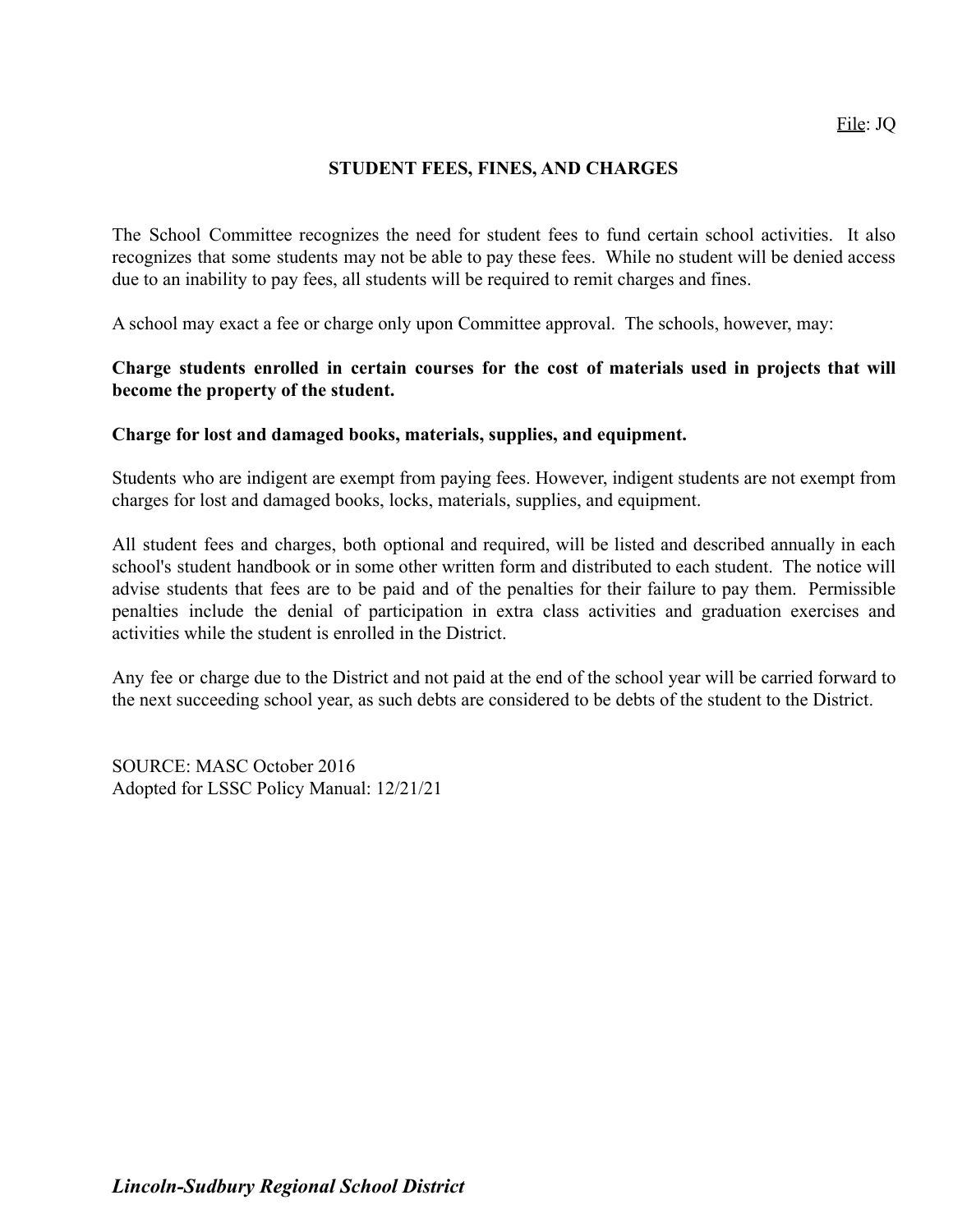File: JQ

# STUDENT FEES, FINES, AND CHARGES

The School Committee recognizes the need for student fees to fund certain school activities. It also recognizes that some students may not be able to pay these fees. While no student will be denied access due to an inability to pay fees, all students will be required to remit charges and fines.

A school may exact a fee or charge only upon Committee approval. The schools, however, may:

**Charge students enrolled in certain courses for the cost of materials used in projects that will become the property of the student.**

**Charge for lost and damaged books, materials, supplies, and equipment.**

Students who are indigent are exempt from paying fees. However, indigent students are not exempt from charges for lost and damaged books, locks, materials, supplies, and equipment.

All student fees and charges, both optional and required, will be listed and described annually in each school's student handbook or in some other written form and distributed to each student. The notice will advise students that fees are to be paid and of the penalties for their failure to pay them. Permissible penalties include the denial of participation in extra class activities and graduation exercises and activities while the student is enrolled in the District.

Any fee or charge due to the District and not paid at the end of the school year will be carried forward to the next succeeding school year, as such debts are considered to be debts of the student to the District.

SOURCE: MASC October 2016
Adopted for LSSC Policy Manual: 12/21/21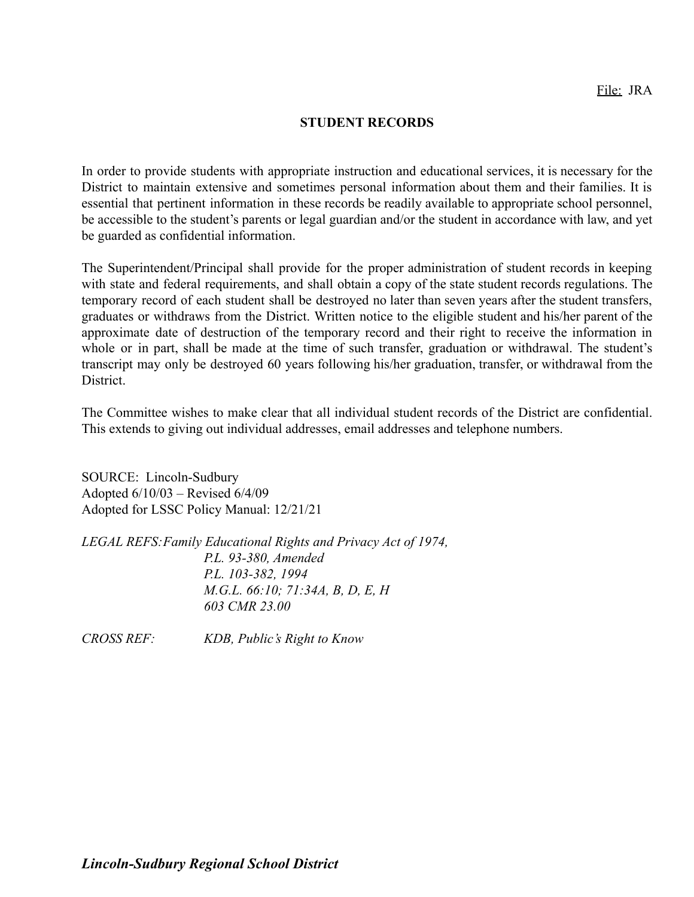File: JRA

# STUDENT RECORDS

In order to provide students with appropriate instruction and educational services, it is necessary for the District to maintain extensive and sometimes personal information about them and their families. It is essential that pertinent information in these records be readily available to appropriate school personnel, be accessible to the student's parents or legal guardian and/or the student in accordance with law, and yet be guarded as confidential information.

The Superintendent/Principal shall provide for the proper administration of student records in keeping with state and federal requirements, and shall obtain a copy of the state student records regulations. The temporary record of each student shall be destroyed no later than seven years after the student transfers, graduates or withdraws from the District. Written notice to the eligible student and his/her parent of the approximate date of destruction of the temporary record and their right to receive the information in whole or in part, shall be made at the time of such transfer, graduation or withdrawal. The student's transcript may only be destroyed 60 years following his/her graduation, transfer, or withdrawal from the District.

The Committee wishes to make clear that all individual student records of the District are confidential. This extends to giving out individual addresses, email addresses and telephone numbers.

SOURCE: Lincoln-Sudbury
Adopted 6/10/03 – Revised 6/4/09
Adopted for LSSC Policy Manual: 12/21/21

*LEGAL REFS: Family Educational Rights and Privacy Act of 1974,*
*P.L. 93-380, Amended*
*P.L. 103-382, 1994*
*M.G.L. 66:10; 71:34A, B, D, E, H*
*603 CMR 23.00*

*CROSS REF: KDB, Public's Right to Know*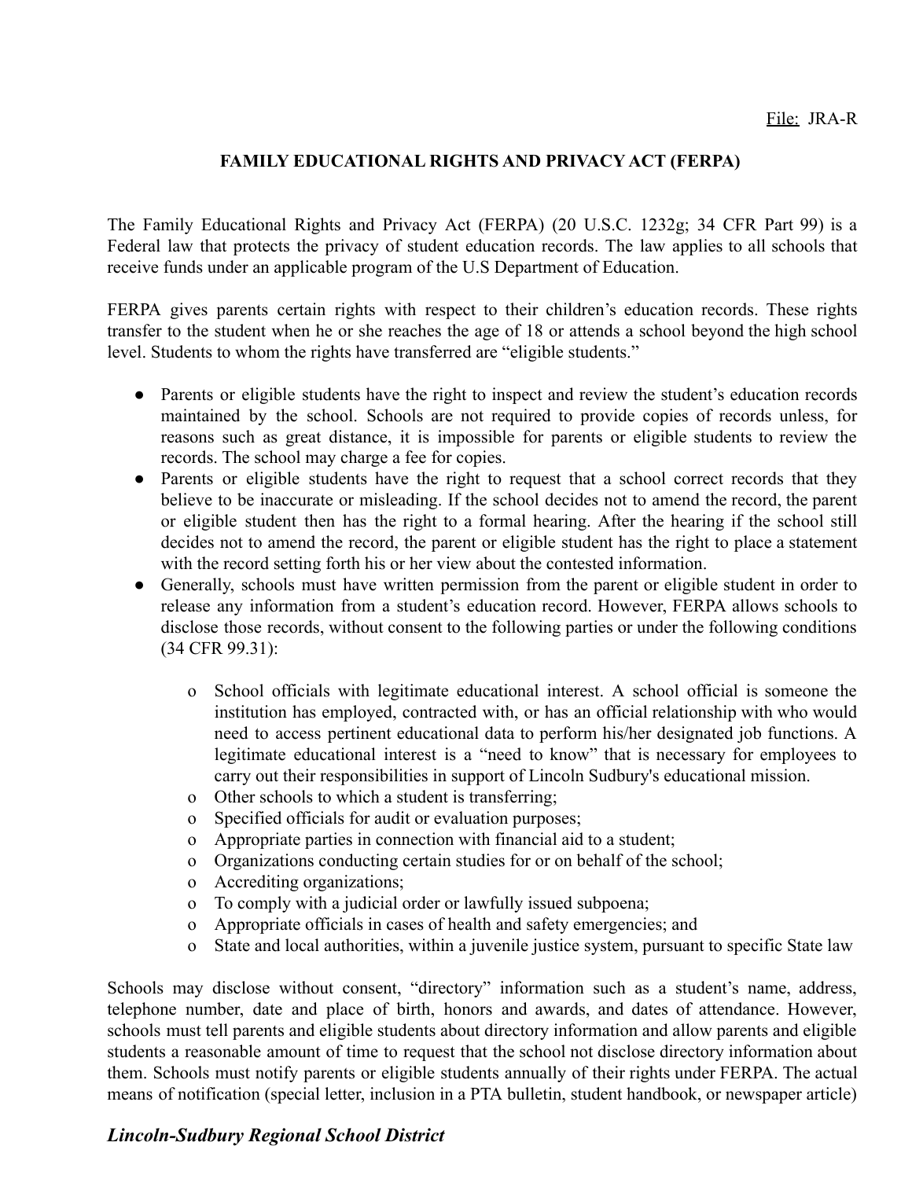File: JRA-R

## FAMILY EDUCATIONAL RIGHTS AND PRIVACY ACT (FERPA)

The Family Educational Rights and Privacy Act (FERPA) (20 U.S.C. 1232g; 34 CFR Part 99) is a Federal law that protects the privacy of student education records. The law applies to all schools that receive funds under an applicable program of the U.S Department of Education.

FERPA gives parents certain rights with respect to their children's education records. These rights transfer to the student when he or she reaches the age of 18 or attends a school beyond the high school level. Students to whom the rights have transferred are "eligible students."

- Parents or eligible students have the right to inspect and review the student's education records maintained by the school. Schools are not required to provide copies of records unless, for reasons such as great distance, it is impossible for parents or eligible students to review the records. The school may charge a fee for copies.
- Parents or eligible students have the right to request that a school correct records that they believe to be inaccurate or misleading. If the school decides not to amend the record, the parent or eligible student then has the right to a formal hearing. After the hearing if the school still decides not to amend the record, the parent or eligible student has the right to place a statement with the record setting forth his or her view about the contested information.
- Generally, schools must have written permission from the parent or eligible student in order to release any information from a student's education record. However, FERPA allows schools to disclose those records, without consent to the following parties or under the following conditions (34 CFR 99.31):
  - School officials with legitimate educational interest. A school official is someone the institution has employed, contracted with, or has an official relationship with who would need to access pertinent educational data to perform his/her designated job functions. A legitimate educational interest is a "need to know" that is necessary for employees to carry out their responsibilities in support of Lincoln Sudbury's educational mission.
  - Other schools to which a student is transferring;
  - Specified officials for audit or evaluation purposes;
  - Appropriate parties in connection with financial aid to a student;
  - Organizations conducting certain studies for or on behalf of the school;
  - Accrediting organizations;
  - To comply with a judicial order or lawfully issued subpoena;
  - Appropriate officials in cases of health and safety emergencies; and
  - State and local authorities, within a juvenile justice system, pursuant to specific State law

Schools may disclose without consent, "directory" information such as a student's name, address, telephone number, date and place of birth, honors and awards, and dates of attendance. However, schools must tell parents and eligible students about directory information and allow parents and eligible students a reasonable amount of time to request that the school not disclose directory information about them. Schools must notify parents or eligible students annually of their rights under FERPA. The actual means of notification (special letter, inclusion in a PTA bulletin, student handbook, or newspaper article)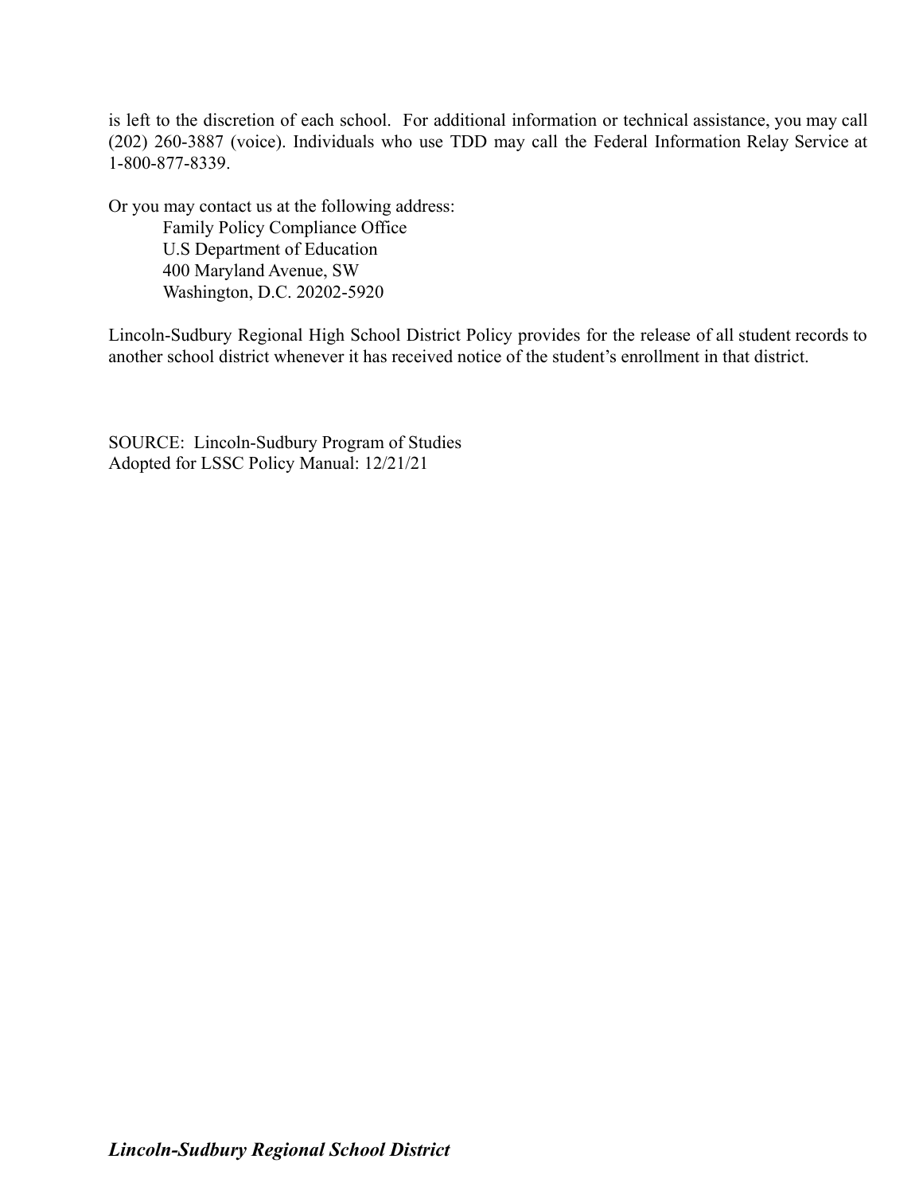is left to the discretion of each school. For additional information or technical assistance, you may call (202) 260-3887 (voice). Individuals who use TDD may call the Federal Information Relay Service at 1-800-877-8339.

Or you may contact us at the following address:

Family Policy Compliance Office
U.S Department of Education
400 Maryland Avenue, SW
Washington, D.C. 20202-5920

Lincoln-Sudbury Regional High School District Policy provides for the release of all student records to another school district whenever it has received notice of the student's enrollment in that district.

SOURCE: Lincoln-Sudbury Program of Studies
Adopted for LSSC Policy Manual: 12/21/21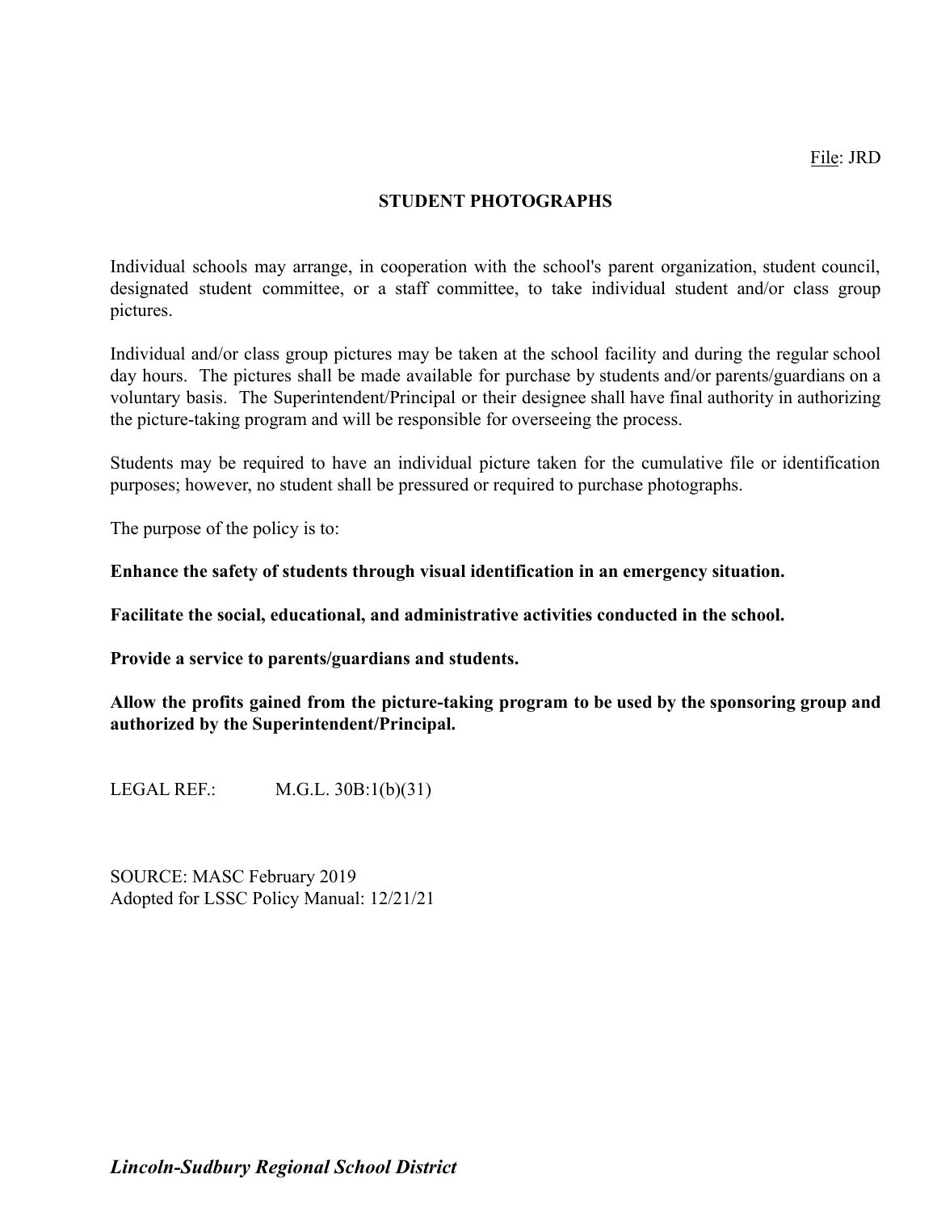File: JRD

## STUDENT PHOTOGRAPHS

Individual schools may arrange, in cooperation with the school's parent organization, student council, designated student committee, or a staff committee, to take individual student and/or class group pictures.

Individual and/or class group pictures may be taken at the school facility and during the regular school day hours. The pictures shall be made available for purchase by students and/or parents/guardians on a voluntary basis. The Superintendent/Principal or their designee shall have final authority in authorizing the picture-taking program and will be responsible for overseeing the process.

Students may be required to have an individual picture taken for the cumulative file or identification purposes; however, no student shall be pressured or required to purchase photographs.

The purpose of the policy is to:

**Enhance the safety of students through visual identification in an emergency situation.**

**Facilitate the social, educational, and administrative activities conducted in the school.**

**Provide a service to parents/guardians and students.**

**Allow the profits gained from the picture-taking program to be used by the sponsoring group and authorized by the Superintendent/Principal.**

LEGAL REF.: M.G.L. 30B:1(b)(31)

SOURCE: MASC February 2019
Adopted for LSSC Policy Manual: 12/21/21

***Lincoln-Sudbury Regional School District***